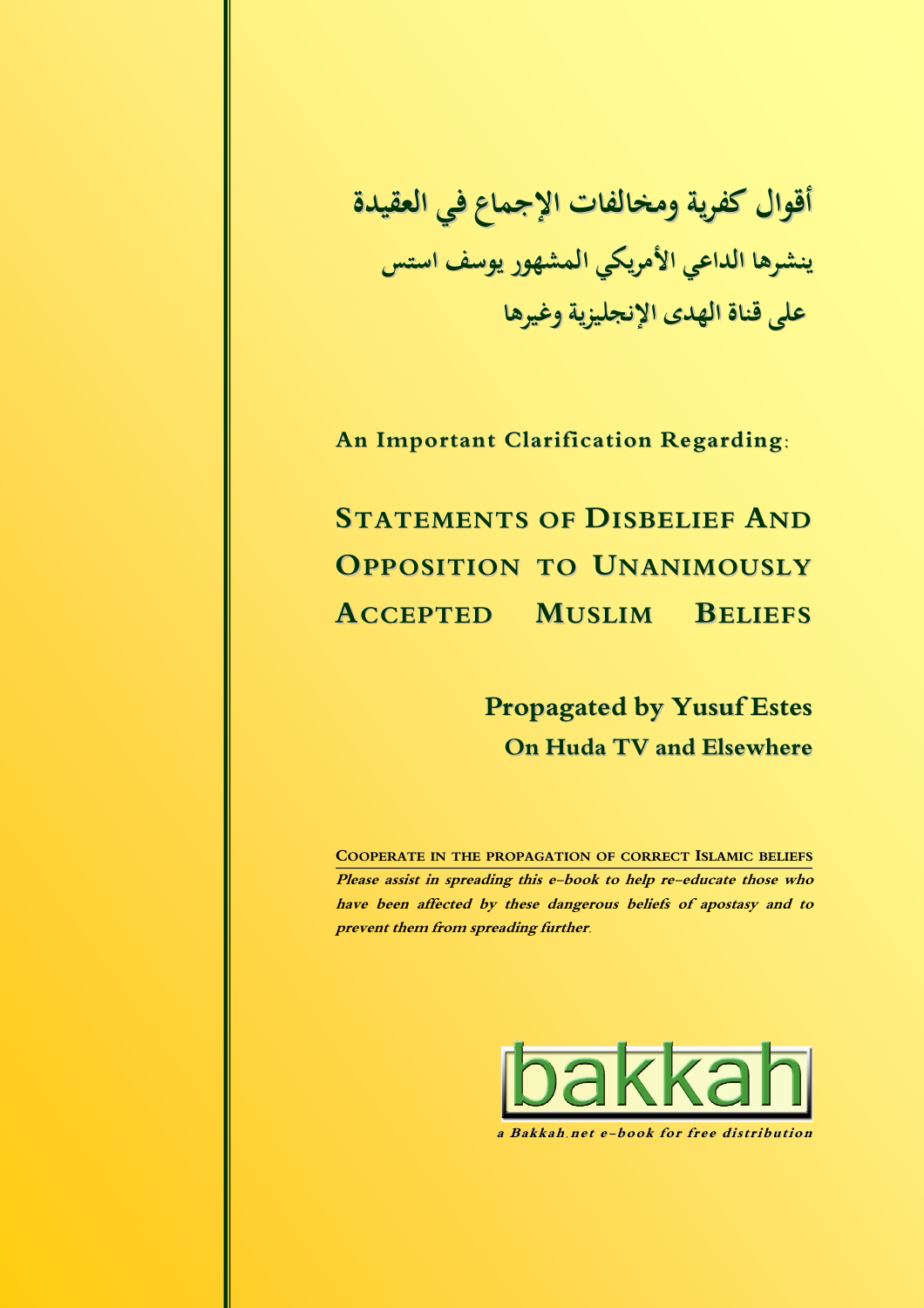# أقوال كفرية ومخالفات الإجماع في العقيدة

## ينشرها الداعي الأمريكي المشهور يوسف استس

## على قناة الهدى الإنجليزية وغيرها

**An Important Clarification Regarding:**

# STATEMENTS OF DISBELIEF AND OPPOSITION TO UNANIMOUSLY ACCEPTED MUSLIM BELIEFS

## Propagated by Yusuf Estes

### On Huda TV and Elsewhere

**COOPERATE IN THE PROPAGATION OF CORRECT ISLAMIC BELIEFS**

***Please assist in spreading this e-book to help re-educate those who have been affected by these dangerous beliefs of apostasy and to prevent them from spreading further.***

bakkah

*a Bakkah.net e-book for free distribution*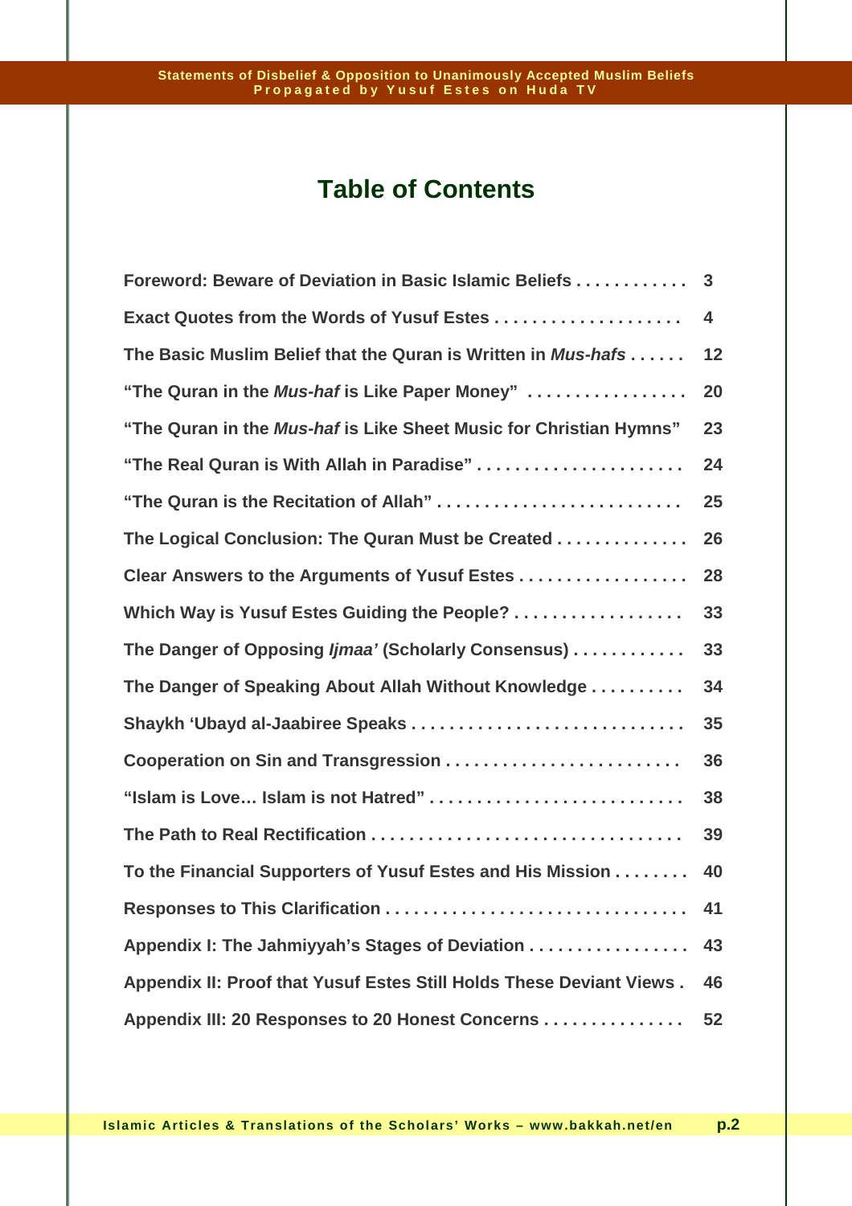# Table of Contents

- Foreword: Beware of Deviation in Basic Islamic Beliefs . . . . . . . . . . . 3
- Exact Quotes from the Words of Yusuf Estes . . . . . . . . . . . . . . . . . . . . 4
- The Basic Muslim Belief that the Quran is Written in *Mus-hafs* . . . . . . 12
- “The Quran in the *Mus-haf* is Like Paper Money” . . . . . . . . . . . . . . . . . 20
- “The Quran in the *Mus-haf* is Like Sheet Music for Christian Hymns” 23
- “The Real Quran is With Allah in Paradise” . . . . . . . . . . . . . . . . . . . . . . 24
- “The Quran is the Recitation of Allah” . . . . . . . . . . . . . . . . . . . . . . . . . . 25
- The Logical Conclusion: The Quran Must be Created . . . . . . . . . . . . . 26
- Clear Answers to the Arguments of Yusuf Estes . . . . . . . . . . . . . . . . . . 28
- Which Way is Yusuf Estes Guiding the People? . . . . . . . . . . . . . . . . . . 33
- The Danger of Opposing *Ijmaa’* (Scholarly Consensus) . . . . . . . . . . . . 33
- The Danger of Speaking About Allah Without Knowledge . . . . . . . . . . 34
- Shaykh ‘Ubayd al-Jaabiree Speaks . . . . . . . . . . . . . . . . . . . . . . . . . . . . 35
- Cooperation on Sin and Transgression . . . . . . . . . . . . . . . . . . . . . . . . . 36
- “Islam is Love… Islam is not Hatred” . . . . . . . . . . . . . . . . . . . . . . . . . . . 38
- The Path to Real Rectification . . . . . . . . . . . . . . . . . . . . . . . . . . . . . . . . 39
- To the Financial Supporters of Yusuf Estes and His Mission . . . . . . . . 40
- Responses to This Clarification . . . . . . . . . . . . . . . . . . . . . . . . . . . . . . . 41
- Appendix I: The Jahmiyyah’s Stages of Deviation . . . . . . . . . . . . . . . . . 43
- Appendix II: Proof that Yusuf Estes Still Holds These Deviant Views . 46
- Appendix III: 20 Responses to 20 Honest Concerns . . . . . . . . . . . . . . . 52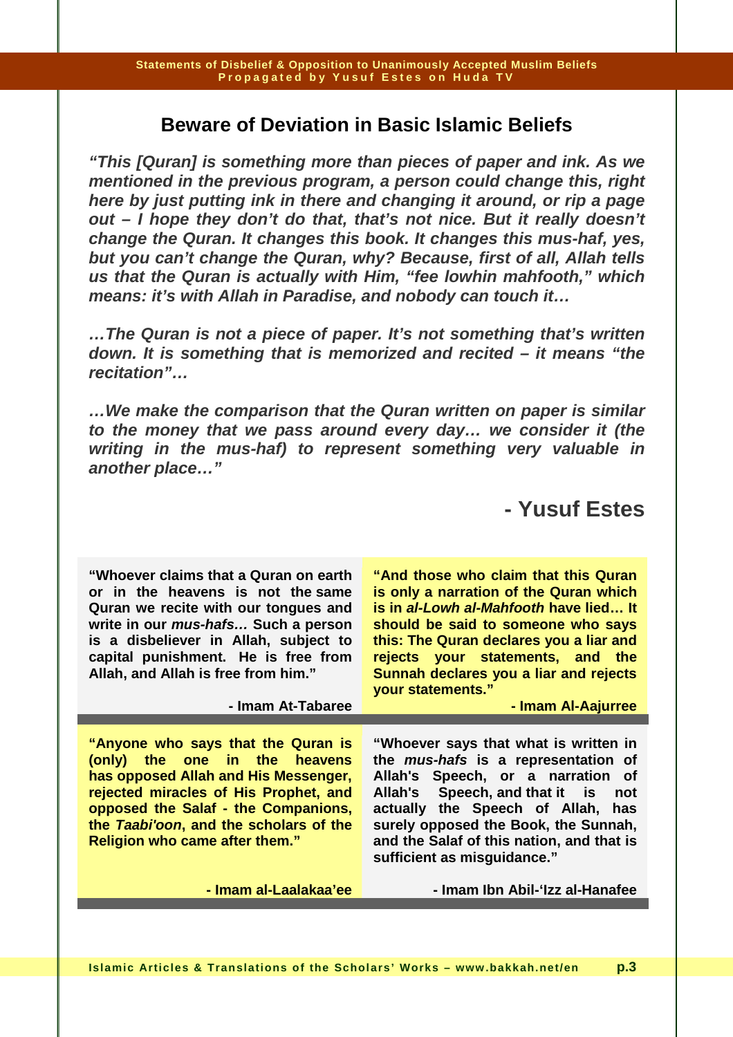## Beware of Deviation in Basic Islamic Beliefs

***"This [Quran] is something more than pieces of paper and ink. As we mentioned in the previous program, a person could change this, right here by just putting ink in there and changing it around, or rip a page out – I hope they don't do that, that's not nice. But it really doesn't change the Quran. It changes this book. It changes this mus-haf, yes, but you can't change the Quran, why? Because, first of all, Allah tells us that the Quran is actually with Him, "fee lowhin mahfooth," which means: it's with Allah in Paradise, and nobody can touch it…***

***…The Quran is not a piece of paper. It's not something that's written down. It is something that is memorized and recited – it means "the recitation"…***

***…We make the comparison that the Quran written on paper is similar to the money that we pass around every day… we consider it (the writing in the mus-haf) to represent something very valuable in another place…"***

**- Yusuf Estes**

**"Whoever claims that a Quran on earth or in the heavens is not the same Quran we recite with our tongues and write in our *mus-hafs*… Such a person is a disbeliever in Allah, subject to capital punishment. He is free from Allah, and Allah is free from him."**

**- Imam At-Tabaree**

**"And those who claim that this Quran is only a narration of the Quran which is in *al-Lowh al-Mahfooth* have lied… It should be said to someone who says this: The Quran declares you a liar and rejects your statements, and the Sunnah declares you a liar and rejects your statements."**

**- Imam Al-Aajurree**

**"Anyone who says that the Quran is (only) the one in the heavens has opposed Allah and His Messenger, rejected miracles of His Prophet, and opposed the Salaf - the Companions, the *Taabi'oon*, and the scholars of the Religion who came after them."**

**- Imam al-Laalakaa'ee**

**"Whoever says that what is written in the *mus-hafs* is a representation of Allah's Speech, or a narration of Allah's Speech, and that it is not actually the Speech of Allah, has surely opposed the Book, the Sunnah, and the Salaf of this nation, and that is sufficient as misguidance."**

**- Imam Ibn Abil-'Izz al-Hanafee**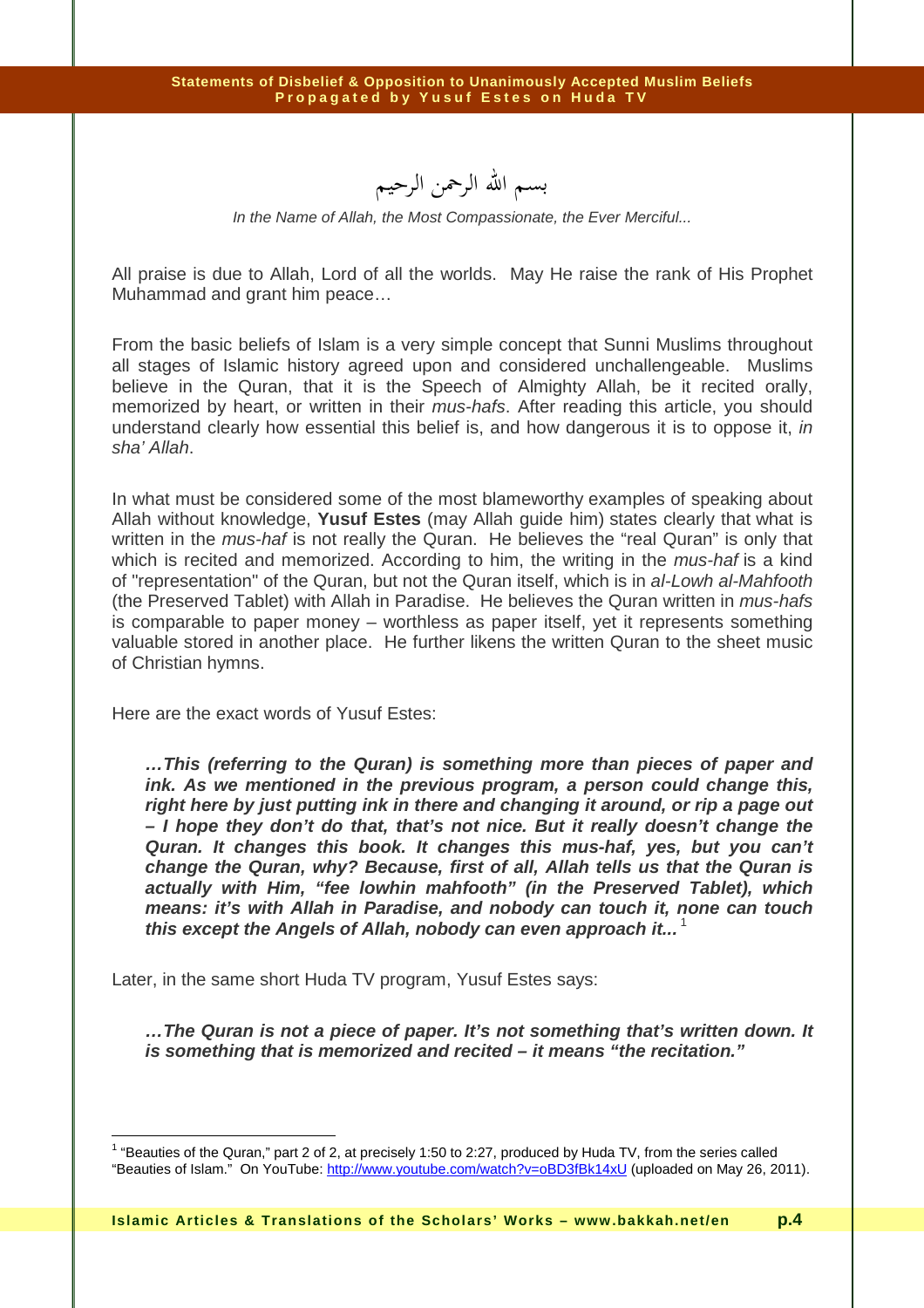بسم الله الرحمن الرحيم

*In the Name of Allah, the Most Compassionate, the Ever Merciful...*

All praise is due to Allah, Lord of all the worlds. May He raise the rank of His Prophet Muhammad and grant him peace…

From the basic beliefs of Islam is a very simple concept that Sunni Muslims throughout all stages of Islamic history agreed upon and considered unchallengeable. Muslims believe in the Quran, that it is the Speech of Almighty Allah, be it recited orally, memorized by heart, or written in their *mus-hafs*. After reading this article, you should understand clearly how essential this belief is, and how dangerous it is to oppose it, *in sha' Allah*.

In what must be considered some of the most blameworthy examples of speaking about Allah without knowledge, **Yusuf Estes** (may Allah guide him) states clearly that what is written in the *mus-haf* is not really the Quran. He believes the "real Quran" is only that which is recited and memorized. According to him, the writing in the *mus-haf* is a kind of "representation" of the Quran, but not the Quran itself, which is in *al-Lowh al-Mahfooth* (the Preserved Tablet) with Allah in Paradise. He believes the Quran written in *mus-hafs* is comparable to paper money – worthless as paper itself, yet it represents something valuable stored in another place. He further likens the written Quran to the sheet music of Christian hymns.

Here are the exact words of Yusuf Estes:

> ***…This (referring to the Quran) is something more than pieces of paper and ink. As we mentioned in the previous program, a person could change this, right here by just putting ink in there and changing it around, or rip a page out – I hope they don't do that, that's not nice. But it really doesn't change the Quran. It changes this book. It changes this mus-haf, yes, but you can't change the Quran, why? Because, first of all, Allah tells us that the Quran is actually with Him, "fee lowhin mahfooth" (in the Preserved Tablet), which means: it's with Allah in Paradise, and nobody can touch it, none can touch this except the Angels of Allah, nobody can even approach it...*** [1]

Later, in the same short Huda TV program, Yusuf Estes says:

> ***…The Quran is not a piece of paper. It's not something that's written down. It is something that is memorized and recited – it means "the recitation."***

---

[1] "Beauties of the Quran," part 2 of 2, at precisely 1:50 to 2:27, produced by Huda TV, from the series called "Beauties of Islam." On YouTube: http://www.youtube.com/watch?v=oBD3fBk14xU (uploaded on May 26, 2011).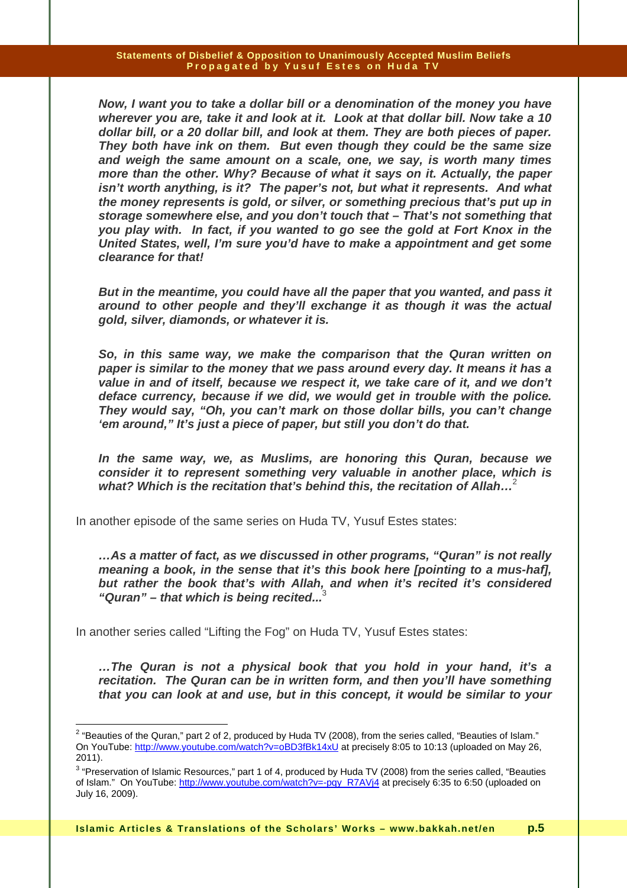***Now, I want you to take a dollar bill or a denomination of the money you have wherever you are, take it and look at it. Look at that dollar bill. Now take a 10 dollar bill, or a 20 dollar bill, and look at them. They are both pieces of paper. They both have ink on them. But even though they could be the same size and weigh the same amount on a scale, one, we say, is worth many times more than the other. Why? Because of what it says on it. Actually, the paper isn't worth anything, is it? The paper's not, but what it represents. And what the money represents is gold, or silver, or something precious that's put up in storage somewhere else, and you don't touch that – That's not something that you play with. In fact, if you wanted to go see the gold at Fort Knox in the United States, well, I'm sure you'd have to make a appointment and get some clearance for that!***

***But in the meantime, you could have all the paper that you wanted, and pass it around to other people and they'll exchange it as though it was the actual gold, silver, diamonds, or whatever it is.***

***So, in this same way, we make the comparison that the Quran written on paper is similar to the money that we pass around every day. It means it has a value in and of itself, because we respect it, we take care of it, and we don't deface currency, because if we did, we would get in trouble with the police. They would say, "Oh, you can't mark on those dollar bills, you can't change 'em around," It's just a piece of paper, but still you don't do that.***

***In the same way, we, as Muslims, are honoring this Quran, because we consider it to represent something very valuable in another place, which is what? Which is the recitation that's behind this, the recitation of Allah…***[2]

In another episode of the same series on Huda TV, Yusuf Estes states:

***…As a matter of fact, as we discussed in other programs, "Quran" is not really meaning a book, in the sense that it's this book here [pointing to a mus-haf], but rather the book that's with Allah, and when it's recited it's considered "Quran" – that which is being recited...***[3]

In another series called "Lifting the Fog" on Huda TV, Yusuf Estes states:

***…The Quran is not a physical book that you hold in your hand, it's a recitation. The Quran can be in written form, and then you'll have something that you can look at and use, but in this concept, it would be similar to your***

---

[2] "Beauties of the Quran," part 2 of 2, produced by Huda TV (2008), from the series called, "Beauties of Islam." On YouTube: http://www.youtube.com/watch?v=oBD3fBk14xU at precisely 8:05 to 10:13 (uploaded on May 26, 2011).

[3] "Preservation of Islamic Resources," part 1 of 4, produced by Huda TV (2008) from the series called, "Beauties of Islam." On YouTube: http://www.youtube.com/watch?v=-pqy_R7AVj4 at precisely 6:35 to 6:50 (uploaded on July 16, 2009).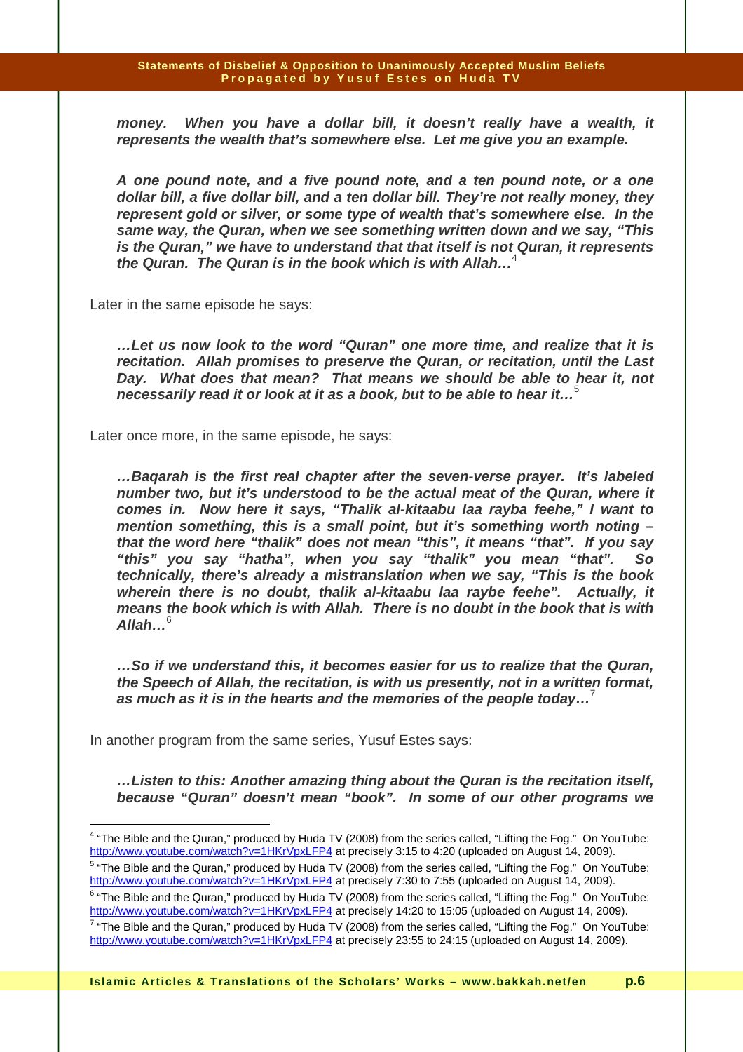> ***money. When you have a dollar bill, it doesn't really have a wealth, it represents the wealth that's somewhere else. Let me give you an example.***
>
> ***A one pound note, and a five pound note, and a ten pound note, or a one dollar bill, a five dollar bill, and a ten dollar bill. They're not really money, they represent gold or silver, or some type of wealth that's somewhere else. In the same way, the Quran, when we see something written down and we say, "This is the Quran," we have to understand that that itself is not Quran, it represents the Quran. The Quran is in the book which is with Allah…***[4]

Later in the same episode he says:

> ***…Let us now look to the word "Quran" one more time, and realize that it is recitation. Allah promises to preserve the Quran, or recitation, until the Last Day. What does that mean? That means we should be able to hear it, not necessarily read it or look at it as a book, but to be able to hear it…***[5]

Later once more, in the same episode, he says:

> ***…Baqarah is the first real chapter after the seven-verse prayer. It's labeled number two, but it's understood to be the actual meat of the Quran, where it comes in. Now here it says, "Thalik al-kitaabu laa rayba feehe," I want to mention something, this is a small point, but it's something worth noting – that the word here "thalik" does not mean "this", it means "that". If you say "this" you say "hatha", when you say "thalik" you mean "that". So technically, there's already a mistranslation when we say, "This is the book wherein there is no doubt, thalik al-kitaabu laa raybe feehe". Actually, it means the book which is with Allah. There is no doubt in the book that is with Allah…***[6]
>
> ***…So if we understand this, it becomes easier for us to realize that the Quran, the Speech of Allah, the recitation, is with us presently, not in a written format, as much as it is in the hearts and the memories of the people today…***[7]

In another program from the same series, Yusuf Estes says:

> ***…Listen to this: Another amazing thing about the Quran is the recitation itself, because "Quran" doesn't mean "book". In some of our other programs we***

---

[4] "The Bible and the Quran," produced by Huda TV (2008) from the series called, "Lifting the Fog." On YouTube: http://www.youtube.com/watch?v=1HKrVpxLFP4 at precisely 3:15 to 4:20 (uploaded on August 14, 2009).

[5] "The Bible and the Quran," produced by Huda TV (2008) from the series called, "Lifting the Fog." On YouTube: http://www.youtube.com/watch?v=1HKrVpxLFP4 at precisely 7:30 to 7:55 (uploaded on August 14, 2009).

[6] "The Bible and the Quran," produced by Huda TV (2008) from the series called, "Lifting the Fog." On YouTube: http://www.youtube.com/watch?v=1HKrVpxLFP4 at precisely 14:20 to 15:05 (uploaded on August 14, 2009).

[7] "The Bible and the Quran," produced by Huda TV (2008) from the series called, "Lifting the Fog." On YouTube: http://www.youtube.com/watch?v=1HKrVpxLFP4 at precisely 23:55 to 24:15 (uploaded on August 14, 2009).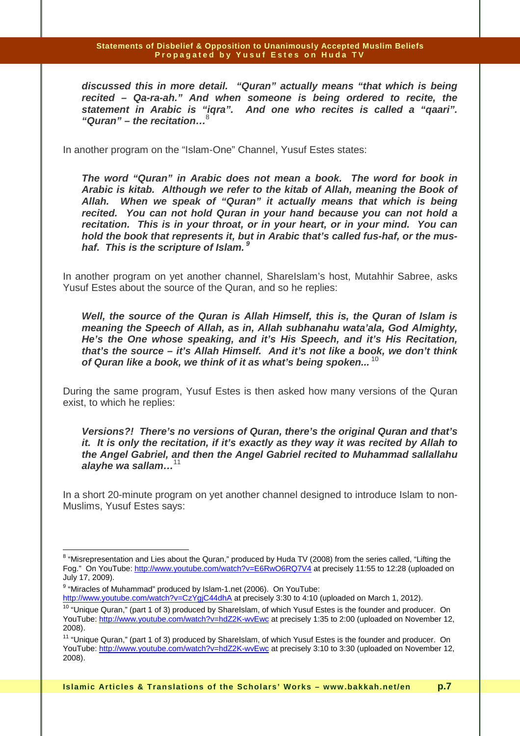> ***discussed this in more detail. "Quran" actually means "that which is being recited – Qa-ra-ah." And when someone is being ordered to recite, the statement in Arabic is "iqra". And one who recites is called a "qaari". "Quran" – the recitation…***[8]

In another program on the "Islam-One" Channel, Yusuf Estes states:

> ***The word "Quran" in Arabic does not mean a book. The word for book in Arabic is kitab. Although we refer to the kitab of Allah, meaning the Book of Allah. When we speak of "Quran" it actually means that which is being recited. You can not hold Quran in your hand because you can not hold a recitation. This is in your throat, or in your heart, or in your mind. You can hold the book that represents it, but in Arabic that's called fus-haf, or the mus-haf. This is the scripture of Islam.***[9]

In another program on yet another channel, ShareIslam's host, Mutahhir Sabree, asks Yusuf Estes about the source of the Quran, and so he replies:

> ***Well, the source of the Quran is Allah Himself, this is, the Quran of Islam is meaning the Speech of Allah, as in, Allah subhanahu wata'ala, God Almighty, He's the One whose speaking, and it's His Speech, and it's His Recitation, that's the source – it's Allah Himself. And it's not like a book, we don't think of Quran like a book, we think of it as what's being spoken...***[10]

During the same program, Yusuf Estes is then asked how many versions of the Quran exist, to which he replies:

> ***Versions?! There's no versions of Quran, there's the original Quran and that's it. It is only the recitation, if it's exactly as they way it was recited by Allah to the Angel Gabriel, and then the Angel Gabriel recited to Muhammad sallallahu alayhe wa sallam…***[11]

In a short 20-minute program on yet another channel designed to introduce Islam to non-Muslims, Yusuf Estes says:

---

[8] "Misrepresentation and Lies about the Quran," produced by Huda TV (2008) from the series called, "Lifting the Fog." On YouTube: http://www.youtube.com/watch?v=E6RwO6RQ7V4 at precisely 11:55 to 12:28 (uploaded on July 17, 2009).

[9] "Miracles of Muhammad" produced by Islam-1.net (2006). On YouTube: http://www.youtube.com/watch?v=CzYgjC44dhA at precisely 3:30 to 4:10 (uploaded on March 1, 2012).

[10] "Unique Quran," (part 1 of 3) produced by ShareIslam, of which Yusuf Estes is the founder and producer. On YouTube: http://www.youtube.com/watch?v=hdZ2K-wvEwc at precisely 1:35 to 2:00 (uploaded on November 12, 2008).

[11] "Unique Quran," (part 1 of 3) produced by ShareIslam, of which Yusuf Estes is the founder and producer. On YouTube: http://www.youtube.com/watch?v=hdZ2K-wvEwc at precisely 3:10 to 3:30 (uploaded on November 12, 2008).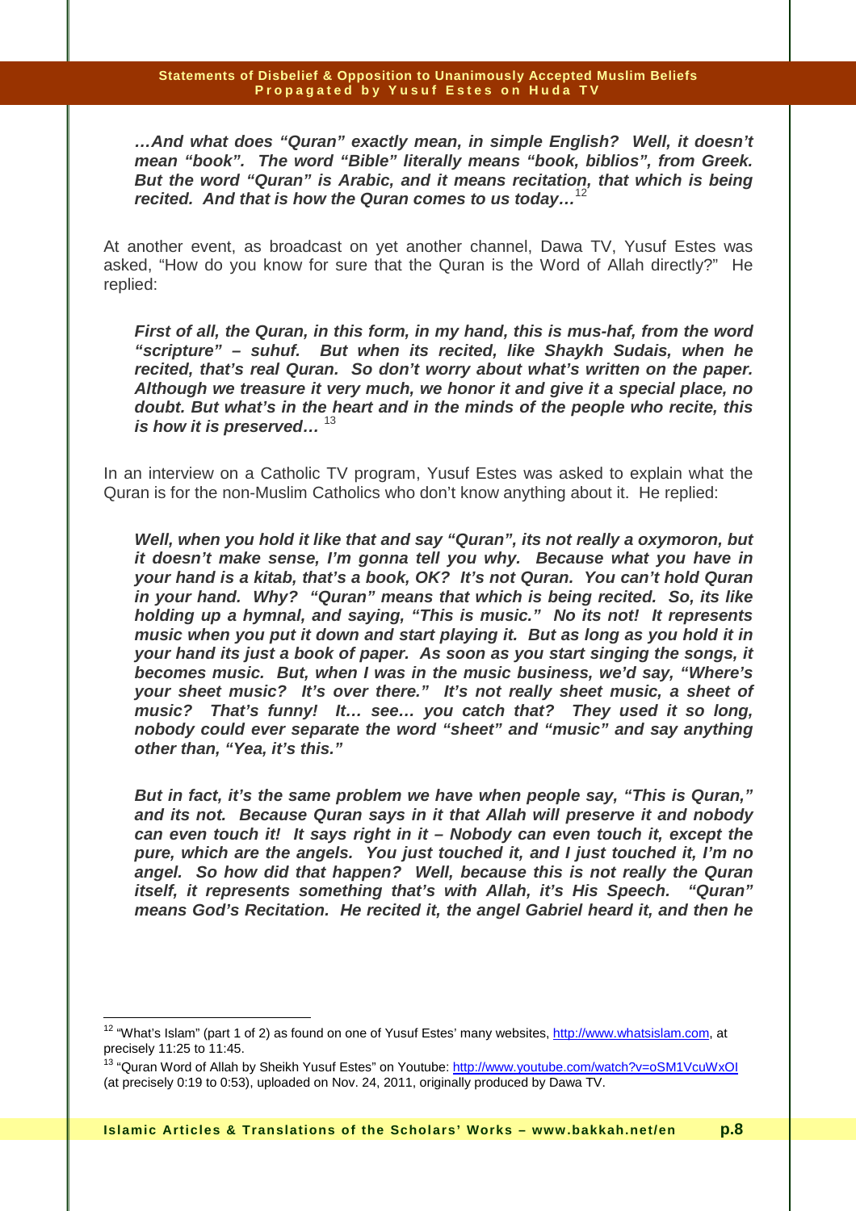> ***…And what does "Quran" exactly mean, in simple English? Well, it doesn't mean "book". The word "Bible" literally means "book, biblios", from Greek. But the word "Quran" is Arabic, and it means recitation, that which is being recited. And that is how the Quran comes to us today…***[12]

At another event, as broadcast on yet another channel, Dawa TV, Yusuf Estes was asked, "How do you know for sure that the Quran is the Word of Allah directly?" He replied:

> ***First of all, the Quran, in this form, in my hand, this is mus-haf, from the word "scripture" – suhuf. But when its recited, like Shaykh Sudais, when he recited, that's real Quran. So don't worry about what's written on the paper. Although we treasure it very much, we honor it and give it a special place, no doubt. But what's in the heart and in the minds of the people who recite, this is how it is preserved…***[13]

In an interview on a Catholic TV program, Yusuf Estes was asked to explain what the Quran is for the non-Muslim Catholics who don't know anything about it. He replied:

> ***Well, when you hold it like that and say "Quran", its not really a oxymoron, but it doesn't make sense, I'm gonna tell you why. Because what you have in your hand is a kitab, that's a book, OK? It's not Quran. You can't hold Quran in your hand. Why? "Quran" means that which is being recited. So, its like holding up a hymnal, and saying, "This is music." No its not! It represents music when you put it down and start playing it. But as long as you hold it in your hand its just a book of paper. As soon as you start singing the songs, it becomes music. But, when I was in the music business, we'd say, "Where's your sheet music? It's over there." It's not really sheet music, a sheet of music? That's funny! It… see… you catch that? They used it so long, nobody could ever separate the word "sheet" and "music" and say anything other than, "Yea, it's this."***
>
> ***But in fact, it's the same problem we have when people say, "This is Quran," and its not. Because Quran says in it that Allah will preserve it and nobody can even touch it! It says right in it – Nobody can even touch it, except the pure, which are the angels. You just touched it, and I just touched it, I'm no angel. So how did that happen? Well, because this is not really the Quran itself, it represents something that's with Allah, it's His Speech. "Quran" means God's Recitation. He recited it, the angel Gabriel heard it, and then he***

---

[12] "What's Islam" (part 1 of 2) as found on one of Yusuf Estes' many websites, http://www.whatsislam.com, at precisely 11:25 to 11:45.

[13] "Quran Word of Allah by Sheikh Yusuf Estes" on Youtube: http://www.youtube.com/watch?v=oSM1VcuWxOI (at precisely 0:19 to 0:53), uploaded on Nov. 24, 2011, originally produced by Dawa TV.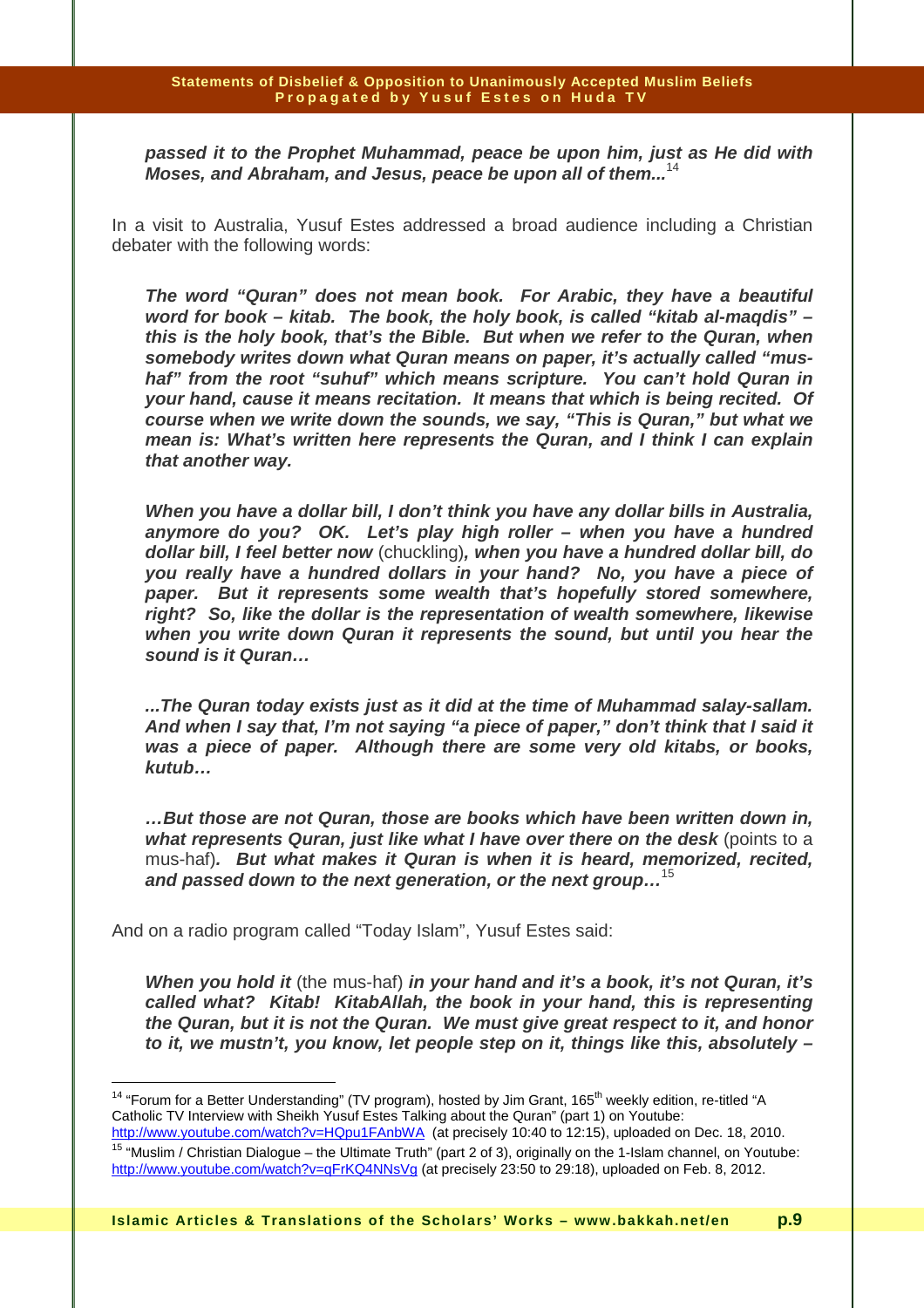> ***passed it to the Prophet Muhammad, peace be upon him, just as He did with Moses, and Abraham, and Jesus, peace be upon all of them...***[14]

In a visit to Australia, Yusuf Estes addressed a broad audience including a Christian debater with the following words:

> ***The word "Quran" does not mean book. For Arabic, they have a beautiful word for book – kitab. The book, the holy book, is called "kitab al-maqdis" – this is the holy book, that's the Bible. But when we refer to the Quran, when somebody writes down what Quran means on paper, it's actually called "mus-haf" from the root "suhuf" which means scripture. You can't hold Quran in your hand, cause it means recitation. It means that which is being recited. Of course when we write down the sounds, we say, "This is Quran," but what we mean is: What's written here represents the Quran, and I think I can explain that another way.***
>
> ***When you have a dollar bill, I don't think you have any dollar bills in Australia, anymore do you? OK. Let's play high roller – when you have a hundred dollar bill, I feel better now*** (chuckling)***, when you have a hundred dollar bill, do you really have a hundred dollars in your hand? No, you have a piece of paper. But it represents some wealth that's hopefully stored somewhere, right? So, like the dollar is the representation of wealth somewhere, likewise when you write down Quran it represents the sound, but until you hear the sound is it Quran…***
>
> ***...The Quran today exists just as it did at the time of Muhammad salay-sallam. And when I say that, I'm not saying "a piece of paper," don't think that I said it was a piece of paper. Although there are some very old kitabs, or books, kutub…***
>
> ***…But those are not Quran, those are books which have been written down in, what represents Quran, just like what I have over there on the desk*** (points to a mus-haf)***. But what makes it Quran is when it is heard, memorized, recited, and passed down to the next generation, or the next group…***[15]

And on a radio program called "Today Islam", Yusuf Estes said:

> ***When you hold it*** (the mus-haf) ***in your hand and it's a book, it's not Quran, it's called what? Kitab! KitabAllah, the book in your hand, this is representing the Quran, but it is not the Quran. We must give great respect to it, and honor to it, we mustn't, you know, let people step on it, things like this, absolutely –***

---

[14] "Forum for a Better Understanding" (TV program), hosted by Jim Grant, 165th weekly edition, re-titled "A Catholic TV Interview with Sheikh Yusuf Estes Talking about the Quran" (part 1) on Youtube: http://www.youtube.com/watch?v=HQpu1FAnbWA (at precisely 10:40 to 12:15), uploaded on Dec. 18, 2010.

[15] "Muslim / Christian Dialogue – the Ultimate Truth" (part 2 of 3), originally on the 1-Islam channel, on Youtube: http://www.youtube.com/watch?v=qFrKQ4NNsVg (at precisely 23:50 to 29:18), uploaded on Feb. 8, 2012.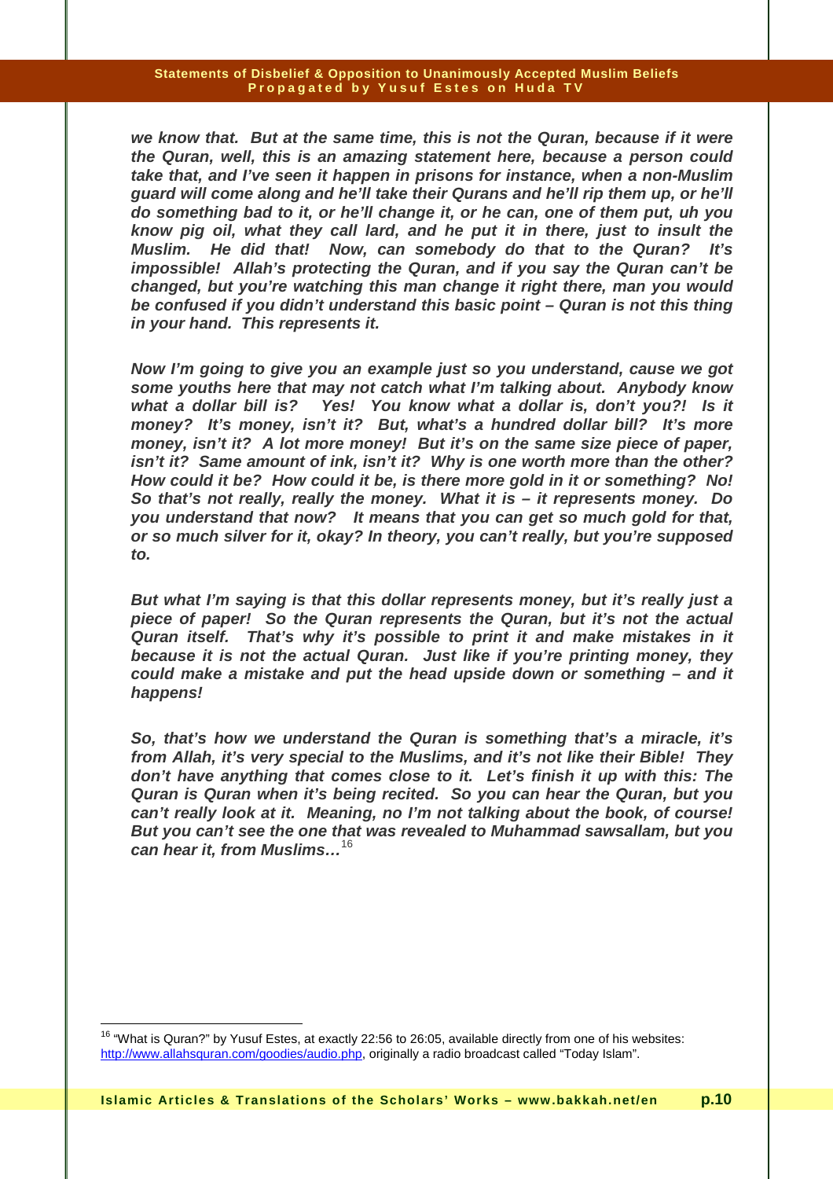***we know that. But at the same time, this is not the Quran, because if it were the Quran, well, this is an amazing statement here, because a person could take that, and I've seen it happen in prisons for instance, when a non-Muslim guard will come along and he'll take their Qurans and he'll rip them up, or he'll do something bad to it, or he'll change it, or he can, one of them put, uh you know pig oil, what they call lard, and he put it in there, just to insult the Muslim. He did that! Now, can somebody do that to the Quran? It's impossible! Allah's protecting the Quran, and if you say the Quran can't be changed, but you're watching this man change it right there, man you would be confused if you didn't understand this basic point – Quran is not this thing in your hand. This represents it.***

***Now I'm going to give you an example just so you understand, cause we got some youths here that may not catch what I'm talking about. Anybody know what a dollar bill is? Yes! You know what a dollar is, don't you?! Is it money? It's money, isn't it? But, what's a hundred dollar bill? It's more money, isn't it? A lot more money! But it's on the same size piece of paper, isn't it? Same amount of ink, isn't it? Why is one worth more than the other? How could it be? How could it be, is there more gold in it or something? No! So that's not really, really the money. What it is – it represents money. Do you understand that now? It means that you can get so much gold for that, or so much silver for it, okay? In theory, you can't really, but you're supposed to.***

***But what I'm saying is that this dollar represents money, but it's really just a piece of paper! So the Quran represents the Quran, but it's not the actual Quran itself. That's why it's possible to print it and make mistakes in it because it is not the actual Quran. Just like if you're printing money, they could make a mistake and put the head upside down or something – and it happens!***

***So, that's how we understand the Quran is something that's a miracle, it's from Allah, it's very special to the Muslims, and it's not like their Bible! They don't have anything that comes close to it. Let's finish it up with this: The Quran is Quran when it's being recited. So you can hear the Quran, but you can't really look at it. Meaning, no I'm not talking about the book, of course! But you can't see the one that was revealed to Muhammad sawsallam, but you can hear it, from Muslims…***[16]

---

[16] "What is Quran?" by Yusuf Estes, at exactly 22:56 to 26:05, available directly from one of his websites: http://www.allahsquran.com/goodies/audio.php, originally a radio broadcast called "Today Islam".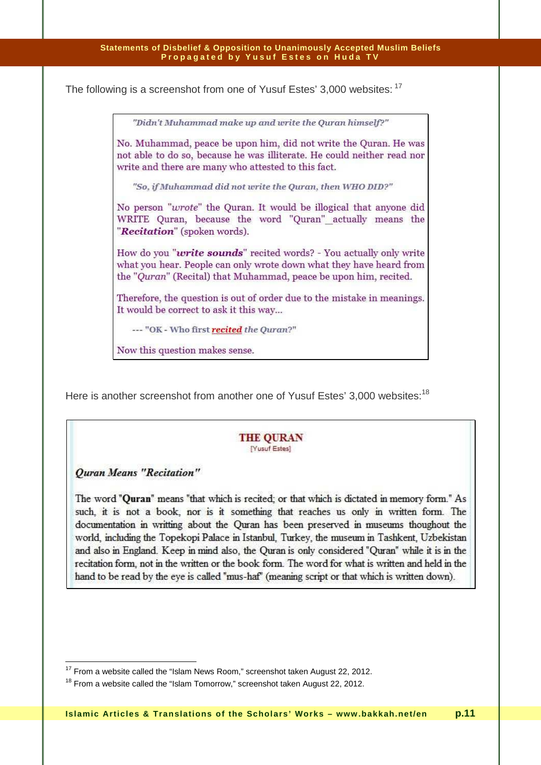The following is a screenshot from one of Yusuf Estes' 3,000 websites: [17]

> *"Didn't Muhammad make up and write the Quran himself?"*
>
> No. Muhammad, peace be upon him, did not write the Quran. He was not able to do so, because he was illiterate. He could neither read nor write and there are many who attested to this fact.
>
> *"So, if Muhammad did not write the Quran, then WHO DID?"*
>
> No person "*wrote*" the Quran. It would be illogical that anyone did WRITE Quran, because the word "Quran"_actually means the "***Recitation***" (spoken words).
>
> How do you "***write sounds***" recited words? - You actually only write what you hear. People can only wrote down what they have heard from the "*Quran*" (Recital) that Muhammad, peace be upon him, recited.
>
> Therefore, the question is out of order due to the mistake in meanings. It would be correct to ask it this way...
>
> --- "OK - Who first ***recited*** *the Quran*?"
>
> Now this question makes sense.

Here is another screenshot from another one of Yusuf Estes' 3,000 websites: [18]

> **THE QURAN**
> [Yusuf Estes]
>
> ***Quran Means "Recitation"***
>
> The word "**Quran**" means "that which is recited; or that which is dictated in memory form." As such, it is not a book, nor is it something that reaches us only in written form. The documentation in writting about the Quran has been preserved in museums thoughout the world, including the Topekopi Palace in Istanbul, Turkey, the museum in Tashkent, Uzbekistan and also in England. Keep in mind also, the Quran is only considered "Quran" while it is in the recitation form, not in the written or the book form. The word for what is written and held in the hand to be read by the eye is called "mus-haf" (meaning script or that which is written down).

---

[17] From a website called the "Islam News Room," screenshot taken August 22, 2012.

[18] From a website called the "Islam Tomorrow," screenshot taken August 22, 2012.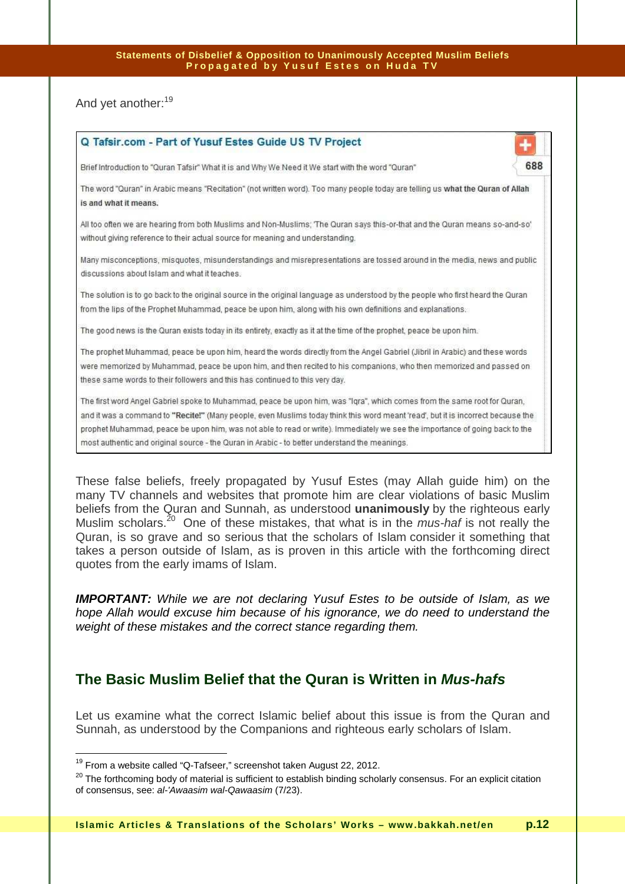And yet another:[19]

> **Q Tafsir.com - Part of Yusuf Estes Guide US TV Project**
>
> 688
>
> Brief Introduction to "Quran Tafsir" What it is and Why We Need it We start with the word "Quran"
>
> The word "Quran" in Arabic means "Recitation" (not written word). Too many people today are telling us **what the Quran of Allah is and what it means.**
>
> All too often we are hearing from both Muslims and Non-Muslims; 'The Quran says this-or-that and the Quran means so-and-so' without giving reference to their actual source for meaning and understanding.
>
> Many misconceptions, misquotes, misunderstandings and misrepresentations are tossed around in the media, news and public discussions about Islam and what it teaches.
>
> The solution is to go back to the original source in the original language as understood by the people who first heard the Quran from the lips of the Prophet Muhammad, peace be upon him, along with his own definitions and explanations.
>
> The good news is the Quran exists today in its entirety, exactly as it at the time of the prophet, peace be upon him.
>
> The prophet Muhammad, peace be upon him, heard the words directly from the Angel Gabriel (Jibril in Arabic) and these words were memorized by Muhammad, peace be upon him, and then recited to his companions, who then memorized and passed on these same words to their followers and this has continued to this very day.
>
> The first word Angel Gabriel spoke to Muhammad, peace be upon him, was "Iqra", which comes from the same root for Quran, and it was a command to **"Recite!"** (Many people, even Muslims today think this word meant 'read', but it is incorrect because the prophet Muhammad, peace be upon him, was not able to read or write). Immediately we see the importance of going back to the most authentic and original source - the Quran in Arabic - to better understand the meanings.

These false beliefs, freely propagated by Yusuf Estes (may Allah guide him) on the many TV channels and websites that promote him are clear violations of basic Muslim beliefs from the Quran and Sunnah, as understood **unanimously** by the righteous early Muslim scholars.[20] One of these mistakes, that what is in the *mus-haf* is not really the Quran, is so grave and so serious that the scholars of Islam consider it something that takes a person outside of Islam, as is proven in this article with the forthcoming direct quotes from the early imams of Islam.

***IMPORTANT:*** *While we are not declaring Yusuf Estes to be outside of Islam, as we hope Allah would excuse him because of his ignorance, we do need to understand the weight of these mistakes and the correct stance regarding them.*

## The Basic Muslim Belief that the Quran is Written in *Mus-hafs*

Let us examine what the correct Islamic belief about this issue is from the Quran and Sunnah, as understood by the Companions and righteous early scholars of Islam.

---

[19] From a website called "Q-Tafseer," screenshot taken August 22, 2012.

[20] The forthcoming body of material is sufficient to establish binding scholarly consensus. For an explicit citation of consensus, see: *al-'Awaasim wal-Qawaasim* (7/23).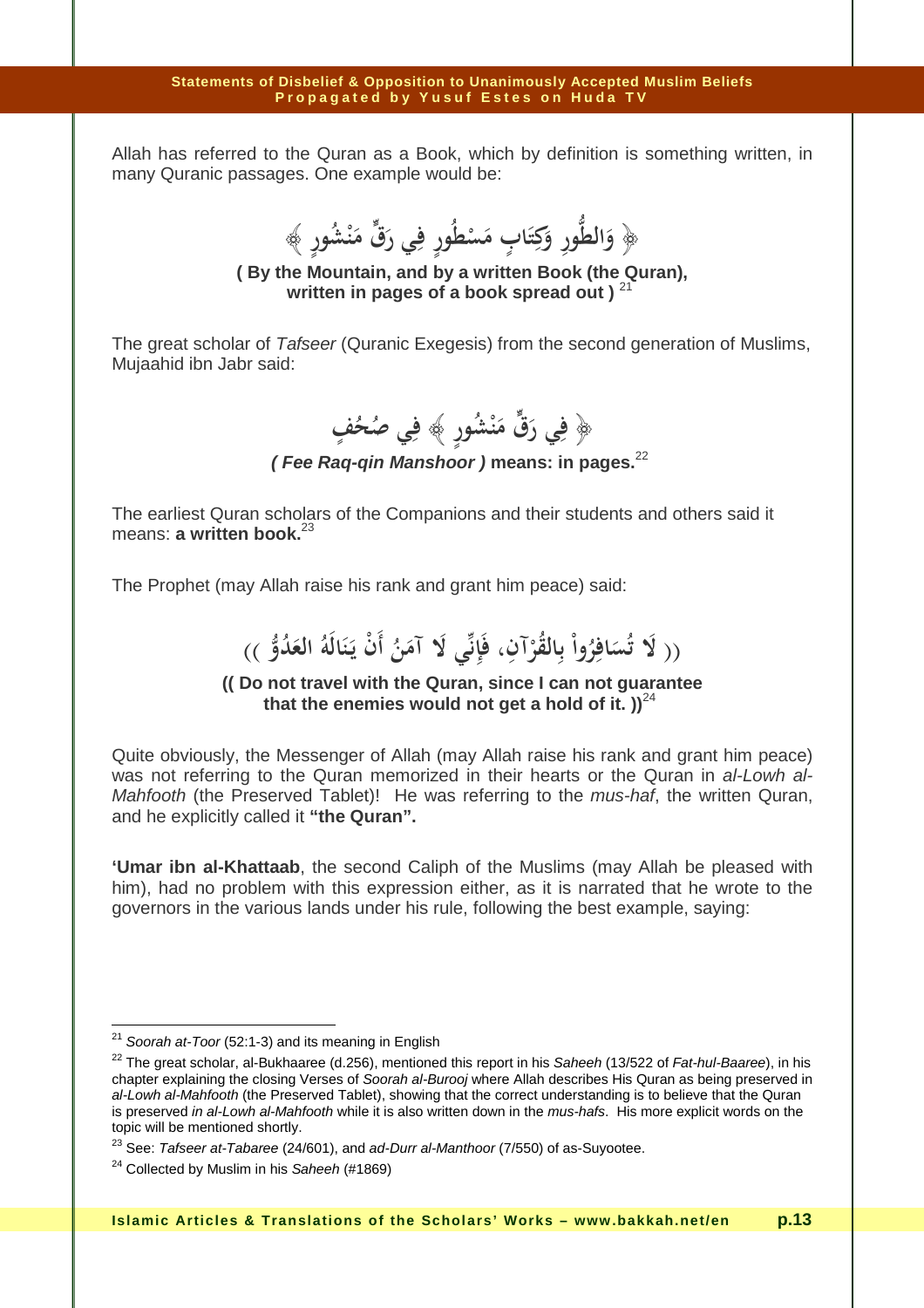Allah has referred to the Quran as a Book, which by definition is something written, in many Quranic passages. One example would be:

﴿ وَالطُّورِ وَكِتَابٍ مَسْطُورٍ فِي رَقٍّ مَنْشُورٍ ﴾

**( By the Mountain, and by a written Book (the Quran), written in pages of a book spread out )** [21]

The great scholar of *Tafseer* (Quranic Exegesis) from the second generation of Muslims, Mujaahid ibn Jabr said:

﴿ فِي رَقٍّ مَنْشُورٍ ﴾ فِي صُحُفٍ

***( Fee Raq-qin Manshoor )* means: in pages.** [22]

The earliest Quran scholars of the Companions and their students and others said it means: **a written book.** [23]

The Prophet (may Allah raise his rank and grant him peace) said:

(( لَا تُسَافِرُواْ بِالْقُرْآنِ، فَإِنِّي لَا آمَنُ أَنْ يَنَالَهُ الْعَدُوُّ ))

**(( Do not travel with the Quran, since I can not guarantee that the enemies would not get a hold of it. ))** [24]

Quite obviously, the Messenger of Allah (may Allah raise his rank and grant him peace) was not referring to the Quran memorized in their hearts or the Quran in *al-Lowh al-Mahfooth* (the Preserved Tablet)! He was referring to the *mus-haf*, the written Quran, and he explicitly called it **"the Quran".**

**'Umar ibn al-Khattaab**, the second Caliph of the Muslims (may Allah be pleased with him), had no problem with this expression either, as it is narrated that he wrote to the governors in the various lands under his rule, following the best example, saying:

---

[21] *Soorah at-Toor* (52:1-3) and its meaning in English

[22] The great scholar, al-Bukhaaree (d.256), mentioned this report in his *Saheeh* (13/522 of *Fat-hul-Baaree*), in his chapter explaining the closing Verses of *Soorah al-Burooj* where Allah describes His Quran as being preserved in *al-Lowh al-Mahfooth* (the Preserved Tablet), showing that the correct understanding is to believe that the Quran is preserved *in al-Lowh al-Mahfooth* while it is also written down in the *mus-hafs*. His more explicit words on the topic will be mentioned shortly.

[23] See: *Tafseer at-Tabaree* (24/601), and *ad-Durr al-Manthoor* (7/550) of as-Suyootee.

[24] Collected by Muslim in his *Saheeh* (#1869)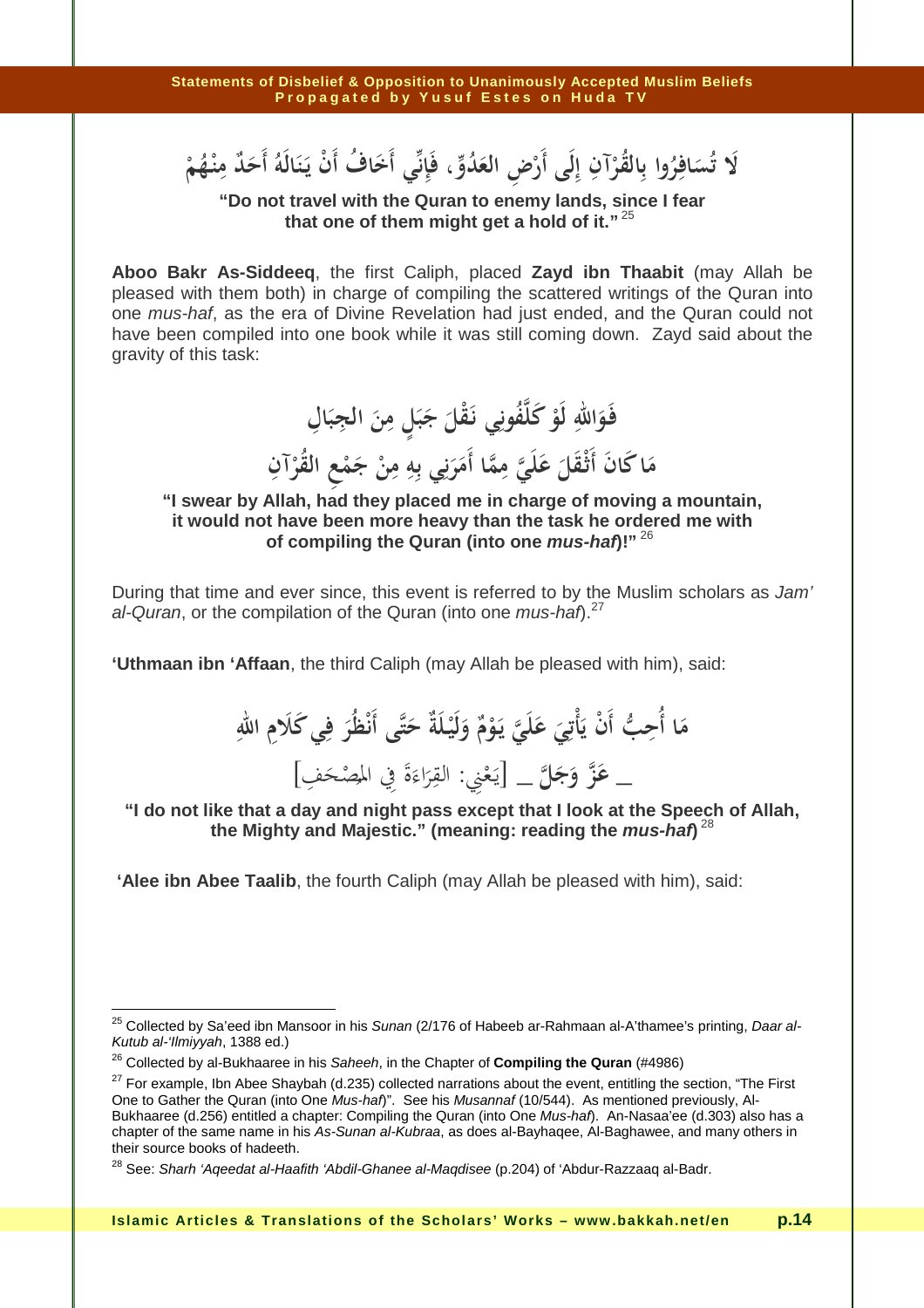لَا تُسَافِرُوا بِالقُرْآنِ إِلَى أَرْضِ العَدُوِّ، فَإِنِّي أَخَافُ أَنْ يَنَالَهُ أَحَدٌ مِنْهُمْ

**"Do not travel with the Quran to enemy lands, since I fear that one of them might get a hold of it."** [25]

**Aboo Bakr As-Siddeeq**, the first Caliph, placed **Zayd ibn Thaabit** (may Allah be pleased with them both) in charge of compiling the scattered writings of the Quran into one *mus-haf*, as the era of Divine Revelation had just ended, and the Quran could not have been compiled into one book while it was still coming down. Zayd said about the gravity of this task:

فَوَاللهِ لَوْ كَلَّفُونِي نَقْلَ جَبَلٍ مِنَ الجِبَالِ

مَا كَانَ أَثْقَلَ عَلَيَّ مِمَّا أَمَرَنِي بِهِ مِنْ جَمْعِ القُرْآنِ

**"I swear by Allah, had they placed me in charge of moving a mountain, it would not have been more heavy than the task he ordered me with of compiling the Quran (into one *mus-haf*)!"** [26]

During that time and ever since, this event is referred to by the Muslim scholars as *Jam' al-Quran*, or the compilation of the Quran (into one *mus-haf*).[27]

**'Uthmaan ibn 'Affaan**, the third Caliph (may Allah be pleased with him), said:

مَا أُحِبُّ أَنْ يَأْتِيَ عَلَيَّ يَوْمٌ وَلَيْلَةٌ حَتَّى أَنْظُرَ فِي كَلَامِ اللهِ

ـ عَزَّ وَجَلَّ ـ [يَعْنِي: القِرَاءَةَ فِي المصْحَفِ]

**"I do not like that a day and night pass except that I look at the Speech of Allah, the Mighty and Majestic." (meaning: reading the *mus-haf*)** [28]

**'Alee ibn Abee Taalib**, the fourth Caliph (may Allah be pleased with him), said:

---

[25] Collected by Sa'eed ibn Mansoor in his *Sunan* (2/176 of Habeeb ar-Rahmaan al-A'thamee's printing, *Daar al-Kutub al-'Ilmiyyah*, 1388 ed.)

[26] Collected by al-Bukhaaree in his *Saheeh*, in the Chapter of **Compiling the Quran** (#4986)

[27] For example, Ibn Abee Shaybah (d.235) collected narrations about the event, entitling the section, "The First One to Gather the Quran (into One *Mus-haf*)". See his *Musannaf* (10/544). As mentioned previously, Al-Bukhaaree (d.256) entitled a chapter: Compiling the Quran (into One *Mus-haf*). An-Nasaa'ee (d.303) also has a chapter of the same name in his *As-Sunan al-Kubraa*, as does al-Bayhaqee, Al-Baghawee, and many others in their source books of hadeeth.

[28] See: *Sharh 'Aqeedat al-Haafith 'Abdil-Ghanee al-Maqdisee* (p.204) of 'Abdur-Razzaaq al-Badr.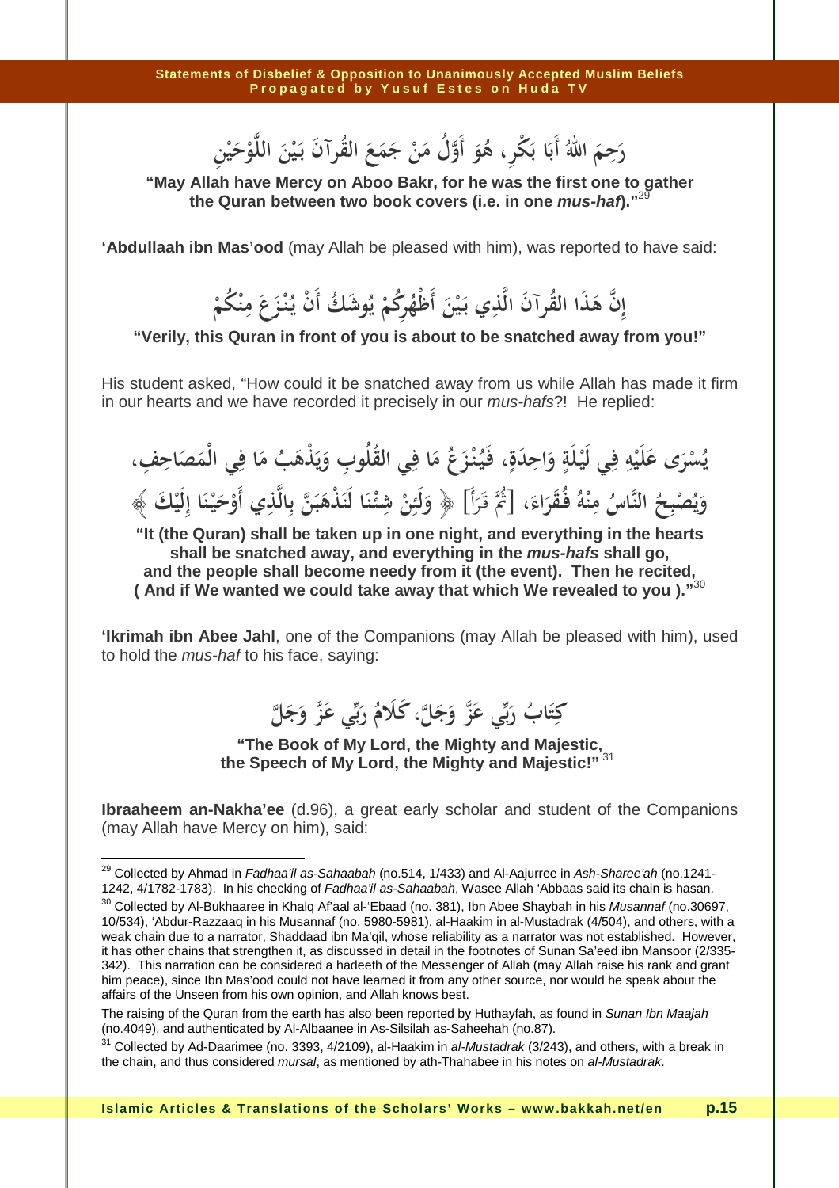رَحِمَ اللهُ أَبَا بَكْرٍ، هُوَ أَوَّلُ مَنْ جَمَعَ القُرآنَ بَيْنَ اللَّوْحَيْنِ

**"May Allah have Mercy on Aboo Bakr, for he was the first one to gather the Quran between two book covers (i.e. in one *mus-haf*)."**[29]

**'Abdullaah ibn Mas'ood** (may Allah be pleased with him), was reported to have said:

إِنَّ هَذَا القُرآنَ الَّذِي بَيْنَ أَظْهُرِكُمْ يُوشَكُ أَنْ يُنْزَعَ مِنْكُمْ

**"Verily, this Quran in front of you is about to be snatched away from you!"**

His student asked, "How could it be snatched away from us while Allah has made it firm in our hearts and we have recorded it precisely in our *mus-hafs*?! He replied:

يُسْرَى عَلَيْهِ فِي لَيْلَةٍ وَاحِدَةٍ، فَيُنْزَعُ مَا فِي القُلُوبِ وَيَذْهَبُ مَا فِي الْمَصَاحِفِ، وَيُصْبِحُ النَّاسُ مِنْهُ فُقَرَاءَ، [ثُمَّ قَرَأَ] ﴿ وَلَئِنْ شِئْنَا لَنَذْهَبَنَّ بِالَّذِي أَوْحَيْنَا إِلَيْكَ ﴾

**"It (the Quran) shall be taken up in one night, and everything in the hearts shall be snatched away, and everything in the *mus-hafs* shall go, and the people shall become needy from it (the event). Then he recited, ( And if We wanted we could take away that which We revealed to you )."**[30]

**'Ikrimah ibn Abee Jahl**, one of the Companions (may Allah be pleased with him), used to hold the *mus-haf* to his face, saying:

كِتَابُ رَبِّي عَزَّ وَجَلَّ، كَلَامُ رَبِّي عَزَّ وَجَلَّ

**"The Book of My Lord, the Mighty and Majestic, the Speech of My Lord, the Mighty and Majestic!"**[31]

**Ibraaheem an-Nakha'ee** (d.96), a great early scholar and student of the Companions (may Allah have Mercy on him), said:

---

[29] Collected by Ahmad in *Fadhaa'il as-Sahaabah* (no.514, 1/433) and Al-Aajurree in *Ash-Sharee'ah* (no.1241-1242, 4/1782-1783). In his checking of *Fadhaa'il as-Sahaabah*, Wasee Allah 'Abbaas said its chain is hasan.

[30] Collected by Al-Bukhaaree in Khalq Af'aal al-'Ebaad (no. 381), Ibn Abee Shaybah in his *Musannaf* (no.30697, 10/534), 'Abdur-Razzaaq in his Musannaf (no. 5980-5981), al-Haakim in al-Mustadrak (4/504), and others, with a weak chain due to a narrator, Shaddaad ibn Ma'qil, whose reliability as a narrator was not established. However, it has other chains that strengthen it, as discussed in detail in the footnotes of Sunan Sa'eed ibn Mansoor (2/335-342). This narration can be considered a hadeeth of the Messenger of Allah (may Allah raise his rank and grant him peace), since Ibn Mas'ood could not have learned it from any other source, nor would he speak about the affairs of the Unseen from his own opinion, and Allah knows best.

The raising of the Quran from the earth has also been reported by Huthayfah, as found in *Sunan Ibn Maajah* (no.4049), and authenticated by Al-Albaanee in As-Silsilah as-Saheehah (no.87).

[31] Collected by Ad-Daarimee (no. 3393, 4/2109), al-Haakim in *al-Mustadrak* (3/243), and others, with a break in the chain, and thus considered *mursal*, as mentioned by ath-Thahabee in his notes on *al-Mustadrak*.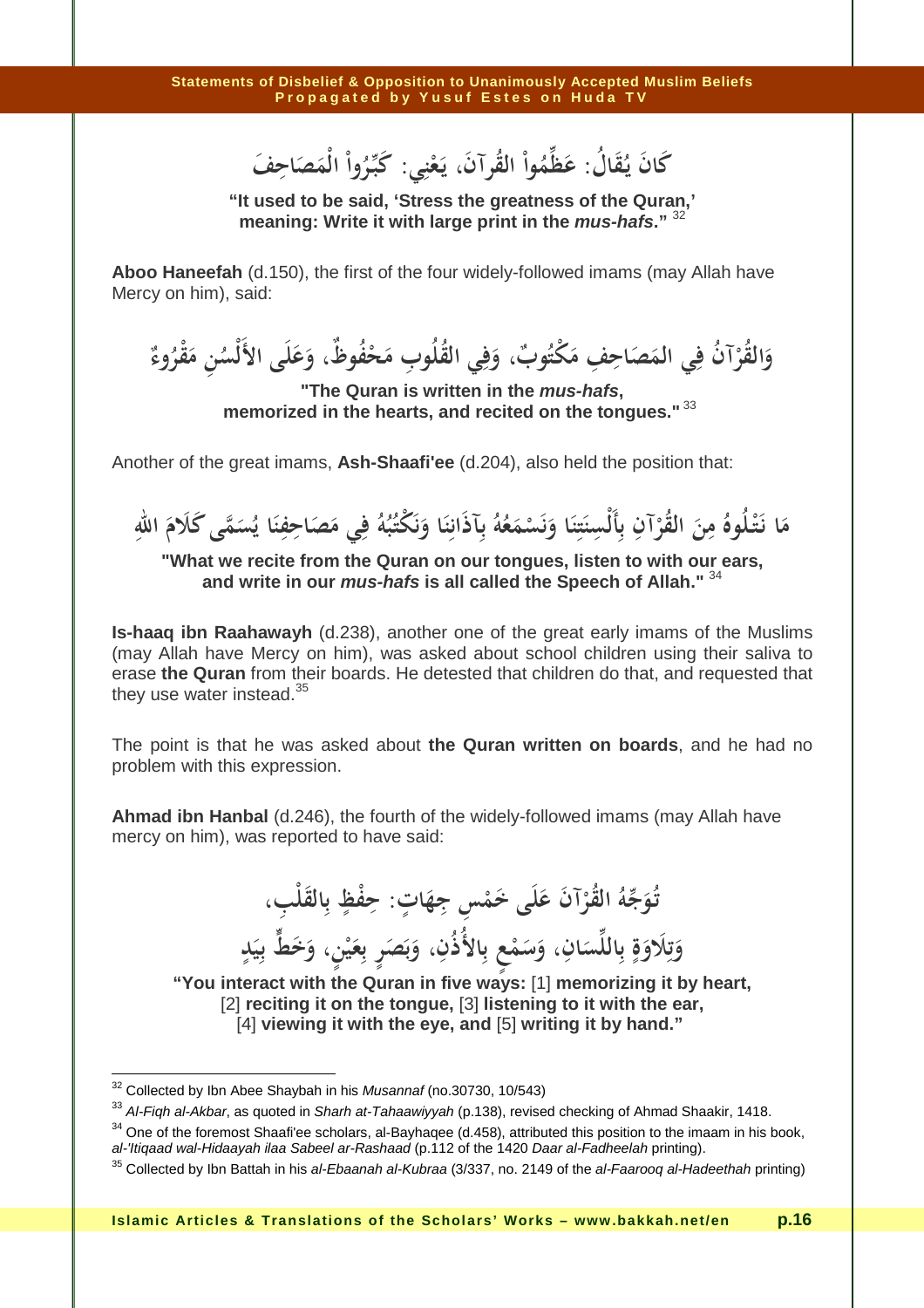كَانَ يُقَالُ: عَظِّمُواْ القُرآنَ، يَعْنِي: كَبِّرُواْ الْمَصَاحِفَ

**"It used to be said, 'Stress the greatness of the Quran,' meaning: Write it with large print in the *mus-hafs*."** [32]

**Aboo Haneefah** (d.150), the first of the four widely-followed imams (may Allah have Mercy on him), said:

وَالقُرْآنُ فِي المَصَاحِفِ مَكْتُوبٌ، وَفِي القُلُوبِ مَحْفُوظٌ، وَعَلَى الأَلْسُنِ مَقْرُوءٌ

**"The Quran is written in the *mus-hafs*, memorized in the hearts, and recited on the tongues."** [33]

Another of the great imams, **Ash-Shaafi'ee** (d.204), also held the position that:

مَا نَتْلُوهُ مِنَ القُرْآنِ بِأَلْسِنَتِنَا وَنَسْمَعُهُ بِآذَانِنَا وَنَكْتُبُهُ فِي مَصَاحِفِنَا يُسَمَّى كَلَامَ اللهِ

**"What we recite from the Quran on our tongues, listen to with our ears, and write in our *mus-hafs* is all called the Speech of Allah."** [34]

**Is-haaq ibn Raahawayh** (d.238), another one of the great early imams of the Muslims (may Allah have Mercy on him), was asked about school children using their saliva to erase **the Quran** from their boards. He detested that children do that, and requested that they use water instead.[35]

The point is that he was asked about **the Quran written on boards**, and he had no problem with this expression.

**Ahmad ibn Hanbal** (d.246), the fourth of the widely-followed imams (may Allah have mercy on him), was reported to have said:

تُوَجِّهُ القُرْآنَ عَلَى خَمْسِ جِهَاتٍ: حِفْظٍ بِالقَلْبِ،
وَتِلَاوَةٍ بِاللِّسَانِ، وَسَمْعٍ بِالأُذُنِ، وَبَصَرٍ بِعَيْنٍ، وَخَطٍّ بِيَدٍ

**"You interact with the Quran in five ways:** [1] **memorizing it by heart,** [2] **reciting it on the tongue,** [3] **listening to it with the ear,** [4] **viewing it with the eye, and** [5] **writing it by hand."**

---

[32] Collected by Ibn Abee Shaybah in his *Musannaf* (no.30730, 10/543)

[33] *Al-Fiqh al-Akbar*, as quoted in *Sharh at-Tahaawiyyah* (p.138), revised checking of Ahmad Shaakir, 1418.

[34] One of the foremost Shaafi'ee scholars, al-Bayhaqee (d.458), attributed this position to the imaam in his book, *al-'Itiqaad wal-Hidaayah ilaa Sabeel ar-Rashaad* (p.112 of the 1420 *Daar al-Fadheelah* printing).

[35] Collected by Ibn Battah in his *al-Ebaanah al-Kubraa* (3/337, no. 2149 of the *al-Faarooq al-Hadeethah* printing)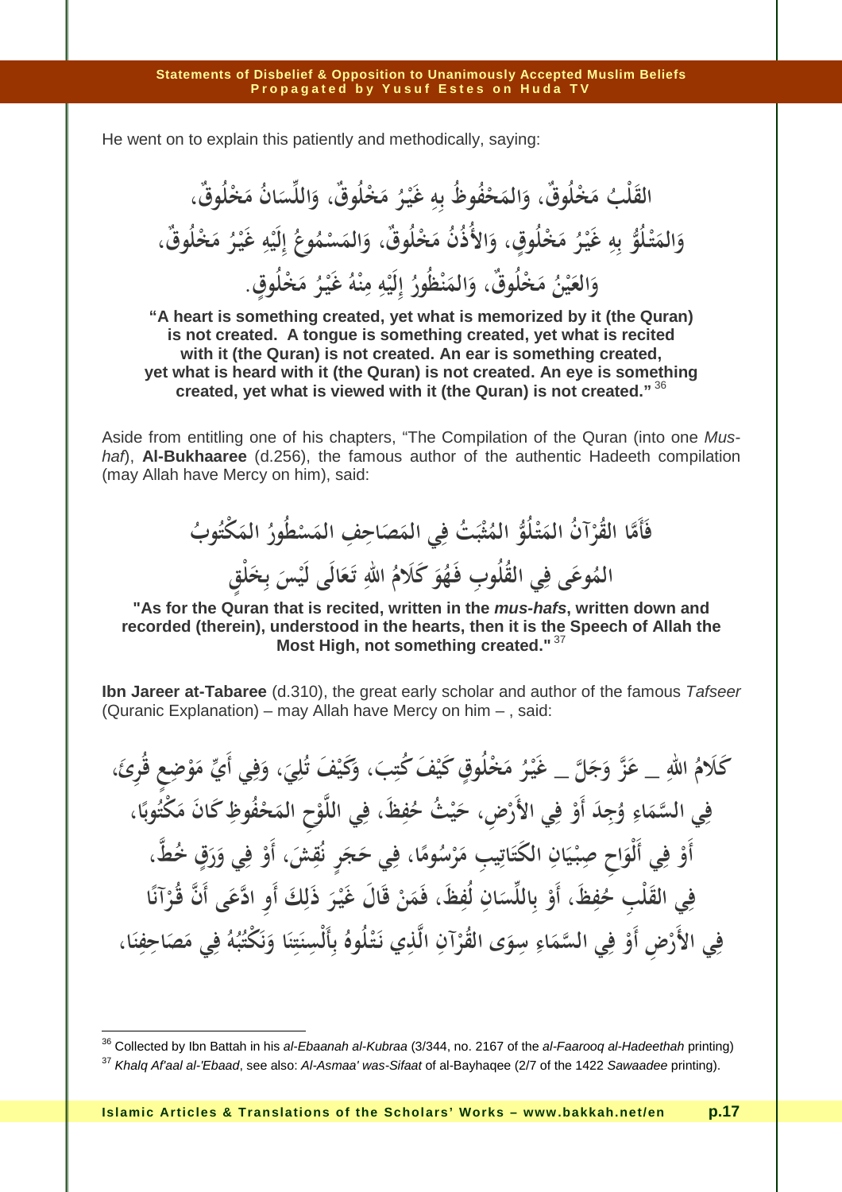He went on to explain this patiently and methodically, saying:

القَلْبُ مَخْلُوقٌ، وَالمَحْفُوظُ بِهِ غَيْرُ مَخْلُوقٌ، وَاللِّسَانُ مَخْلُوقٌ،
وَالمَتْلُوُّ بِهِ غَيْرُ مَخْلُوقٍ، وَالأُذُنُ مَخْلُوقٌ، وَالمَسْمُوعُ إِلَيْهِ غَيْرُ مَخْلُوقٌ،
وَالعَيْنُ مَخْلُوقٌ، وَالمَنْظُورُ إِلَيْهِ مِنْهُ غَيْرُ مَخْلُوقٍ.

**"A heart is something created, yet what is memorized by it (the Quran) is not created. A tongue is something created, yet what is recited with it (the Quran) is not created. An ear is something created, yet what is heard with it (the Quran) is not created. An eye is something created, yet what is viewed with it (the Quran) is not created."** [36]

Aside from entitling one of his chapters, "The Compilation of the Quran (into one *Mus-haf*), **Al-Bukhaaree** (d.256), the famous author of the authentic Hadeeth compilation (may Allah have Mercy on him), said:

فَأَمَّا القُرْآنُ المَتْلُوُّ المُثْبَتُ فِي المَصَاحِفِ المَسْطُورُ المَكْتُوبُ
المُوعَى فِي القُلُوبِ فَهُوَ كَلَامُ اللهِ تَعَالَى لَيْسَ بِخَلْقٍ

**"As for the Quran that is recited, written in the *mus-hafs*, written down and recorded (therein), understood in the hearts, then it is the Speech of Allah the Most High, not something created."** [37]

**Ibn Jareer at-Tabaree** (d.310), the great early scholar and author of the famous *Tafseer* (Quranic Explanation) – may Allah have Mercy on him – , said:

كَلَامُ اللهِ _ عَزَّ وَجَلَّ _ غَيْرُ مَخْلُوقٍ كَيْفَ كُتِبَ، وَكَيْفَ تُلِيَ، وَفِي أَيِّ مَوْضِعٍ قُرِئَ،
فِي السَّمَاءِ وُجِدَ أَوْ فِي الأَرْضِ، حَيْثُ حُفِظَ، فِي اللَّوْحِ المَحْفُوظِ كَانَ مَكْتُوبًا،
أَوْ فِي أَلْوَاحِ صِبْيَانِ الكَتَاتِيبِ مَرْسُومًا، فِي حَجَرٍ نُقِشَ، أَوْ فِي وَرَقٍ خُطَّ،
فِي القَلْبِ حُفِظَ، أَوْ بِاللِّسَانِ لُفِظَ، فَمَنْ قَالَ غَيْرَ ذَلِكَ أَوِ ادَّعَى أَنَّ قُرْآنًا
فِي الأَرْضِ أَوْ فِي السَّمَاءِ سِوَى القُرْآنِ الَّذِي نَتْلُوهُ بِأَلْسِنَتِنَا وَنَكْتُبُهُ فِي مَصَاحِفِنَا،

---

[36] Collected by Ibn Battah in his *al-Ebaanah al-Kubraa* (3/344, no. 2167 of the *al-Faarooq al-Hadeethah* printing)

[37] *Khalq Af'aal al-'Ebaad*, see also: *Al-Asmaa' was-Sifaat* of al-Bayhaqee (2/7 of the 1422 *Sawaadee* printing).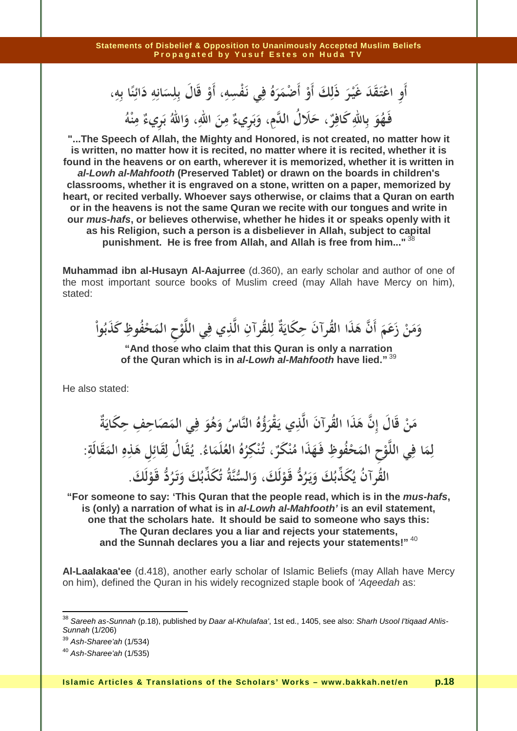أَوِ اعْتَقَدَ غَيْرَ ذَلِكَ أَوْ أَضْمَرَهُ فِي نَفْسِهِ، أَوْ قَالَ بِلِسَانِهِ دَائِنًا بِهِ،
فَهُوَ بِاللهِ كَافِرٌ، حَلَالُ الدَّمِ، وَبَرِيءٌ مِنَ اللهِ، وَاللهُ بَرِيءٌ مِنْهُ

**"...The Speech of Allah, the Mighty and Honored, is not created, no matter how it is written, no matter how it is recited, no matter where it is recited, whether it is found in the heavens or on earth, wherever it is memorized, whether it is written in *al-Lowh al-Mahfooth* (Preserved Tablet) or drawn on the boards in children's classrooms, whether it is engraved on a stone, written on a paper, memorized by heart, or recited verbally. Whoever says otherwise, or claims that a Quran on earth or in the heavens is not the same Quran we recite with our tongues and write in our *mus-hafs*, or believes otherwise, whether he hides it or speaks openly with it as his Religion, such a person is a disbeliever in Allah, subject to capital punishment. He is free from Allah, and Allah is free from him..."** [38]

**Muhammad ibn al-Husayn Al-Aajurree** (d.360), an early scholar and author of one of the most important source books of Muslim creed (may Allah have Mercy on him), stated:

وَمَنْ زَعَمَ أَنَّ هَذَا القُرآنَ حِكَايَةٌ لِلقُرآنِ الَّذِي فِي اللَّوْحِ المَحْفُوظِ كَذَبُواْ

**"And those who claim that this Quran is only a narration of the Quran which is in *al-Lowh al-Mahfooth* have lied."** [39]

He also stated:

مَنْ قَالَ إِنَّ هَذَا القُرآنَ الَّذِي يَقْرَؤُهُ النَّاسُ وَهُوَ فِي المَصَاحِفِ حِكَايَةٌ
لِمَا فِي اللَّوْحِ المَحْفُوظِ فَهَذَا مُنْكَرٌ، تُنْكِرُهُ العُلَمَاءُ. يُقَالُ لِقَائِلِ هَذِهِ المَقَالَةِ:
القُرآنُ يُكَذِّبُكَ وَيَرُدُّ قَوْلَكَ، وَالسُّنَّةُ تُكَذِّبُكَ وَتَرُدُّ قَوْلَكَ.

**"For someone to say: 'This Quran that the people read, which is in the *mus-hafs*, is (only) a narration of what is in *al-Lowh al-Mahfooth'* is an evil statement, one that the scholars hate. It should be said to someone who says this: The Quran declares you a liar and rejects your statements, and the Sunnah declares you a liar and rejects your statements!"** [40]

**Al-Laalakaa'ee** (d.418), another early scholar of Islamic Beliefs (may Allah have Mercy on him), defined the Quran in his widely recognized staple book of *'Aqeedah* as:

---

[38] *Sareeh as-Sunnah* (p.18), published by *Daar al-Khulafaa'*, 1st ed., 1405, see also: *Sharh Usool I'tiqaad Ahlis-Sunnah* (1/206)

[39] *Ash-Sharee'ah* (1/534)

[40] *Ash-Sharee'ah* (1/535)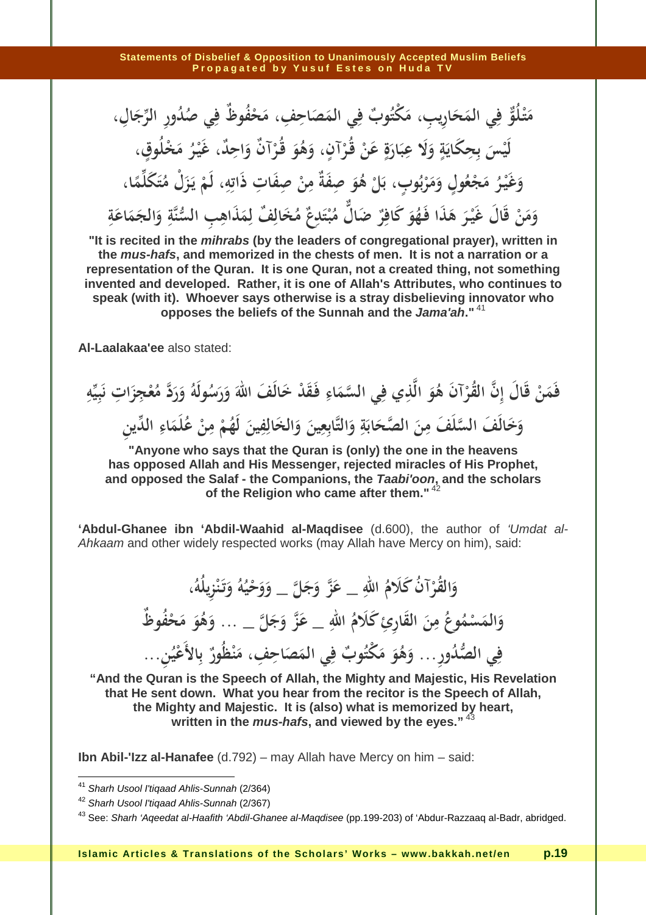مَتْلُوٌّ فِي المَحَارِيبِ، مَكْتُوبٌ فِي المَصَاحِفِ، مَحْفُوظٌ فِي صُدُورِ الرِّجَالِ،
لَيْسَ بِحِكَايَةٍ وَلَا عِبَارَةٍ عَنْ قُرْآنٍ، وَهُوَ قُرْآنٌ وَاحِدٌ، غَيْرُ مَخْلُوقٍ،
وَغَيْرُ مَجْعُولٍ وَمَرْبُوبٍ، بَلْ هُوَ صِفَةٌ مِنْ صِفَاتِ ذَاتِهِ، لَمْ يَزَلْ مُتَكَلِّمًا،
وَمَنْ قَالَ غَيْرَ هَذَا فَهُوَ كَافِرٌ ضَالٌّ مُبْتَدِعٌ مُخَالِفٌ لِمَذَاهِبِ السُّنَّةِ وَالجَمَاعَةِ

**"It is recited in the *mihrabs* (by the leaders of congregational prayer), written in the *mus-hafs*, and memorized in the chests of men. It is not a narration or a representation of the Quran. It is one Quran, not a created thing, not something invented and developed. Rather, it is one of Allah's Attributes, who continues to speak (with it). Whoever says otherwise is a stray disbelieving innovator who opposes the beliefs of the Sunnah and the *Jama'ah*."** [41]

**Al-Laalakaa'ee** also stated:

فَمَنْ قَالَ إِنَّ القُرْآنَ هُوَ الَّذِي فِي السَّمَاءِ فَقَدْ خَالَفَ اللهَ وَرَسُولَهُ وَرَدَّ مُعْجِزَاتِ نَبِيِّهِ
وَخَالَفَ السَّلَفَ مِنَ الصَّحَابَةِ وَالتَّابِعِينَ وَالخَالِفِينَ لَهُمْ مِنْ عُلَمَاءِ الدِّينِ

**"Anyone who says that the Quran is (only) the one in the heavens has opposed Allah and His Messenger, rejected miracles of His Prophet, and opposed the Salaf - the Companions, the *Taabi'oon*, and the scholars of the Religion who came after them."** [42]

**'Abdul-Ghanee ibn 'Abdil-Waahid al-Maqdisee** (d.600), the author of *'Umdat al-Ahkaam* and other widely respected works (may Allah have Mercy on him), said:

وَالقُرْآنُ كَلَامُ اللهِ ـ عَزَّ وَجَلَّ ـ وَوَحْيُهُ وَتَنْزِيلُهُ،
وَالمَسْمُوعُ مِنَ القَارِئِ كَلَامُ اللهِ ـ عَزَّ وَجَلَّ ـ ... وَهُوَ مَحْفُوظٌ
فِي الصُّدُورِ... وَهُوَ مَكْتُوبٌ فِي المَصَاحِفِ، مَنْظُورٌ بِالأَعْيُنِ...

**"And the Quran is the Speech of Allah, the Mighty and Majestic, His Revelation that He sent down. What you hear from the recitor is the Speech of Allah, the Mighty and Majestic. It is (also) what is memorized by heart, written in the *mus-hafs*, and viewed by the eyes."** [43]

**Ibn Abil-'Izz al-Hanafee** (d.792) – may Allah have Mercy on him – said:

---

[41] *Sharh Usool I'tiqaad Ahlis-Sunnah* (2/364)

[42] *Sharh Usool I'tiqaad Ahlis-Sunnah* (2/367)

[43] See: *Sharh 'Aqeedat al-Haafith 'Abdil-Ghanee al-Maqdisee* (pp.199-203) of 'Abdur-Razzaaq al-Badr, abridged.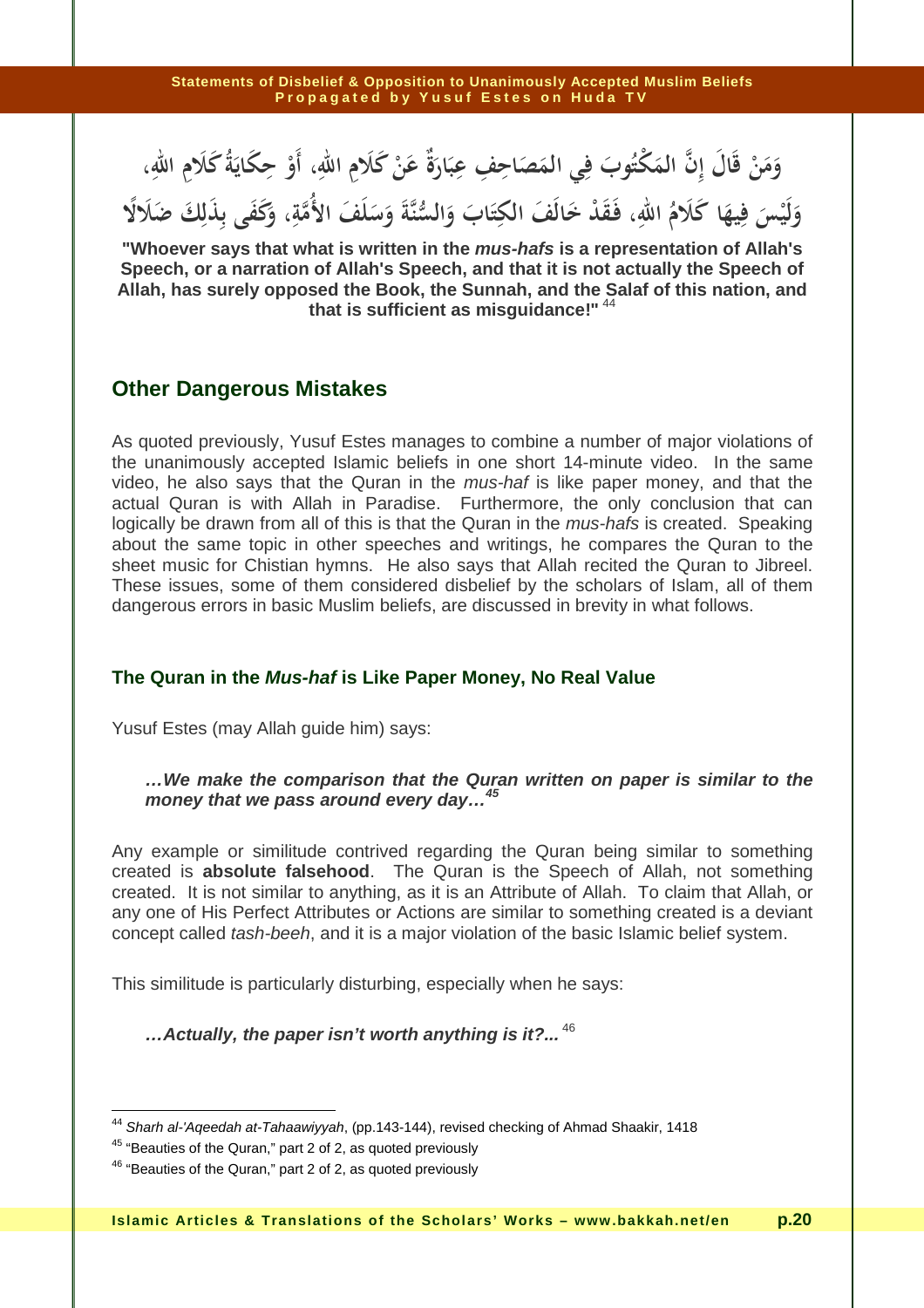وَمَنْ قَالَ إِنَّ المَكْتُوبَ فِي المَصَاحِفِ عِبَارَةٌ عَنْ كَلَامِ اللهِ، أَوْ حِكَايَةُ كَلَامِ اللهِ، وَلَيْسَ فِيهَا كَلَامُ اللهِ، فَقَدْ خَالَفَ الكِتَابَ وَالسُّنَّةَ وَسَلَفَ الأُمَّةِ، وَكَفَى بِذَلِكَ ضَلَالًا

**"Whoever says that what is written in the *mus-hafs* is a representation of Allah's Speech, or a narration of Allah's Speech, and that it is not actually the Speech of Allah, has surely opposed the Book, the Sunnah, and the Salaf of this nation, and that is sufficient as misguidance!"** [44]

## Other Dangerous Mistakes

As quoted previously, Yusuf Estes manages to combine a number of major violations of the unanimously accepted Islamic beliefs in one short 14-minute video. In the same video, he also says that the Quran in the *mus-haf* is like paper money, and that the actual Quran is with Allah in Paradise. Furthermore, the only conclusion that can logically be drawn from all of this is that the Quran in the *mus-hafs* is created. Speaking about the same topic in other speeches and writings, he compares the Quran to the sheet music for Chistian hymns. He also says that Allah recited the Quran to Jibreel. These issues, some of them considered disbelief by the scholars of Islam, all of them dangerous errors in basic Muslim beliefs, are discussed in brevity in what follows.

### The Quran in the *Mus-haf* is Like Paper Money, No Real Value

Yusuf Estes (may Allah guide him) says:

> ***…We make the comparison that the Quran written on paper is similar to the money that we pass around every day…*** [45]

Any example or similitude contrived regarding the Quran being similar to something created is **absolute falsehood**. The Quran is the Speech of Allah, not something created. It is not similar to anything, as it is an Attribute of Allah. To claim that Allah, or any one of His Perfect Attributes or Actions are similar to something created is a deviant concept called *tash-beeh*, and it is a major violation of the basic Islamic belief system.

This similitude is particularly disturbing, especially when he says:

> ***…Actually, the paper isn't worth anything is it?...*** [46]

---

[44] *Sharh al-'Aqeedah at-Tahaawiyyah*, (pp.143-144), revised checking of Ahmad Shaakir, 1418

[45] "Beauties of the Quran," part 2 of 2, as quoted previously

[46] "Beauties of the Quran," part 2 of 2, as quoted previously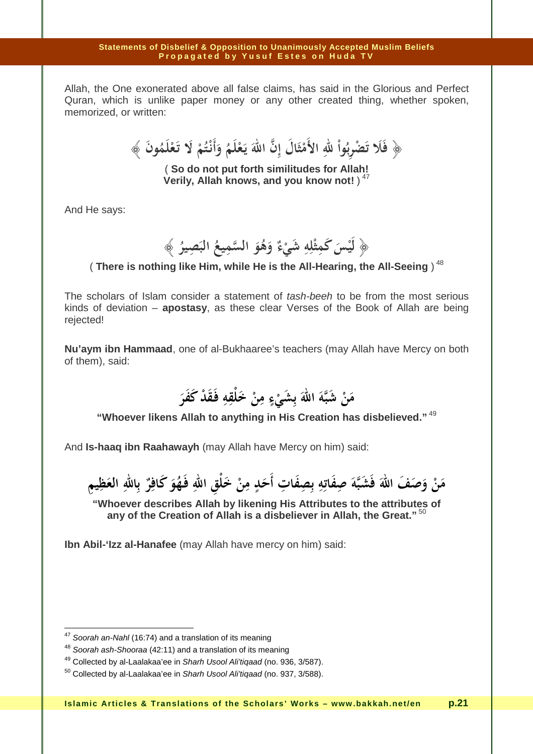Allah, the One exonerated above all false claims, has said in the Glorious and Perfect Quran, which is unlike paper money or any other created thing, whether spoken, memorized, or written:

﴿ فَلَا تَضْرِبُواْ لِلَّهِ الأَمْثَالَ إِنَّ اللهَ يَعْلَمُ وَأَنْتُمْ لَا تَعْلَمُونَ ﴾

( **So do not put forth similitudes for Allah! Verily, Allah knows, and you know not!** ) [47]

And He says:

﴿ لَيْسَ كَمِثْلِهِ شَيْءٌ وَهُوَ السَّمِيعُ البَصِيرُ ﴾

( **There is nothing like Him, while He is the All-Hearing, the All-Seeing** ) [48]

The scholars of Islam consider a statement of *tash-beeh* to be from the most serious kinds of deviation – **apostasy**, as these clear Verses of the Book of Allah are being rejected!

**Nu'aym ibn Hammaad**, one of al-Bukhaaree's teachers (may Allah have Mercy on both of them), said:

مَنْ شَبَّهَ اللهَ بِشَيْءٍ مِنْ خَلْقِهِ فَقَدْ كَفَرَ

**"Whoever likens Allah to anything in His Creation has disbelieved."** [49]

And **Is-haaq ibn Raahawayh** (may Allah have Mercy on him) said:

مَنْ وَصَفَ اللهَ فَشَبَّهَ صِفَاتِهِ بِصِفَاتِ أَحَدٍ مِنْ خَلْقِ اللهِ فَهُوَ كَافِرٌ بِاللهِ العَظِيمِ

**"Whoever describes Allah by likening His Attributes to the attributes of any of the Creation of Allah is a disbeliever in Allah, the Great."** [50]

**Ibn Abil-'Izz al-Hanafee** (may Allah have mercy on him) said:

---

[47] *Soorah an-Nahl* (16:74) and a translation of its meaning

[48] *Soorah ash-Shooraa* (42:11) and a translation of its meaning

[49] Collected by al-Laalakaa'ee in *Sharh Usool Ali'tiqaad* (no. 936, 3/587).

[50] Collected by al-Laalakaa'ee in *Sharh Usool Ali'tiqaad* (no. 937, 3/588).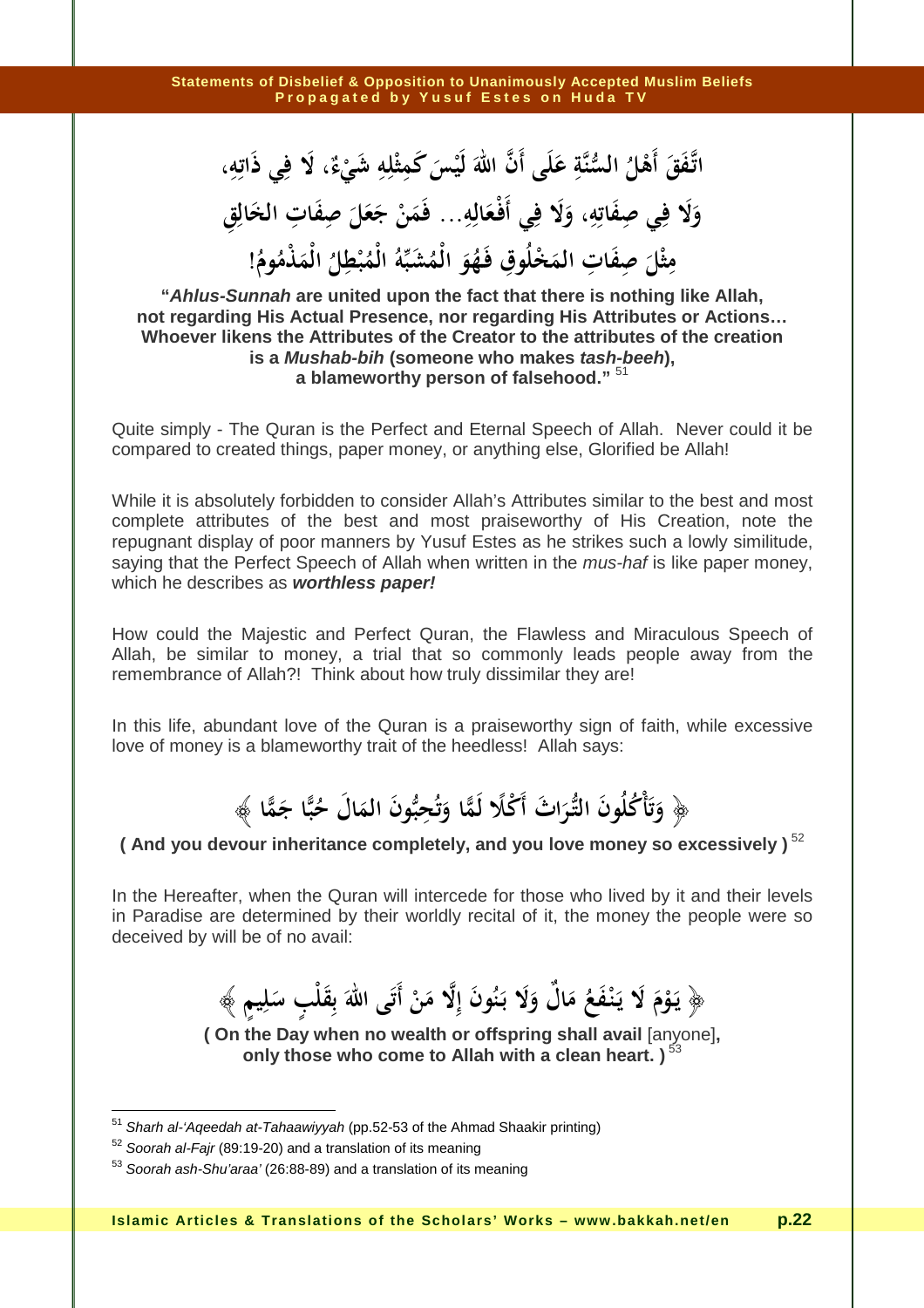اتَّفَقَ أَهْلُ السُّنَّةِ عَلَى أَنَّ اللهَ لَيْسَ كَمِثْلِهِ شَيْءٌ، لَا فِي ذَاتِهِ، وَلَا فِي صِفَاتِهِ، وَلَا فِي أَفْعَالِهِ... فَمَنْ جَعَلَ صِفَاتِ الخَالِقِ مِثْلَ صِفَاتِ المَخْلُوقِ فَهُوَ الْمُشَبِّهُ الْمُبْطِلُ الْمَذْمُومُ!

**"*Ahlus-Sunnah* are united upon the fact that there is nothing like Allah, not regarding His Actual Presence, nor regarding His Attributes or Actions… Whoever likens the Attributes of the Creator to the attributes of the creation is a *Mushab-bih* (someone who makes *tash-beeh*), a blameworthy person of falsehood."** [51]

Quite simply - The Quran is the Perfect and Eternal Speech of Allah. Never could it be compared to created things, paper money, or anything else, Glorified be Allah!

While it is absolutely forbidden to consider Allah's Attributes similar to the best and most complete attributes of the best and most praiseworthy of His Creation, note the repugnant display of poor manners by Yusuf Estes as he strikes such a lowly similitude, saying that the Perfect Speech of Allah when written in the *mus-haf* is like paper money, which he describes as ***worthless paper!***

How could the Majestic and Perfect Quran, the Flawless and Miraculous Speech of Allah, be similar to money, a trial that so commonly leads people away from the remembrance of Allah?! Think about how truly dissimilar they are!

In this life, abundant love of the Quran is a praiseworthy sign of faith, while excessive love of money is a blameworthy trait of the heedless! Allah says:

﴿ وَتَأْكُلُونَ التُّرَاثَ أَكْلًا لَمًّا وَتُحِبُّونَ المَالَ حُبًّا جَمًّا ﴾

**( And you devour inheritance completely, and you love money so excessively )** [52]

In the Hereafter, when the Quran will intercede for those who lived by it and their levels in Paradise are determined by their worldly recital of it, the money the people were so deceived by will be of no avail:

﴿ يَوْمَ لَا يَنْفَعُ مَالٌ وَلَا بَنُونَ إِلَّا مَنْ أَتَى اللهَ بِقَلْبٍ سَلِيمٍ ﴾

**( On the Day when no wealth or offspring shall avail** [anyone]**, only those who come to Allah with a clean heart. )** [53]

---

[51] *Sharh al-'Aqeedah at-Tahaawiyyah* (pp.52-53 of the Ahmad Shaakir printing)

[52] *Soorah al-Fajr* (89:19-20) and a translation of its meaning

[53] *Soorah ash-Shu'araa'* (26:88-89) and a translation of its meaning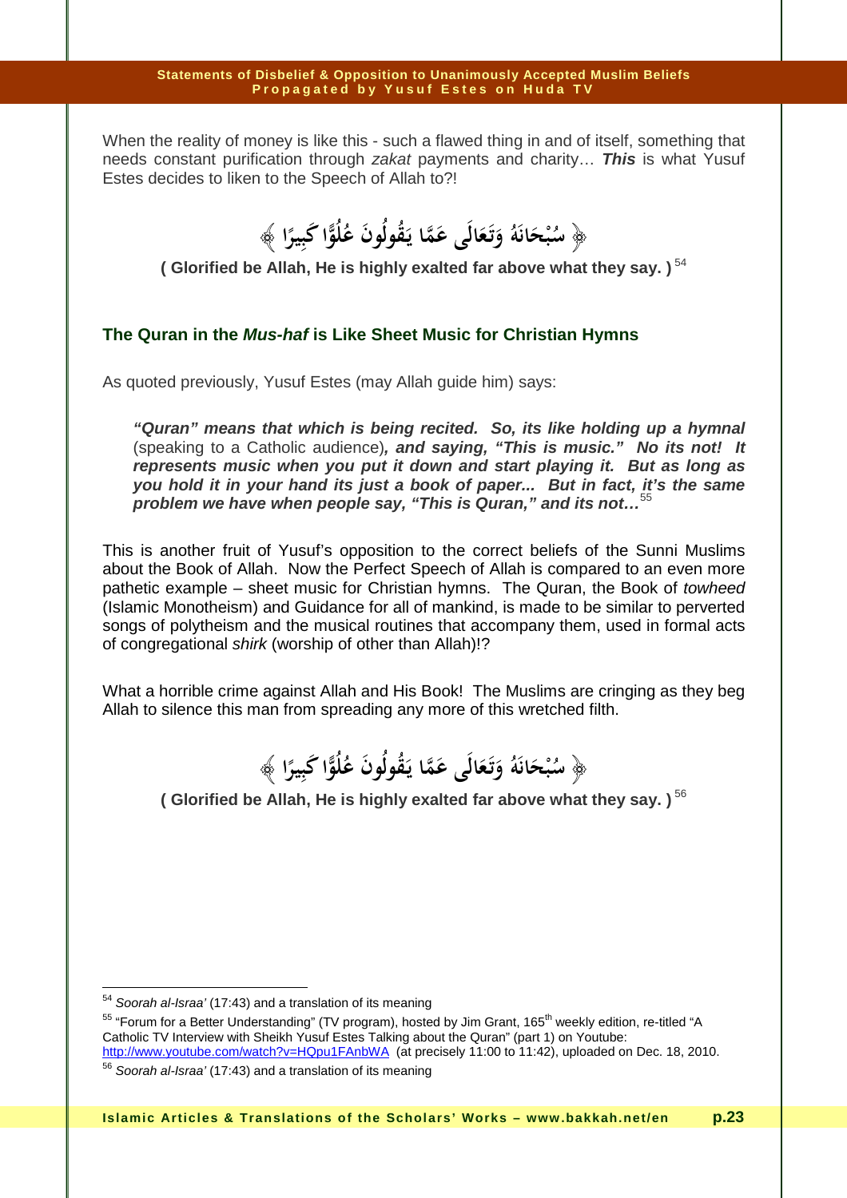When the reality of money is like this - such a flawed thing in and of itself, something that needs constant purification through *zakat* payments and charity… ***This*** is what Yusuf Estes decides to liken to the Speech of Allah to?!

﴿ سُبْحَانَهُ وَتَعَالَى عَمَّا يَقُولُونَ عُلُوًّا كَبِيرًا ﴾

**( Glorified be Allah, He is highly exalted far above what they say. )** [54]

### The Quran in the *Mus-haf* is Like Sheet Music for Christian Hymns

As quoted previously, Yusuf Estes (may Allah guide him) says:

> ***"Quran" means that which is being recited. So, its like holding up a hymnal*** (speaking to a Catholic audience)***, and saying, "This is music." No its not! It represents music when you put it down and start playing it. But as long as you hold it in your hand its just a book of paper... But in fact, it's the same problem we have when people say, "This is Quran," and its not…*** [55]

This is another fruit of Yusuf's opposition to the correct beliefs of the Sunni Muslims about the Book of Allah. Now the Perfect Speech of Allah is compared to an even more pathetic example – sheet music for Christian hymns. The Quran, the Book of *towheed* (Islamic Monotheism) and Guidance for all of mankind, is made to be similar to perverted songs of polytheism and the musical routines that accompany them, used in formal acts of congregational *shirk* (worship of other than Allah)!?

What a horrible crime against Allah and His Book! The Muslims are cringing as they beg Allah to silence this man from spreading any more of this wretched filth.

﴿ سُبْحَانَهُ وَتَعَالَى عَمَّا يَقُولُونَ عُلُوًّا كَبِيرًا ﴾

**( Glorified be Allah, He is highly exalted far above what they say. )** [56]

---

[54] *Soorah al-Israa'* (17:43) and a translation of its meaning

[55] "Forum for a Better Understanding" (TV program), hosted by Jim Grant, 165th weekly edition, re-titled "A Catholic TV Interview with Sheikh Yusuf Estes Talking about the Quran" (part 1) on Youtube: http://www.youtube.com/watch?v=HQpu1FAnbWA (at precisely 11:00 to 11:42), uploaded on Dec. 18, 2010.

[56] *Soorah al-Israa'* (17:43) and a translation of its meaning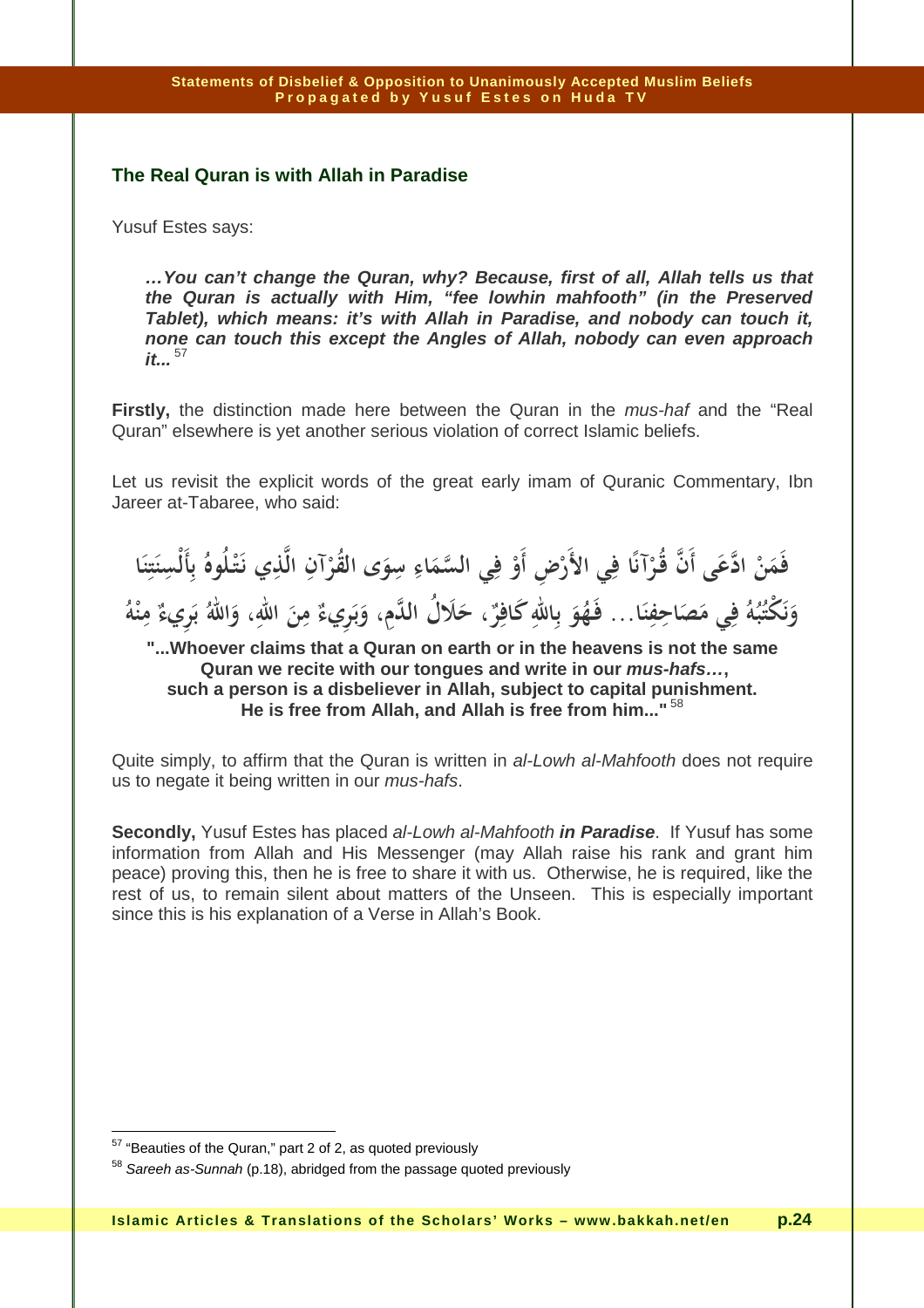## The Real Quran is with Allah in Paradise

Yusuf Estes says:

> ***…You can't change the Quran, why? Because, first of all, Allah tells us that the Quran is actually with Him, "fee lowhin mahfooth" (in the Preserved Tablet), which means: it's with Allah in Paradise, and nobody can touch it, none can touch this except the Angles of Allah, nobody can even approach it...*** [57]

**Firstly,** the distinction made here between the Quran in the *mus-haf* and the "Real Quran" elsewhere is yet another serious violation of correct Islamic beliefs.

Let us revisit the explicit words of the great early imam of Quranic Commentary, Ibn Jareer at-Tabaree, who said:

فَمَنْ ادَّعَى أَنَّ قُرْآنًا فِي الأَرْضِ أَوْ فِي السَّمَاءِ سِوَى القُرْآنِ الَّذِي نَتْلُوهُ بِأَلْسِنَتِنَا وَنَكْتُبُهُ فِي مَصَاحِفِنَا... فَهُوَ بِاللهِ كَافِرٌ، حَلَالُ الدَّمِ، وَبَرِيءٌ مِنَ اللهِ، وَاللهُ بَرِيءٌ مِنْهُ

**"...Whoever claims that a Quran on earth or in the heavens is not the same Quran we recite with our tongues and write in our *mus-hafs…*, such a person is a disbeliever in Allah, subject to capital punishment. He is free from Allah, and Allah is free from him..."** [58]

Quite simply, to affirm that the Quran is written in *al-Lowh al-Mahfooth* does not require us to negate it being written in our *mus-hafs*.

**Secondly,** Yusuf Estes has placed *al-Lowh al-Mahfooth* ***in Paradise***. If Yusuf has some information from Allah and His Messenger (may Allah raise his rank and grant him peace) proving this, then he is free to share it with us. Otherwise, he is required, like the rest of us, to remain silent about matters of the Unseen. This is especially important since this is his explanation of a Verse in Allah's Book.

---

[57] "Beauties of the Quran," part 2 of 2, as quoted previously

[58] *Sareeh as-Sunnah* (p.18), abridged from the passage quoted previously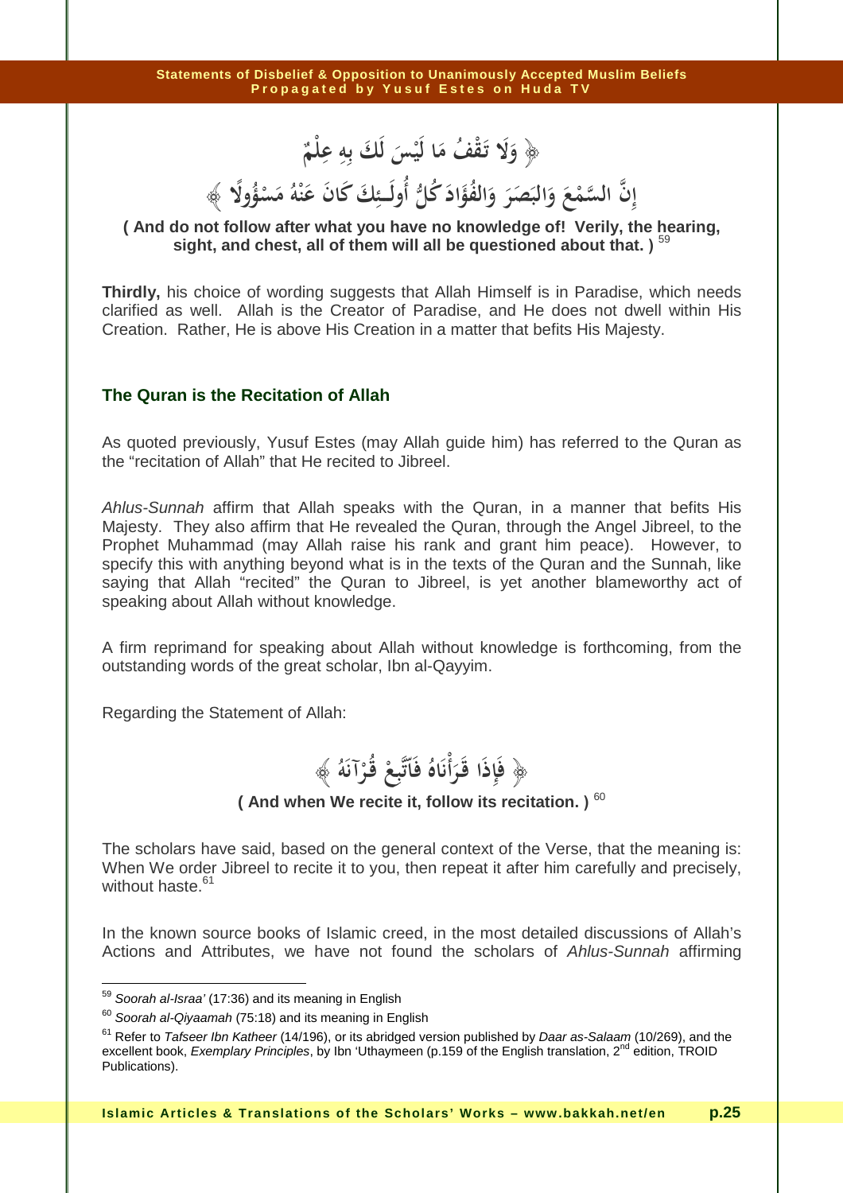﴿ وَلَا تَقْفُ مَا لَيْسَ لَكَ بِهِ عِلْمٌ

إِنَّ السَّمْعَ وَالبَصَرَ وَالفُؤَادَ كُلُّ أُولَـئِكَ كَانَ عَنْهُ مَسْؤُولًا ﴾

**( And do not follow after what you have no knowledge of! Verily, the hearing, sight, and chest, all of them will all be questioned about that. )** [59]

**Thirdly,** his choice of wording suggests that Allah Himself is in Paradise, which needs clarified as well. Allah is the Creator of Paradise, and He does not dwell within His Creation. Rather, He is above His Creation in a matter that befits His Majesty.

### The Quran is the Recitation of Allah

As quoted previously, Yusuf Estes (may Allah guide him) has referred to the Quran as the "recitation of Allah" that He recited to Jibreel.

*Ahlus-Sunnah* affirm that Allah speaks with the Quran, in a manner that befits His Majesty. They also affirm that He revealed the Quran, through the Angel Jibreel, to the Prophet Muhammad (may Allah raise his rank and grant him peace). However, to specify this with anything beyond what is in the texts of the Quran and the Sunnah, like saying that Allah "recited" the Quran to Jibreel, is yet another blameworthy act of speaking about Allah without knowledge.

A firm reprimand for speaking about Allah without knowledge is forthcoming, from the outstanding words of the great scholar, Ibn al-Qayyim.

Regarding the Statement of Allah:

﴿ فَإِذَا قَرَأْنَاهُ فَاتَّبِعْ قُرْآنَهُ ﴾

**( And when We recite it, follow its recitation. )** [60]

The scholars have said, based on the general context of the Verse, that the meaning is: When We order Jibreel to recite it to you, then repeat it after him carefully and precisely, without haste.[61]

In the known source books of Islamic creed, in the most detailed discussions of Allah's Actions and Attributes, we have not found the scholars of *Ahlus-Sunnah* affirming

---

[59] *Soorah al-Israa'* (17:36) and its meaning in English

[60] *Soorah al-Qiyaamah* (75:18) and its meaning in English

[61] Refer to *Tafseer Ibn Katheer* (14/196), or its abridged version published by *Daar as-Salaam* (10/269), and the excellent book, *Exemplary Principles*, by Ibn 'Uthaymeen (p.159 of the English translation, 2nd edition, TROID Publications).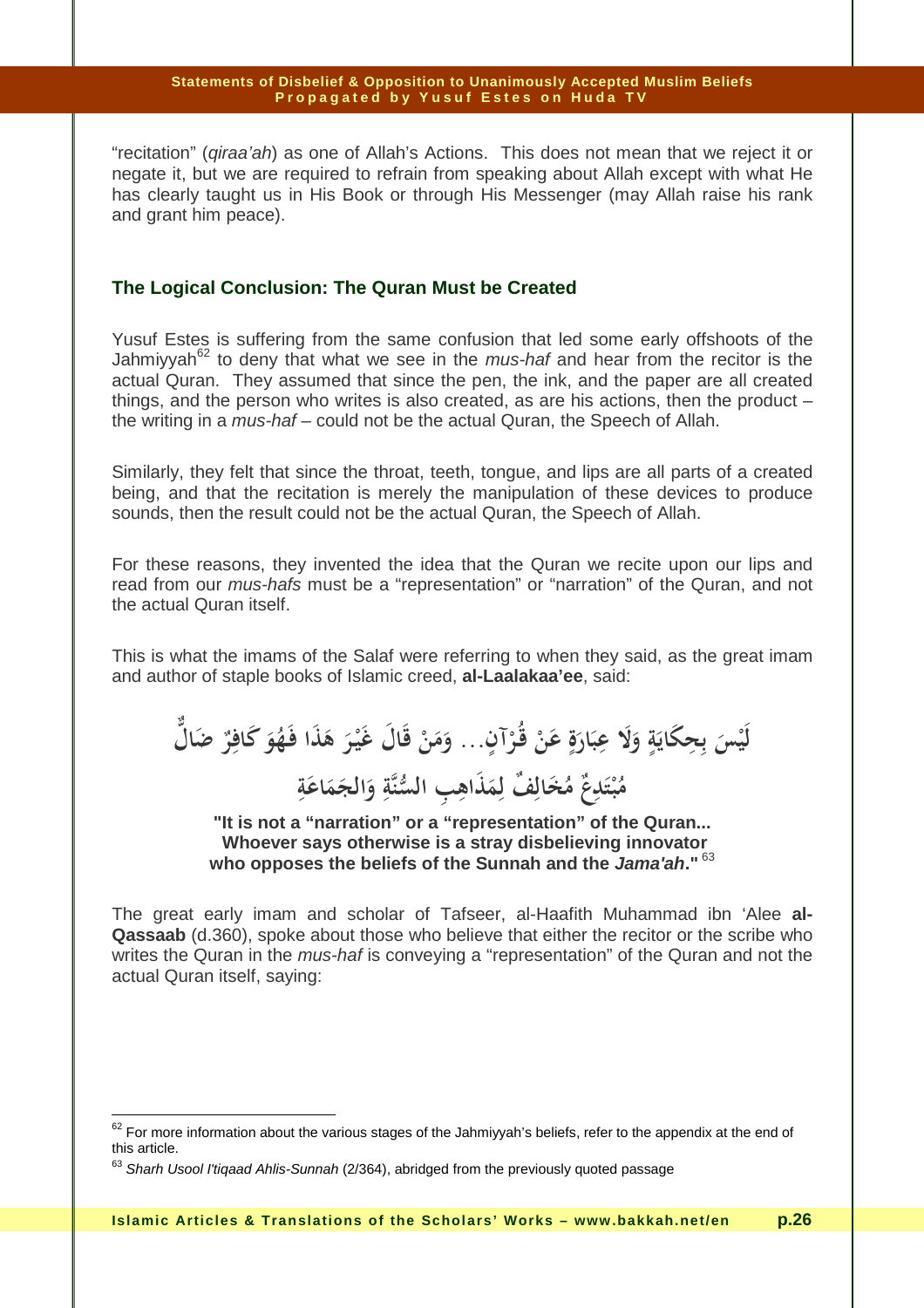"recitation" (*qiraa'ah*) as one of Allah's Actions. This does not mean that we reject it or negate it, but we are required to refrain from speaking about Allah except with what He has clearly taught us in His Book or through His Messenger (may Allah raise his rank and grant him peace).

## The Logical Conclusion: The Quran Must be Created

Yusuf Estes is suffering from the same confusion that led some early offshoots of the Jahmiyyah[62] to deny that what we see in the *mus-haf* and hear from the recitor is the actual Quran. They assumed that since the pen, the ink, and the paper are all created things, and the person who writes is also created, as are his actions, then the product – the writing in a *mus-haf* – could not be the actual Quran, the Speech of Allah.

Similarly, they felt that since the throat, teeth, tongue, and lips are all parts of a created being, and that the recitation is merely the manipulation of these devices to produce sounds, then the result could not be the actual Quran, the Speech of Allah.

For these reasons, they invented the idea that the Quran we recite upon our lips and read from our *mus-hafs* must be a "representation" or "narration" of the Quran, and not the actual Quran itself.

This is what the imams of the Salaf were referring to when they said, as the great imam and author of staple books of Islamic creed, **al-Laalakaa'ee**, said:

لَيْسَ بِحِكَايَةٍ وَلَا عِبَارَةٍ عَنْ قُرْآنٍ... وَمَنْ قَالَ غَيْرَ هَذَا فَهُوَ كَافِرٌ ضَالٌّ مُبْتَدِعٌ مُخَالِفٌ لِمَذَاهِبِ السُّنَّةِ وَالجَمَاعَةِ

**"It is not a "narration" or a "representation" of the Quran... Whoever says otherwise is a stray disbelieving innovator who opposes the beliefs of the Sunnah and the *Jama'ah*."** [63]

The great early imam and scholar of Tafseer, al-Haafith Muhammad ibn 'Alee **al-Qassaab** (d.360), spoke about those who believe that either the recitor or the scribe who writes the Quran in the *mus-haf* is conveying a "representation" of the Quran and not the actual Quran itself, saying:

---

[62] For more information about the various stages of the Jahmiyyah's beliefs, refer to the appendix at the end of this article.

[63] *Sharh Usool I'tiqaad Ahlis-Sunnah* (2/364), abridged from the previously quoted passage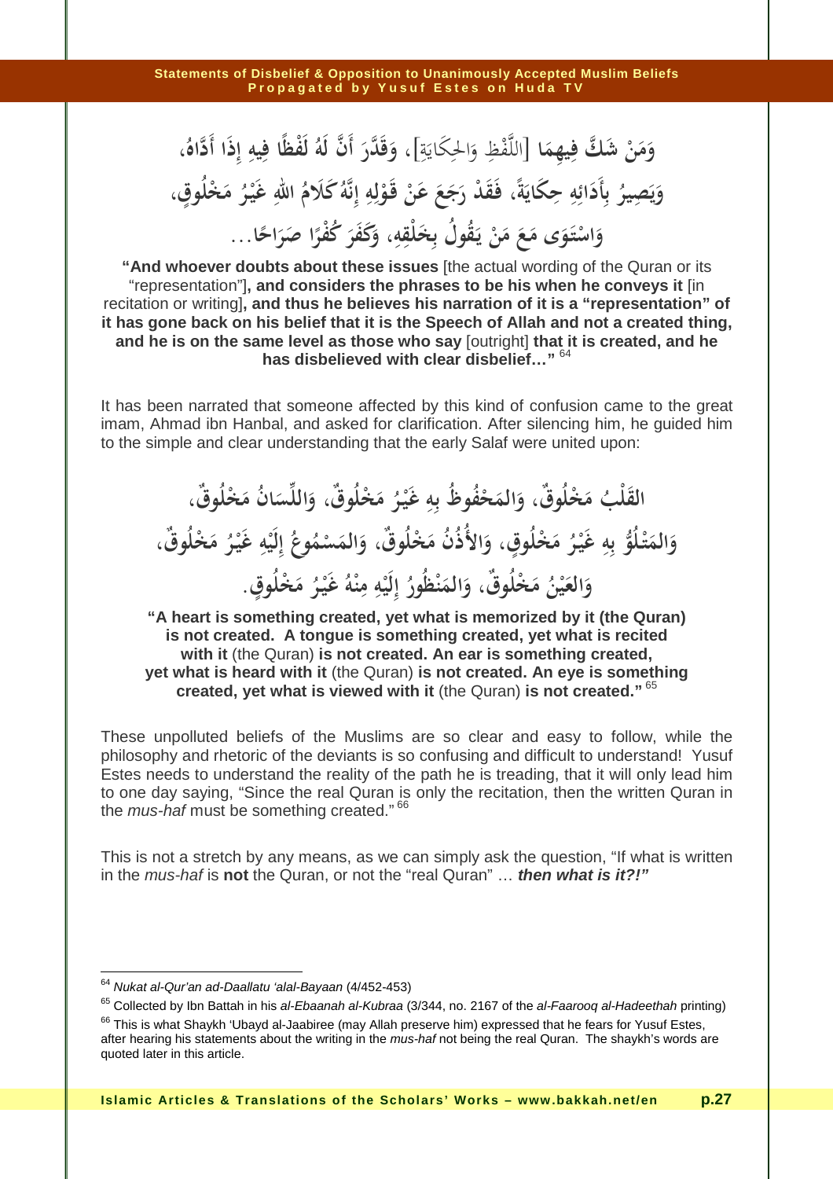وَمَنْ شَكَّ فِيهِمَا [اللَّفْظِ وَالحِكَايَةِ]، وَقَدَّرَ أَنَّ لَهُ لَفْظًا فِيهِ إِذَا أَدَّاهُ،
وَيَصِيرُ بِأَدَائِهِ حِكَايَةً، فَقَدْ رَجَعَ عَنْ قَوْلِهِ إِنَّهُ كَلَامُ اللهِ غَيْرُ مَخْلُوقٍ،
وَاسْتَوَى مَعَ مَنْ يَقُولُ بِخَلْقِهِ، وَكَفَرَ كُفْرًا صَرَاحًا...

**"And whoever doubts about these issues** [the actual wording of the Quran or its "representation"]**, and considers the phrases to be his when he conveys it** [in recitation or writing]**, and thus he believes his narration of it is a "representation" of it has gone back on his belief that it is the Speech of Allah and not a created thing, and he is on the same level as those who say** [outright] **that it is created, and he has disbelieved with clear disbelief…"** [64]

It has been narrated that someone affected by this kind of confusion came to the great imam, Ahmad ibn Hanbal, and asked for clarification. After silencing him, he guided him to the simple and clear understanding that the early Salaf were united upon:

القَلْبُ مَخْلُوقٌ، وَالمَحْفُوظُ بِهِ غَيْرُ مَخْلُوقٌ، وَاللِّسَانُ مَخْلُوقٌ،
وَالمَتْلُوُّ بِهِ غَيْرُ مَخْلُوقٍ، وَالأُذُنُ مَخْلُوقٌ، وَالمَسْمُوعُ إِلَيْهِ غَيْرُ مَخْلُوقٌ،
وَالعَيْنُ مَخْلُوقٌ، وَالمَنْظُورُ إِلَيْهِ مِنْهُ غَيْرُ مَخْلُوقٍ.

**"A heart is something created, yet what is memorized by it (the Quran) is not created. A tongue is something created, yet what is recited with it** (the Quran) **is not created. An ear is something created, yet what is heard with it** (the Quran) **is not created. An eye is something created, yet what is viewed with it** (the Quran) **is not created."** [65]

These unpolluted beliefs of the Muslims are so clear and easy to follow, while the philosophy and rhetoric of the deviants is so confusing and difficult to understand! Yusuf Estes needs to understand the reality of the path he is treading, that it will only lead him to one day saying, "Since the real Quran is only the recitation, then the written Quran in the *mus-haf* must be something created." [66]

This is not a stretch by any means, as we can simply ask the question, "If what is written in the *mus-haf* is **not** the Quran, or not the "real Quran" … ***then what is it?!"***

---

[64] *Nukat al-Qur'an ad-Daallatu 'alal-Bayaan* (4/452-453)

[65] Collected by Ibn Battah in his *al-Ebaanah al-Kubraa* (3/344, no. 2167 of the *al-Faarooq al-Hadeethah* printing)

[66] This is what Shaykh 'Ubayd al-Jaabiree (may Allah preserve him) expressed that he fears for Yusuf Estes, after hearing his statements about the writing in the *mus-haf* not being the real Quran. The shaykh's words are quoted later in this article.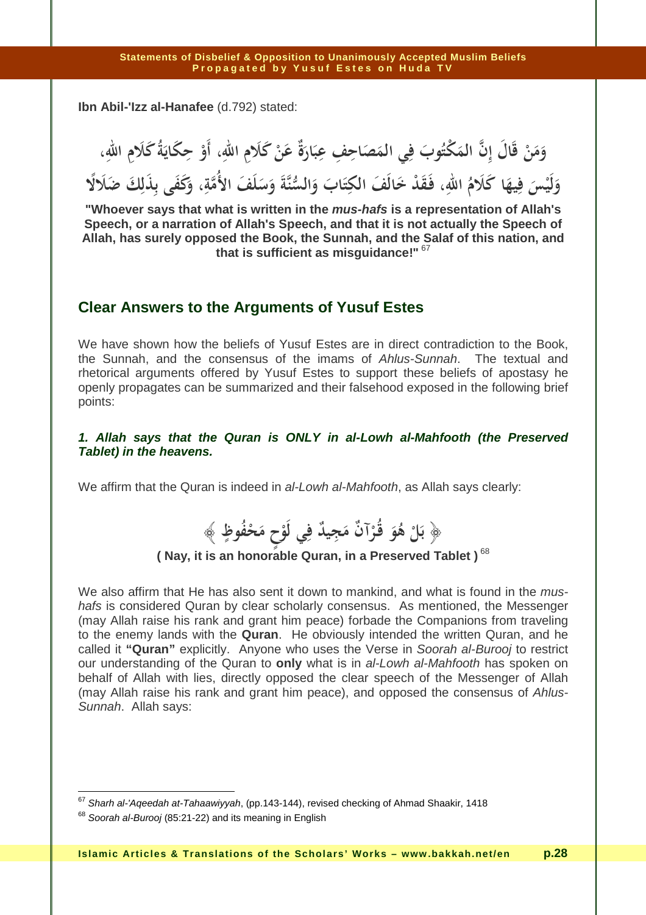**Ibn Abil-'Izz al-Hanafee** (d.792) stated:

وَمَنْ قَالَ إِنَّ المَكْتُوبَ فِي المَصَاحِفِ عِبَارَةٌ عَنْ كَلَامِ اللهِ، أَوْ حِكَايَةُ كَلَامِ اللهِ، وَلَيْسَ فِيهَا كَلَامُ اللهِ، فَقَدْ خَالَفَ الكِتَابَ وَالسُّنَّةَ وَسَلَفَ الأُمَّةِ، وَكَفَى بِذَلِكَ ضَلَالًا

**"Whoever says that what is written in the *mus-hafs* is a representation of Allah's Speech, or a narration of Allah's Speech, and that it is not actually the Speech of Allah, has surely opposed the Book, the Sunnah, and the Salaf of this nation, and that is sufficient as misguidance!"** [67]

## Clear Answers to the Arguments of Yusuf Estes

We have shown how the beliefs of Yusuf Estes are in direct contradiction to the Book, the Sunnah, and the consensus of the imams of *Ahlus-Sunnah*. The textual and rhetorical arguments offered by Yusuf Estes to support these beliefs of apostasy he openly propagates can be summarized and their falsehood exposed in the following brief points:

***1. Allah says that the Quran is ONLY in al-Lowh al-Mahfooth (the Preserved Tablet) in the heavens.***

We affirm that the Quran is indeed in *al-Lowh al-Mahfooth*, as Allah says clearly:

﴿ بَلْ هُوَ قُرْآنٌ مَجِيدٌ فِي لَوْحٍ مَحْفُوظٍ ﴾

**( Nay, it is an honorable Quran, in a Preserved Tablet )** [68]

We also affirm that He has also sent it down to mankind, and what is found in the *mus-hafs* is considered Quran by clear scholarly consensus. As mentioned, the Messenger (may Allah raise his rank and grant him peace) forbade the Companions from traveling to the enemy lands with the **Quran**. He obviously intended the written Quran, and he called it **"Quran"** explicitly. Anyone who uses the Verse in *Soorah al-Burooj* to restrict our understanding of the Quran to **only** what is in *al-Lowh al-Mahfooth* has spoken on behalf of Allah with lies, directly opposed the clear speech of the Messenger of Allah (may Allah raise his rank and grant him peace), and opposed the consensus of *Ahlus-Sunnah*. Allah says:

---

[67] *Sharh al-'Aqeedah at-Tahaawiyyah*, (pp.143-144), revised checking of Ahmad Shaakir, 1418

[68] *Soorah al-Burooj* (85:21-22) and its meaning in English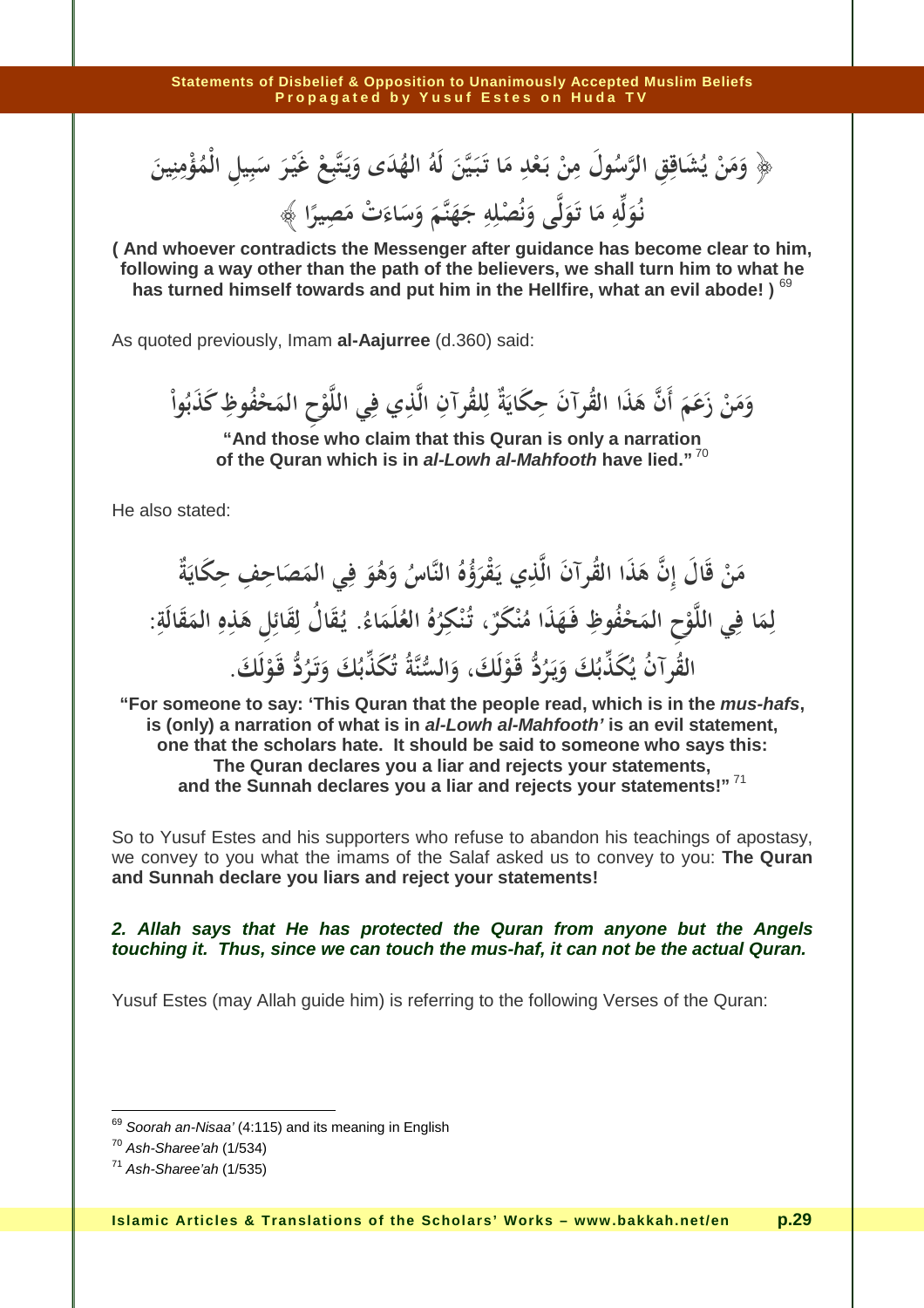﴿ وَمَنْ يُشَاقِقِ الرَّسُولَ مِنْ بَعْدِ مَا تَبَيَّنَ لَهُ الهُدَى وَيَتَّبِعْ غَيْرَ سَبِيلِ الْمُؤْمِنِينَ نُوَلِّهِ مَا تَوَلَّى وَنُصْلِهِ جَهَنَّمَ وَسَاءَتْ مَصِيرًا ﴾

**( And whoever contradicts the Messenger after guidance has become clear to him, following a way other than the path of the believers, we shall turn him to what he has turned himself towards and put him in the Hellfire, what an evil abode! )** [69]

As quoted previously, Imam **al-Aajurree** (d.360) said:

وَمَنْ زَعَمَ أَنَّ هَذَا القُرآنَ حِكَايَةٌ لِلقُرآنِ الَّذِي فِي اللَّوْحِ المَحْفُوظِ كَذَبُواْ

**"And those who claim that this Quran is only a narration of the Quran which is in *al-Lowh al-Mahfooth* have lied."** [70]

He also stated:

مَنْ قَالَ إِنَّ هَذَا القُرآنَ الَّذِي يَقْرَؤُهُ النَّاسُ وَهُوَ فِي المَصَاحِفِ حِكَايَةٌ لِمَا فِي اللَّوْحِ المَحْفُوظِ فَهَذَا مُنْكَرٌ، تُنْكِرُهُ العُلَمَاءُ. يُقَالُ لِقَائِلِ هَذِهِ المَقَالَةِ: القُرآنُ يُكَذِّبُكَ وَيَرُدُّ قَوْلَكَ، وَالسُّنَّةُ تُكَذِّبُكَ وَتَرُدُّ قَوْلَكَ.

**"For someone to say: 'This Quran that the people read, which is in the *mus-hafs*, is (only) a narration of what is in *al-Lowh al-Mahfooth'* is an evil statement, one that the scholars hate. It should be said to someone who says this: The Quran declares you a liar and rejects your statements, and the Sunnah declares you a liar and rejects your statements!"** [71]

So to Yusuf Estes and his supporters who refuse to abandon his teachings of apostasy, we convey to you what the imams of the Salaf asked us to convey to you: **The Quran and Sunnah declare you liars and reject your statements!**

***2. Allah says that He has protected the Quran from anyone but the Angels touching it. Thus, since we can touch the mus-haf, it can not be the actual Quran.***

Yusuf Estes (may Allah guide him) is referring to the following Verses of the Quran:

---

[69] *Soorah an-Nisaa'* (4:115) and its meaning in English

[70] *Ash-Sharee'ah* (1/534)

[71] *Ash-Sharee'ah* (1/535)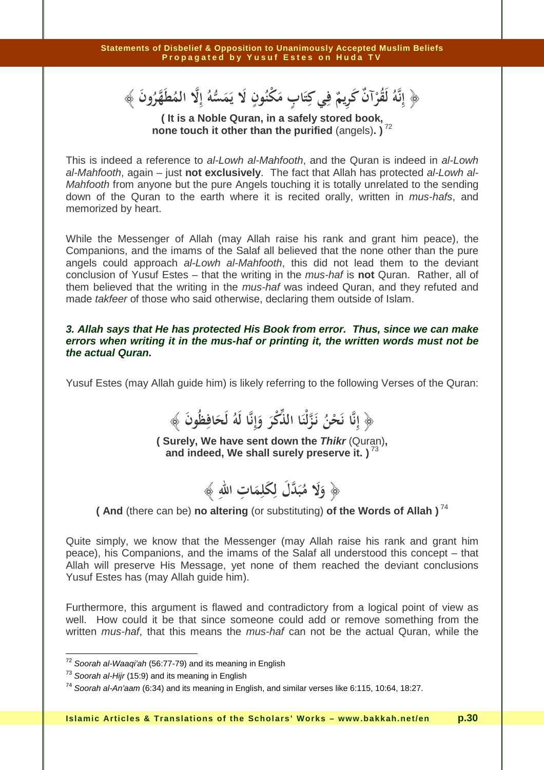﴿ إِنَّهُ لَقُرْآنٌ كَرِيمٌ فِي كِتَابٍ مَكْنُونٍ لَا يَمَسُّهُ إِلَّا الْمُطَهَّرُونَ ﴾

**( It is a Noble Quran, in a safely stored book, none touch it other than the purified** (angels)**. )** [72]

This is indeed a reference to *al-Lowh al-Mahfooth*, and the Quran is indeed in *al-Lowh al-Mahfooth*, again – just **not exclusively**. The fact that Allah has protected *al-Lowh al-Mahfooth* from anyone but the pure Angels touching it is totally unrelated to the sending down of the Quran to the earth where it is recited orally, written in *mus-hafs*, and memorized by heart.

While the Messenger of Allah (may Allah raise his rank and grant him peace), the Companions, and the imams of the Salaf all believed that the none other than the pure angels could approach *al-Lowh al-Mahfooth*, this did not lead them to the deviant conclusion of Yusuf Estes – that the writing in the *mus-haf* is **not** Quran. Rather, all of them believed that the writing in the *mus-haf* was indeed Quran, and they refuted and made *takfeer* of those who said otherwise, declaring them outside of Islam.

***3. Allah says that He has protected His Book from error. Thus, since we can make errors when writing it in the mus-haf or printing it, the written words must not be the actual Quran.***

Yusuf Estes (may Allah guide him) is likely referring to the following Verses of the Quran:

﴿ إِنَّا نَحْنُ نَزَّلْنَا الذِّكْرَ وَإِنَّا لَهُ لَحَافِظُونَ ﴾

**( Surely, We have sent down the *Thikr*** (Quran)**, and indeed, We shall surely preserve it. )** [73]

﴿ وَلَا مُبَدِّلَ لِكَلِمَاتِ اللهِ ﴾

**( And** (there can be) **no altering** (or substituting) **of the Words of Allah )** [74]

Quite simply, we know that the Messenger (may Allah raise his rank and grant him peace), his Companions, and the imams of the Salaf all understood this concept – that Allah will preserve His Message, yet none of them reached the deviant conclusions Yusuf Estes has (may Allah guide him).

Furthermore, this argument is flawed and contradictory from a logical point of view as well. How could it be that since someone could add or remove something from the written *mus-haf*, that this means the *mus-haf* can not be the actual Quran, while the

---

[72] *Soorah al-Waaqi'ah* (56:77-79) and its meaning in English

[73] *Soorah al-Hijr* (15:9) and its meaning in English

[74] *Soorah al-An'aam* (6:34) and its meaning in English, and similar verses like 6:115, 10:64, 18:27.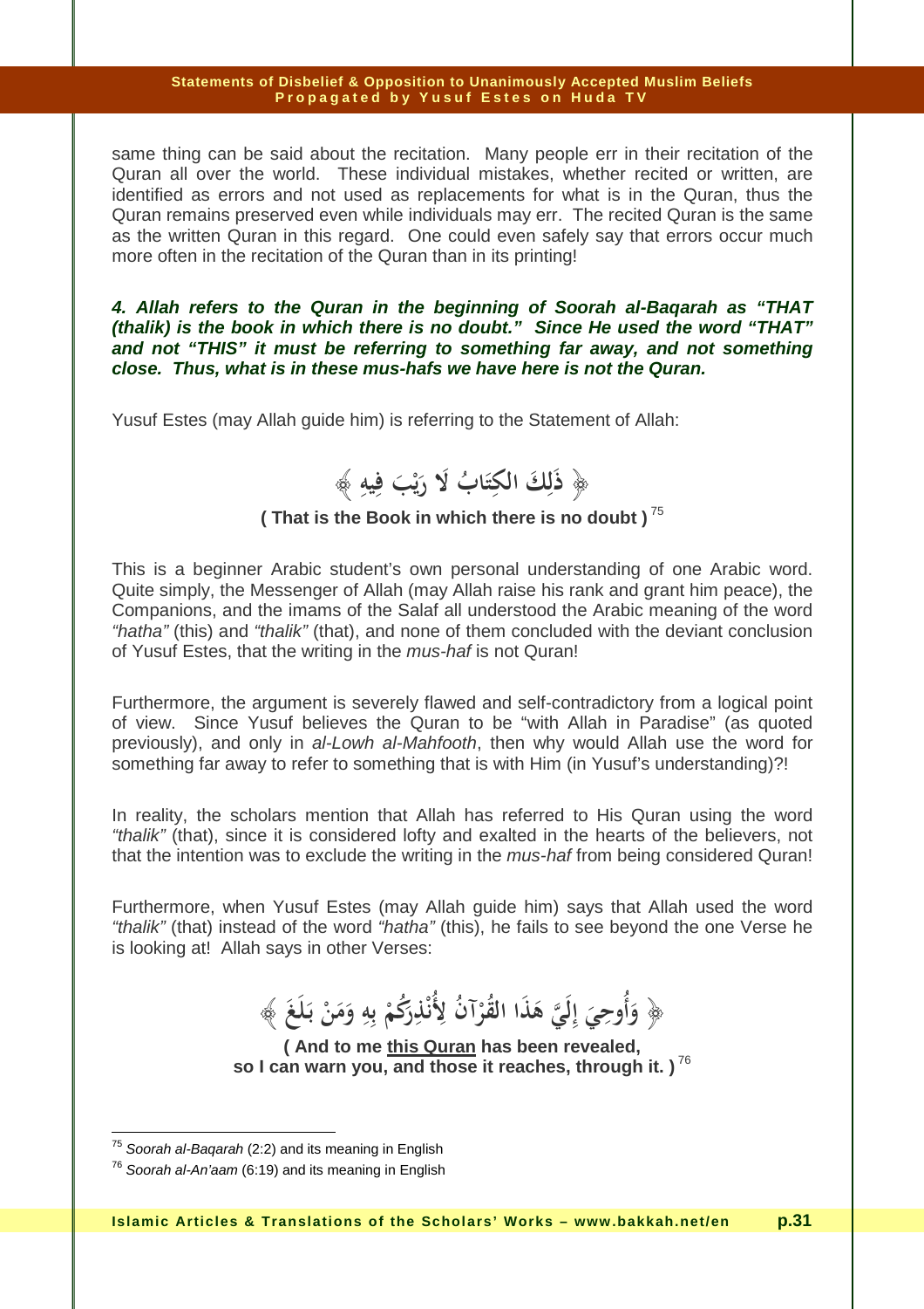same thing can be said about the recitation. Many people err in their recitation of the Quran all over the world. These individual mistakes, whether recited or written, are identified as errors and not used as replacements for what is in the Quran, thus the Quran remains preserved even while individuals may err. The recited Quran is the same as the written Quran in this regard. One could even safely say that errors occur much more often in the recitation of the Quran than in its printing!

***4. Allah refers to the Quran in the beginning of Soorah al-Baqarah as "THAT (thalik) is the book in which there is no doubt." Since He used the word "THAT" and not "THIS" it must be referring to something far away, and not something close. Thus, what is in these mus-hafs we have here is not the Quran.***

Yusuf Estes (may Allah guide him) is referring to the Statement of Allah:

﴿ ذَلِكَ الكِتَابُ لَا رَيْبَ فِيهِ ﴾

**( That is the Book in which there is no doubt )** [75]

This is a beginner Arabic student's own personal understanding of one Arabic word. Quite simply, the Messenger of Allah (may Allah raise his rank and grant him peace), the Companions, and the imams of the Salaf all understood the Arabic meaning of the word *"hatha"* (this) and *"thalik"* (that), and none of them concluded with the deviant conclusion of Yusuf Estes, that the writing in the *mus-haf* is not Quran!

Furthermore, the argument is severely flawed and self-contradictory from a logical point of view. Since Yusuf believes the Quran to be "with Allah in Paradise" (as quoted previously), and only in *al-Lowh al-Mahfooth*, then why would Allah use the word for something far away to refer to something that is with Him (in Yusuf's understanding)?!

In reality, the scholars mention that Allah has referred to His Quran using the word *"thalik"* (that), since it is considered lofty and exalted in the hearts of the believers, not that the intention was to exclude the writing in the *mus-haf* from being considered Quran!

Furthermore, when Yusuf Estes (may Allah guide him) says that Allah used the word *"thalik"* (that) instead of the word *"hatha"* (this), he fails to see beyond the one Verse he is looking at! Allah says in other Verses:

﴿ وَأُوحِيَ إِلَيَّ هَذَا القُرْآنُ لِأُنْذِرَكُمْ بِهِ وَمَنْ بَلَغَ ﴾

**( And to me <u>this Quran</u> has been revealed, so I can warn you, and those it reaches, through it. )** [76]

---

[75] *Soorah al-Baqarah* (2:2) and its meaning in English

[76] *Soorah al-An'aam* (6:19) and its meaning in English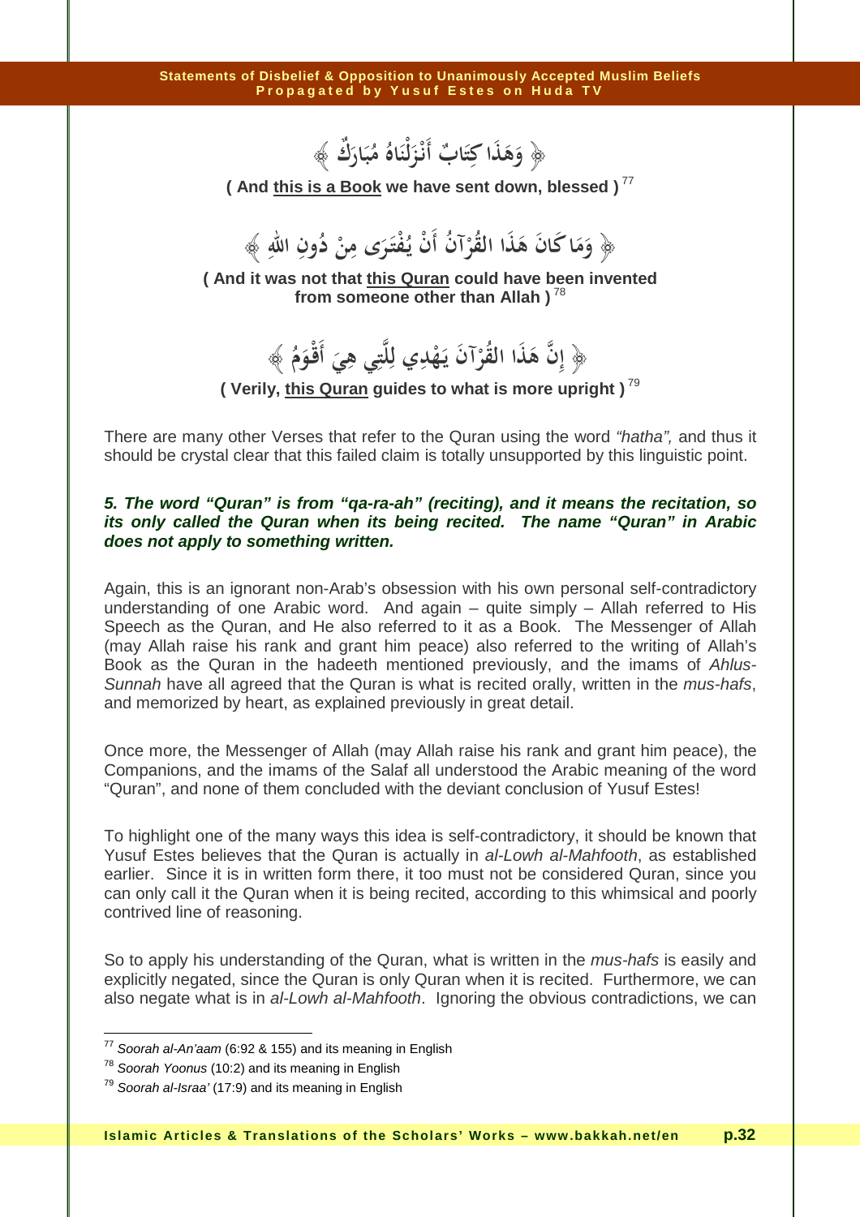﴿ وَهَذَا كِتَابٌ أَنْزَلْنَاهُ مُبَارَكٌ ﴾

**( And <u>this is a Book</u> we have sent down, blessed )** [77]

﴿ وَمَا كَانَ هَذَا الْقُرْآنُ أَنْ يُفْتَرَى مِنْ دُونِ اللهِ ﴾

**( And it was not that <u>this Quran</u> could have been invented from someone other than Allah )** [78]

﴿ إِنَّ هَذَا الْقُرْآنَ يَهْدِي لِلَّتِي هِيَ أَقْوَمُ ﴾

**( Verily, <u>this Quran</u> guides to what is more upright )** [79]

There are many other Verses that refer to the Quran using the word *"hatha",* and thus it should be crystal clear that this failed claim is totally unsupported by this linguistic point.

***5. The word "Quran" is from "qa-ra-ah" (reciting), and it means the recitation, so its only called the Quran when its being recited. The name "Quran" in Arabic does not apply to something written.***

Again, this is an ignorant non-Arab's obsession with his own personal self-contradictory understanding of one Arabic word. And again – quite simply – Allah referred to His Speech as the Quran, and He also referred to it as a Book. The Messenger of Allah (may Allah raise his rank and grant him peace) also referred to the writing of Allah's Book as the Quran in the hadeeth mentioned previously, and the imams of *Ahlus-Sunnah* have all agreed that the Quran is what is recited orally, written in the *mus-hafs*, and memorized by heart, as explained previously in great detail.

Once more, the Messenger of Allah (may Allah raise his rank and grant him peace), the Companions, and the imams of the Salaf all understood the Arabic meaning of the word "Quran", and none of them concluded with the deviant conclusion of Yusuf Estes!

To highlight one of the many ways this idea is self-contradictory, it should be known that Yusuf Estes believes that the Quran is actually in *al-Lowh al-Mahfooth*, as established earlier. Since it is in written form there, it too must not be considered Quran, since you can only call it the Quran when it is being recited, according to this whimsical and poorly contrived line of reasoning.

So to apply his understanding of the Quran, what is written in the *mus-hafs* is easily and explicitly negated, since the Quran is only Quran when it is recited. Furthermore, we can also negate what is in *al-Lowh al-Mahfooth*. Ignoring the obvious contradictions, we can

---

[77] *Soorah al-An'aam* (6:92 & 155) and its meaning in English

[78] *Soorah Yoonus* (10:2) and its meaning in English

[79] *Soorah al-Israa'* (17:9) and its meaning in English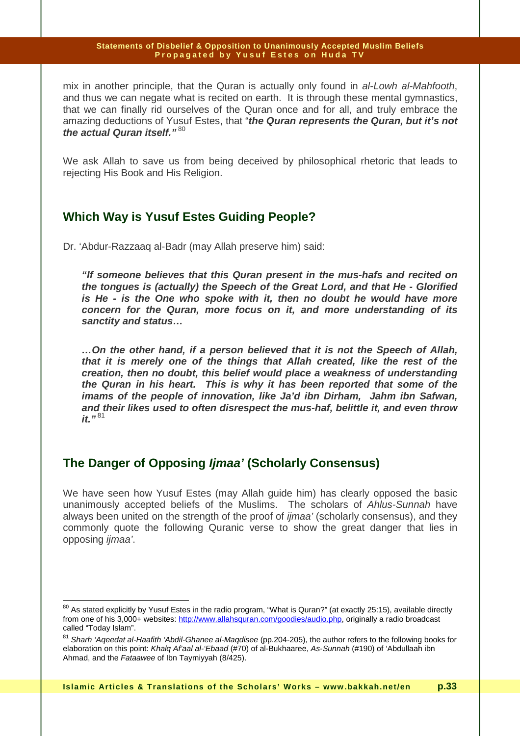mix in another principle, that the Quran is actually only found in *al-Lowh al-Mahfooth*, and thus we can negate what is recited on earth. It is through these mental gymnastics, that we can finally rid ourselves of the Quran once and for all, and truly embrace the amazing deductions of Yusuf Estes, that "***the Quran represents the Quran, but it's not the actual Quran itself."***[80]

We ask Allah to save us from being deceived by philosophical rhetoric that leads to rejecting His Book and His Religion.

## Which Way is Yusuf Estes Guiding People?

Dr. 'Abdur-Razzaaq al-Badr (may Allah preserve him) said:

> ***"If someone believes that this Quran present in the mus-hafs and recited on the tongues is (actually) the Speech of the Great Lord, and that He - Glorified is He - is the One who spoke with it, then no doubt he would have more concern for the Quran, more focus on it, and more understanding of its sanctity and status…***
>
> ***…On the other hand, if a person believed that it is not the Speech of Allah, that it is merely one of the things that Allah created, like the rest of the creation, then no doubt, this belief would place a weakness of understanding the Quran in his heart. This is why it has been reported that some of the imams of the people of innovation, like Ja'd ibn Dirham, Jahm ibn Safwan, and their likes used to often disrespect the mus-haf, belittle it, and even throw it."***[81]

## The Danger of Opposing *Ijmaa'* (Scholarly Consensus)

We have seen how Yusuf Estes (may Allah guide him) has clearly opposed the basic unanimously accepted beliefs of the Muslims. The scholars of *Ahlus-Sunnah* have always been united on the strength of the proof of *ijmaa'* (scholarly consensus), and they commonly quote the following Quranic verse to show the great danger that lies in opposing *ijmaa'*.

---

[80] As stated explicitly by Yusuf Estes in the radio program, "What is Quran?" (at exactly 25:15), available directly from one of his 3,000+ websites: http://www.allahsquran.com/goodies/audio.php, originally a radio broadcast called "Today Islam".

[81] *Sharh 'Aqeedat al-Haafith 'Abdil-Ghanee al-Maqdisee* (pp.204-205), the author refers to the following books for elaboration on this point: *Khalq Af'aal al-'Ebaad* (#70) of al-Bukhaaree, *As-Sunnah* (#190) of 'Abdullaah ibn Ahmad, and the *Fataawee* of Ibn Taymiyyah (8/425).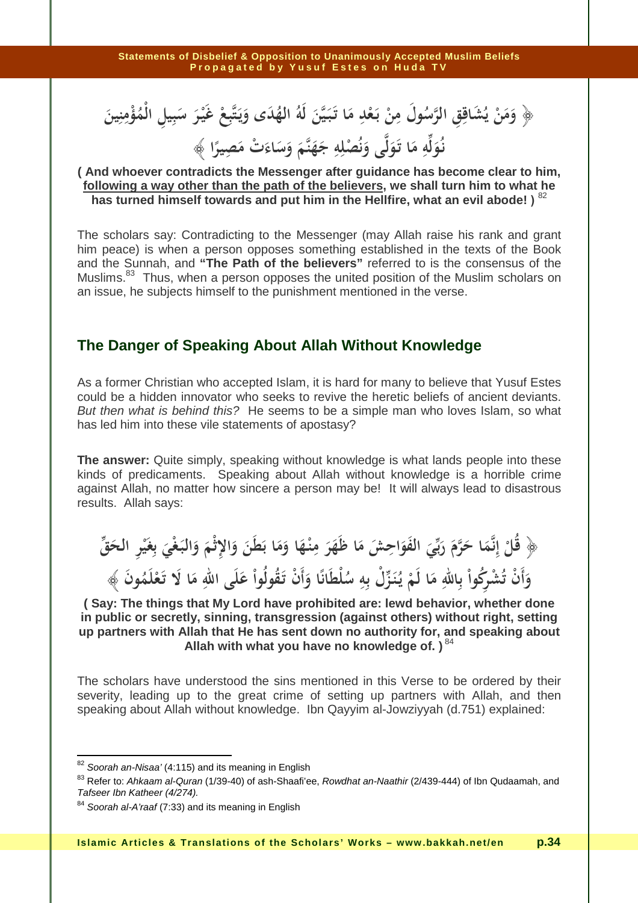﴿ وَمَنْ يُشَاقِقِ الرَّسُولَ مِنْ بَعْدِ مَا تَبَيَّنَ لَهُ الهُدَى وَيَتَّبِعْ غَيْرَ سَبِيلِ الْمُؤْمِنِينَ نُوَلِّهِ مَا تَوَلَّى وَنُصْلِهِ جَهَنَّمَ وَسَاءَتْ مَصِيرًا ﴾

**( And whoever contradicts the Messenger after guidance has become clear to him, <u>following a way other than the path of the believers</u>, we shall turn him to what he has turned himself towards and put him in the Hellfire, what an evil abode! )** [82]

The scholars say: Contradicting to the Messenger (may Allah raise his rank and grant him peace) is when a person opposes something established in the texts of the Book and the Sunnah, and **"The Path of the believers"** referred to is the consensus of the Muslims.[83] Thus, when a person opposes the united position of the Muslim scholars on an issue, he subjects himself to the punishment mentioned in the verse.

## The Danger of Speaking About Allah Without Knowledge

As a former Christian who accepted Islam, it is hard for many to believe that Yusuf Estes could be a hidden innovator who seeks to revive the heretic beliefs of ancient deviants. *But then what is behind this?* He seems to be a simple man who loves Islam, so what has led him into these vile statements of apostasy?

**The answer:** Quite simply, speaking without knowledge is what lands people into these kinds of predicaments. Speaking about Allah without knowledge is a horrible crime against Allah, no matter how sincere a person may be! It will always lead to disastrous results. Allah says:

﴿ قُلْ إِنَّمَا حَرَّمَ رَبِّيَ الفَوَاحِشَ مَا ظَهَرَ مِنْهَا وَمَا بَطَنَ وَالإِثْمَ وَالبَغْيَ بِغَيْرِ الحَقِّ وَأَنْ تُشْرِكُواْ بِاللهِ مَا لَمْ يُنَزِّلْ بِهِ سُلْطَانًا وَأَنْ تَقُولُواْ عَلَى اللهِ مَا لَا تَعْلَمُونَ ﴾

**( Say: The things that My Lord have prohibited are: lewd behavior, whether done in public or secretly, sinning, transgression (against others) without right, setting up partners with Allah that He has sent down no authority for, and speaking about Allah with what you have no knowledge of. )** [84]

The scholars have understood the sins mentioned in this Verse to be ordered by their severity, leading up to the great crime of setting up partners with Allah, and then speaking about Allah without knowledge. Ibn Qayyim al-Jowziyyah (d.751) explained:

---

[82] *Soorah an-Nisaa'* (4:115) and its meaning in English

[83] Refer to: *Ahkaam al-Quran* (1/39-40) of ash-Shaafi'ee, *Rowdhat an-Naathir* (2/439-444) of Ibn Qudaamah, and *Tafseer Ibn Katheer (4/274).*

[84] *Soorah al-A'raaf* (7:33) and its meaning in English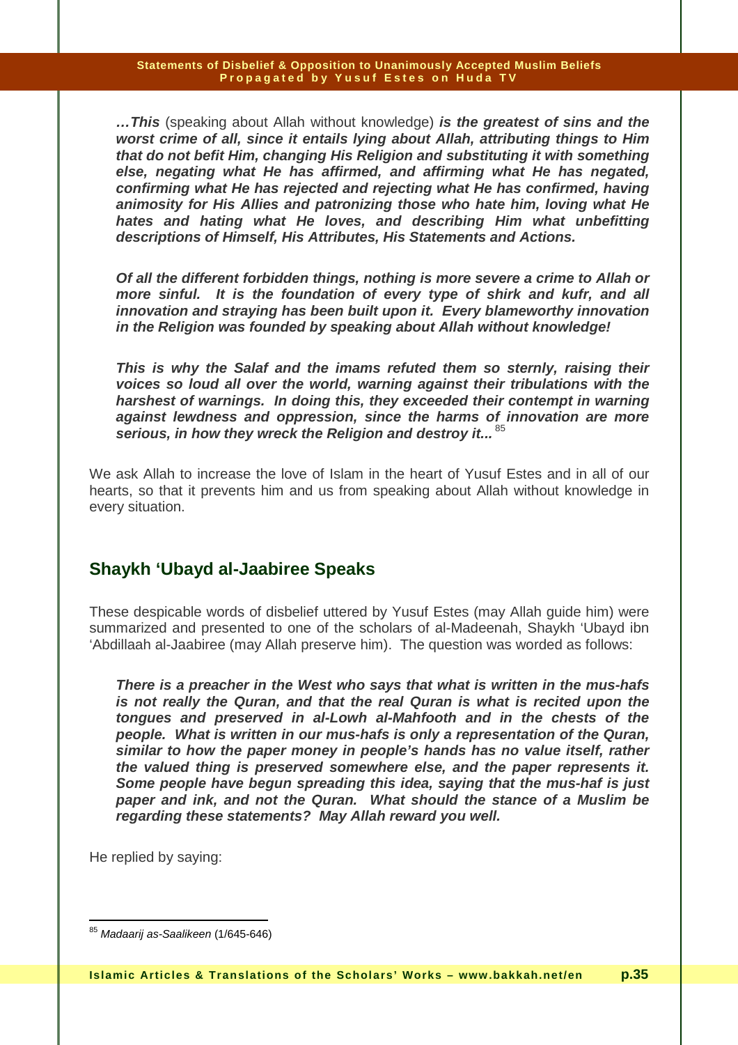> ***…This** (speaking about Allah without knowledge) **is the greatest of sins and the worst crime of all, since it entails lying about Allah, attributing things to Him that do not befit Him, changing His Religion and substituting it with something else, negating what He has affirmed, and affirming what He has negated, confirming what He has rejected and rejecting what He has confirmed, having animosity for His Allies and patronizing those who hate him, loving what He hates and hating what He loves, and describing Him what unbefitting descriptions of Himself, His Attributes, His Statements and Actions.***
>
> ***Of all the different forbidden things, nothing is more severe a crime to Allah or more sinful. It is the foundation of every type of shirk and kufr, and all innovation and straying has been built upon it. Every blameworthy innovation in the Religion was founded by speaking about Allah without knowledge!***
>
> ***This is why the Salaf and the imams refuted them so sternly, raising their voices so loud all over the world, warning against their tribulations with the harshest of warnings. In doing this, they exceeded their contempt in warning against lewdness and oppression, since the harms of innovation are more serious, in how they wreck the Religion and destroy it...*** [85]

We ask Allah to increase the love of Islam in the heart of Yusuf Estes and in all of our hearts, so that it prevents him and us from speaking about Allah without knowledge in every situation.

## Shaykh 'Ubayd al-Jaabiree Speaks

These despicable words of disbelief uttered by Yusuf Estes (may Allah guide him) were summarized and presented to one of the scholars of al-Madeenah, Shaykh 'Ubayd ibn 'Abdillaah al-Jaabiree (may Allah preserve him). The question was worded as follows:

> ***There is a preacher in the West who says that what is written in the mus-hafs is not really the Quran, and that the real Quran is what is recited upon the tongues and preserved in al-Lowh al-Mahfooth and in the chests of the people. What is written in our mus-hafs is only a representation of the Quran, similar to how the paper money in people's hands has no value itself, rather the valued thing is preserved somewhere else, and the paper represents it. Some people have begun spreading this idea, saying that the mus-haf is just paper and ink, and not the Quran. What should the stance of a Muslim be regarding these statements? May Allah reward you well.***

He replied by saying:

---

[85] *Madaarij as-Saalikeen* (1/645-646)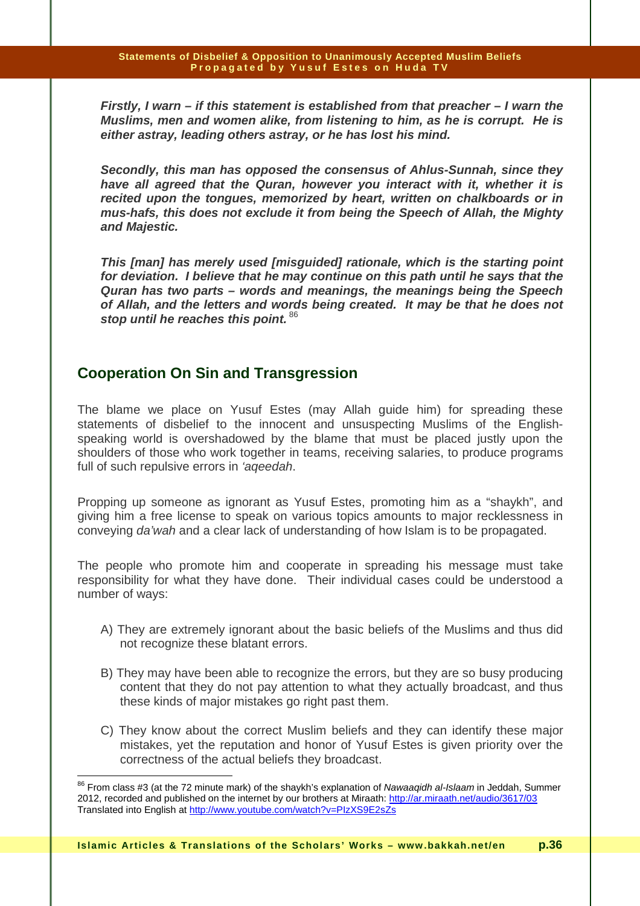***Firstly, I warn – if this statement is established from that preacher – I warn the Muslims, men and women alike, from listening to him, as he is corrupt. He is either astray, leading others astray, or he has lost his mind.***

***Secondly, this man has opposed the consensus of Ahlus-Sunnah, since they have all agreed that the Quran, however you interact with it, whether it is recited upon the tongues, memorized by heart, written on chalkboards or in mus-hafs, this does not exclude it from being the Speech of Allah, the Mighty and Majestic.***

***This [man] has merely used [misguided] rationale, which is the starting point for deviation. I believe that he may continue on this path until he says that the Quran has two parts – words and meanings, the meanings being the Speech of Allah, and the letters and words being created. It may be that he does not stop until he reaches this point.*** [86]

## Cooperation On Sin and Transgression

The blame we place on Yusuf Estes (may Allah guide him) for spreading these statements of disbelief to the innocent and unsuspecting Muslims of the English-speaking world is overshadowed by the blame that must be placed justly upon the shoulders of those who work together in teams, receiving salaries, to produce programs full of such repulsive errors in *'aqeedah*.

Propping up someone as ignorant as Yusuf Estes, promoting him as a "shaykh", and giving him a free license to speak on various topics amounts to major recklessness in conveying *da'wah* and a clear lack of understanding of how Islam is to be propagated.

The people who promote him and cooperate in spreading his message must take responsibility for what they have done. Their individual cases could be understood a number of ways:

A) They are extremely ignorant about the basic beliefs of the Muslims and thus did not recognize these blatant errors.

B) They may have been able to recognize the errors, but they are so busy producing content that they do not pay attention to what they actually broadcast, and thus these kinds of major mistakes go right past them.

C) They know about the correct Muslim beliefs and they can identify these major mistakes, yet the reputation and honor of Yusuf Estes is given priority over the correctness of the actual beliefs they broadcast.

---

[86] From class #3 (at the 72 minute mark) of the shaykh's explanation of *Nawaaqidh al-Islaam* in Jeddah, Summer 2012, recorded and published on the internet by our brothers at Miraath: http://ar.miraath.net/audio/3617/03 Translated into English at http://www.youtube.com/watch?v=PIzXS9E2sZs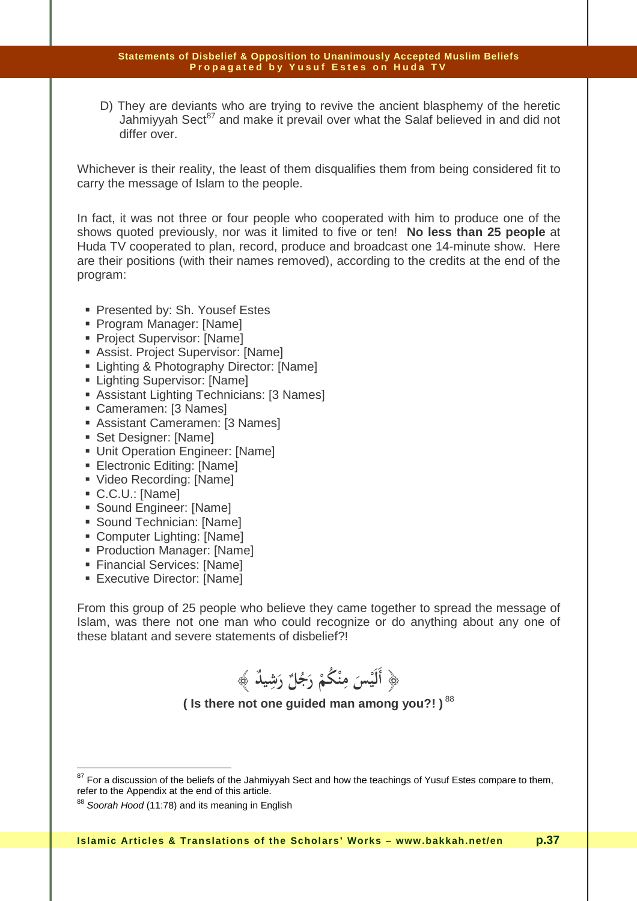D) They are deviants who are trying to revive the ancient blasphemy of the heretic Jahmiyyah Sect[87] and make it prevail over what the Salaf believed in and did not differ over.

Whichever is their reality, the least of them disqualifies them from being considered fit to carry the message of Islam to the people.

In fact, it was not three or four people who cooperated with him to produce one of the shows quoted previously, nor was it limited to five or ten! **No less than 25 people** at Huda TV cooperated to plan, record, produce and broadcast one 14-minute show. Here are their positions (with their names removed), according to the credits at the end of the program:

- Presented by: Sh. Yousef Estes
- Program Manager: [Name]
- Project Supervisor: [Name]
- Assist. Project Supervisor: [Name]
- Lighting & Photography Director: [Name]
- Lighting Supervisor: [Name]
- Assistant Lighting Technicians: [3 Names]
- Cameramen: [3 Names]
- Assistant Cameramen: [3 Names]
- Set Designer: [Name]
- Unit Operation Engineer: [Name]
- Electronic Editing: [Name]
- Video Recording: [Name]
- C.C.U.: [Name]
- Sound Engineer: [Name]
- Sound Technician: [Name]
- Computer Lighting: [Name]
- Production Manager: [Name]
- Financial Services: [Name]
- Executive Director: [Name]

From this group of 25 people who believe they came together to spread the message of Islam, was there not one man who could recognize or do anything about any one of these blatant and severe statements of disbelief?!

﴿ أَلَيْسَ مِنْكُمْ رَجُلٌ رَشِيدٌ ﴾

**( Is there not one guided man among you?! )** [88]

---

[87] For a discussion of the beliefs of the Jahmiyyah Sect and how the teachings of Yusuf Estes compare to them, refer to the Appendix at the end of this article.

[88] *Soorah Hood* (11:78) and its meaning in English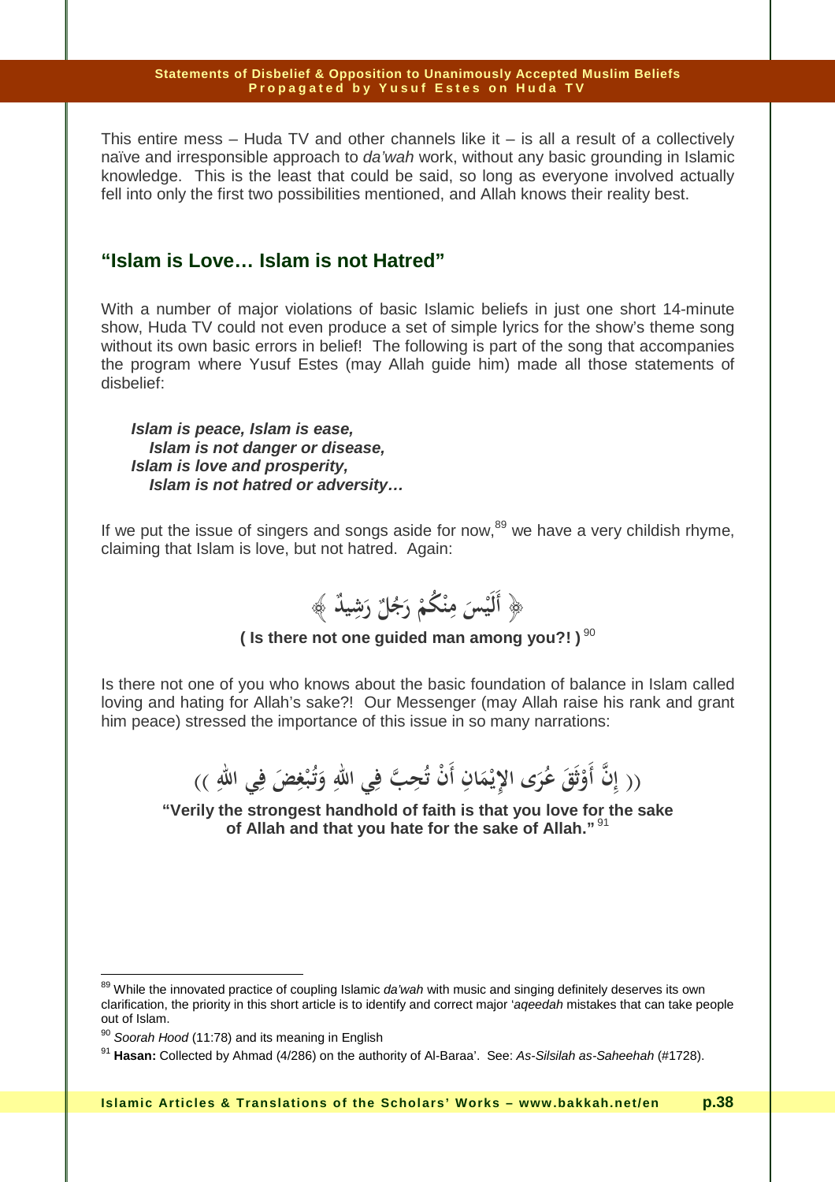This entire mess – Huda TV and other channels like it – is all a result of a collectively naïve and irresponsible approach to *da'wah* work, without any basic grounding in Islamic knowledge. This is the least that could be said, so long as everyone involved actually fell into only the first two possibilities mentioned, and Allah knows their reality best.

## "Islam is Love… Islam is not Hatred"

With a number of major violations of basic Islamic beliefs in just one short 14-minute show, Huda TV could not even produce a set of simple lyrics for the show's theme song without its own basic errors in belief! The following is part of the song that accompanies the program where Yusuf Estes (may Allah guide him) made all those statements of disbelief:

> ***Islam is peace, Islam is ease,***
> ***Islam is not danger or disease,***
> ***Islam is love and prosperity,***
> ***Islam is not hatred or adversity…***

If we put the issue of singers and songs aside for now,[89] we have a very childish rhyme, claiming that Islam is love, but not hatred. Again:

﴿ أَلَيْسَ مِنْكُمْ رَجُلٌ رَشِيدٌ ﴾

**( Is there not one guided man among you?! )** [90]

Is there not one of you who knows about the basic foundation of balance in Islam called loving and hating for Allah's sake?! Our Messenger (may Allah raise his rank and grant him peace) stressed the importance of this issue in so many narrations:

(( إِنَّ أَوْثَقَ عُرَى الإِيْمَانِ أَنْ تُحِبَّ فِي اللهِ وَتُبْغِضَ فِي اللهِ ))

**"Verily the strongest handhold of faith is that you love for the sake of Allah and that you hate for the sake of Allah."** [91]

---

[89] While the innovated practice of coupling Islamic *da'wah* with music and singing definitely deserves its own clarification, the priority in this short article is to identify and correct major '*aqeedah* mistakes that can take people out of Islam.

[90] *Soorah Hood* (11:78) and its meaning in English

[91] **Hasan:** Collected by Ahmad (4/286) on the authority of Al-Baraa'. See: *As-Silsilah as-Saheehah* (#1728).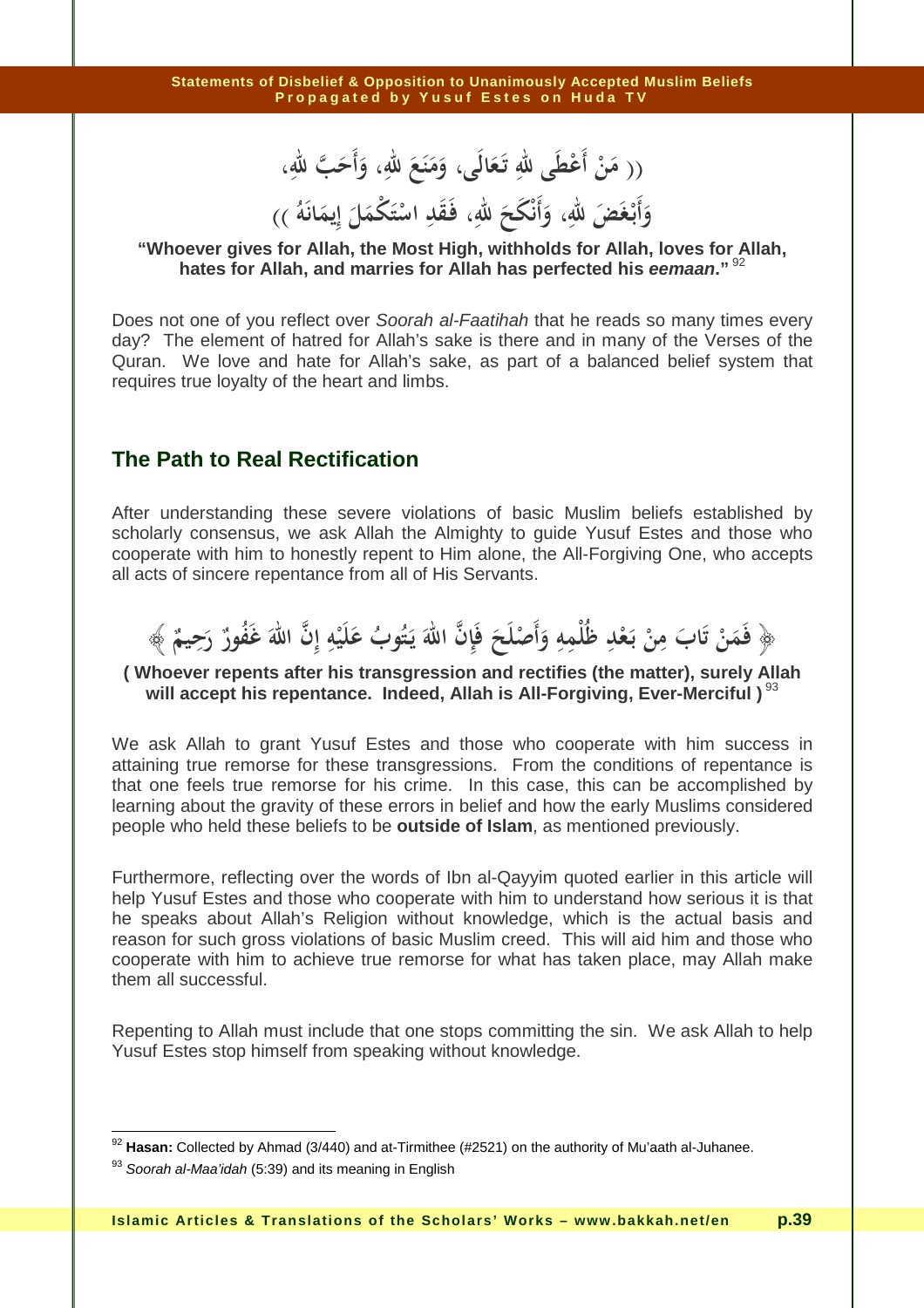(( مَنْ أَعْطَى للهِ تَعَالَى، وَمَنَعَ للهِ، وَأَحَبَّ للهِ، وَأَبْغَضَ للهِ، وَأَنْكَحَ للهِ، فَقَدِ اسْتَكْمَلَ إِيمَانَهُ ))

**"Whoever gives for Allah, the Most High, withholds for Allah, loves for Allah, hates for Allah, and marries for Allah has perfected his *eemaan*."** [92]

Does not one of you reflect over *Soorah al-Faatihah* that he reads so many times every day? The element of hatred for Allah's sake is there and in many of the Verses of the Quran. We love and hate for Allah's sake, as part of a balanced belief system that requires true loyalty of the heart and limbs.

## The Path to Real Rectification

After understanding these severe violations of basic Muslim beliefs established by scholarly consensus, we ask Allah the Almighty to guide Yusuf Estes and those who cooperate with him to honestly repent to Him alone, the All-Forgiving One, who accepts all acts of sincere repentance from all of His Servants.

﴿ فَمَنْ تَابَ مِنْ بَعْدِ ظُلْمِهِ وَأَصْلَحَ فَإِنَّ اللهَ يَتُوبُ عَلَيْهِ إِنَّ اللهَ غَفُورٌ رَحِيمٌ ﴾

**( Whoever repents after his transgression and rectifies (the matter), surely Allah will accept his repentance. Indeed, Allah is All-Forgiving, Ever-Merciful )** [93]

We ask Allah to grant Yusuf Estes and those who cooperate with him success in attaining true remorse for these transgressions. From the conditions of repentance is that one feels true remorse for his crime. In this case, this can be accomplished by learning about the gravity of these errors in belief and how the early Muslims considered people who held these beliefs to be **outside of Islam**, as mentioned previously.

Furthermore, reflecting over the words of Ibn al-Qayyim quoted earlier in this article will help Yusuf Estes and those who cooperate with him to understand how serious it is that he speaks about Allah's Religion without knowledge, which is the actual basis and reason for such gross violations of basic Muslim creed. This will aid him and those who cooperate with him to achieve true remorse for what has taken place, may Allah make them all successful.

Repenting to Allah must include that one stops committing the sin. We ask Allah to help Yusuf Estes stop himself from speaking without knowledge.

---

[92] **Hasan:** Collected by Ahmad (3/440) and at-Tirmithee (#2521) on the authority of Mu'aath al-Juhanee.

[93] *Soorah al-Maa'idah* (5:39) and its meaning in English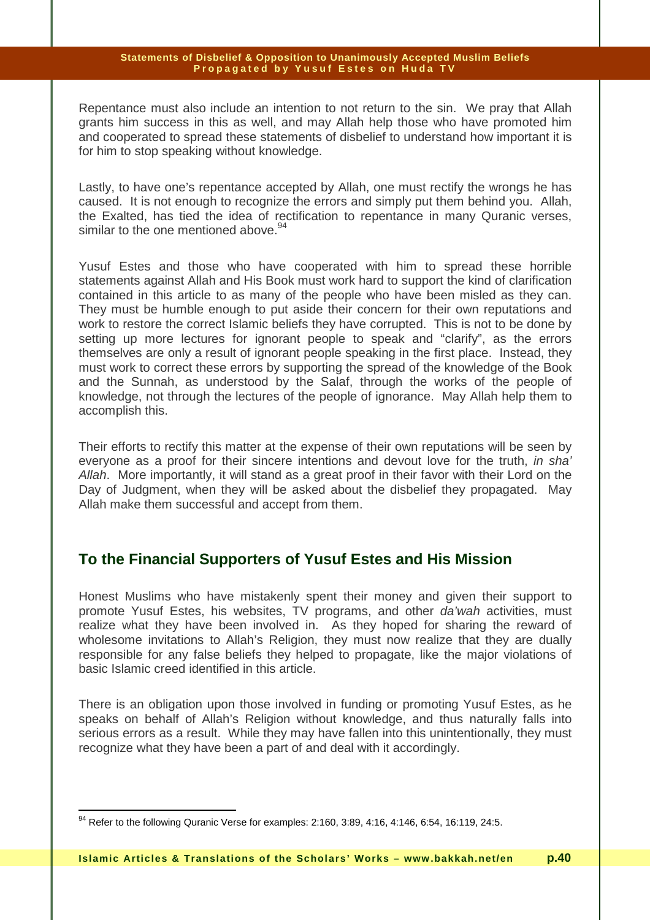Repentance must also include an intention to not return to the sin. We pray that Allah grants him success in this as well, and may Allah help those who have promoted him and cooperated to spread these statements of disbelief to understand how important it is for him to stop speaking without knowledge.

Lastly, to have one's repentance accepted by Allah, one must rectify the wrongs he has caused. It is not enough to recognize the errors and simply put them behind you. Allah, the Exalted, has tied the idea of rectification to repentance in many Quranic verses, similar to the one mentioned above.[94]

Yusuf Estes and those who have cooperated with him to spread these horrible statements against Allah and His Book must work hard to support the kind of clarification contained in this article to as many of the people who have been misled as they can. They must be humble enough to put aside their concern for their own reputations and work to restore the correct Islamic beliefs they have corrupted. This is not to be done by setting up more lectures for ignorant people to speak and "clarify", as the errors themselves are only a result of ignorant people speaking in the first place. Instead, they must work to correct these errors by supporting the spread of the knowledge of the Book and the Sunnah, as understood by the Salaf, through the works of the people of knowledge, not through the lectures of the people of ignorance. May Allah help them to accomplish this.

Their efforts to rectify this matter at the expense of their own reputations will be seen by everyone as a proof for their sincere intentions and devout love for the truth, *in sha' Allah*. More importantly, it will stand as a great proof in their favor with their Lord on the Day of Judgment, when they will be asked about the disbelief they propagated. May Allah make them successful and accept from them.

## To the Financial Supporters of Yusuf Estes and His Mission

Honest Muslims who have mistakenly spent their money and given their support to promote Yusuf Estes, his websites, TV programs, and other *da'wah* activities, must realize what they have been involved in. As they hoped for sharing the reward of wholesome invitations to Allah's Religion, they must now realize that they are dually responsible for any false beliefs they helped to propagate, like the major violations of basic Islamic creed identified in this article.

There is an obligation upon those involved in funding or promoting Yusuf Estes, as he speaks on behalf of Allah's Religion without knowledge, and thus naturally falls into serious errors as a result. While they may have fallen into this unintentionally, they must recognize what they have been a part of and deal with it accordingly.

[94] Refer to the following Quranic Verse for examples: 2:160, 3:89, 4:16, 4:146, 6:54, 16:119, 24:5.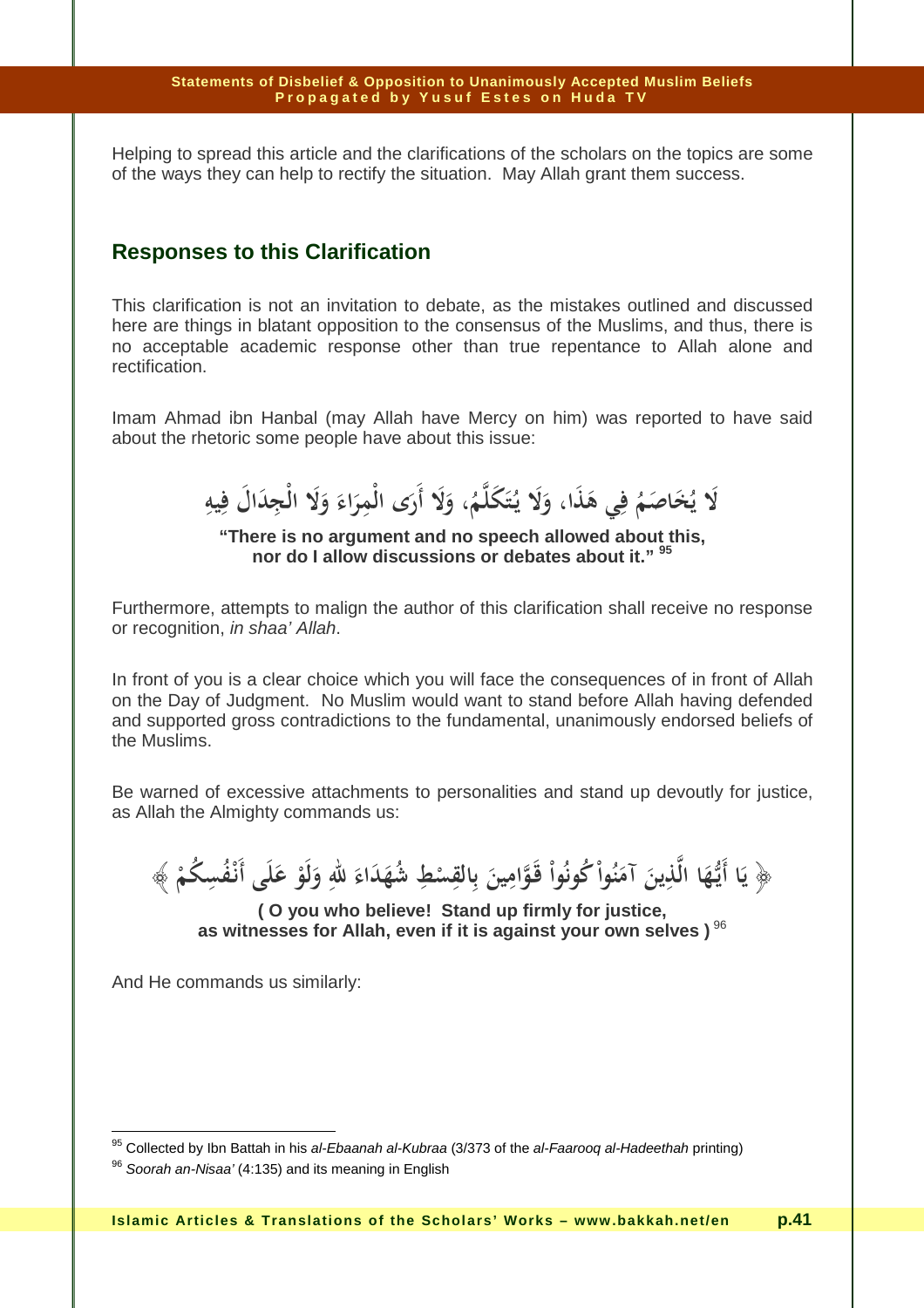Helping to spread this article and the clarifications of the scholars on the topics are some of the ways they can help to rectify the situation. May Allah grant them success.

## Responses to this Clarification

This clarification is not an invitation to debate, as the mistakes outlined and discussed here are things in blatant opposition to the consensus of the Muslims, and thus, there is no acceptable academic response other than true repentance to Allah alone and rectification.

Imam Ahmad ibn Hanbal (may Allah have Mercy on him) was reported to have said about the rhetoric some people have about this issue:

لَا يُخَاصَمُ فِي هَذَا، وَلَا يُتَكَلَّمُ، وَلَا أَرَى الْمِرَاءَ وَلَا الْجِدَالَ فِيهِ

**"There is no argument and no speech allowed about this, nor do I allow discussions or debates about it."** [95]

Furthermore, attempts to malign the author of this clarification shall receive no response or recognition, *in shaa' Allah*.

In front of you is a clear choice which you will face the consequences of in front of Allah on the Day of Judgment. No Muslim would want to stand before Allah having defended and supported gross contradictions to the fundamental, unanimously endorsed beliefs of the Muslims.

Be warned of excessive attachments to personalities and stand up devoutly for justice, as Allah the Almighty commands us:

﴿ يَا أَيُّهَا الَّذِينَ آمَنُواْ كُونُواْ قَوَّامِينَ بِالقِسْطِ شُهَدَاءَ للهِ وَلَوْ عَلَى أَنْفُسِكُمْ ﴾

**( O you who believe! Stand up firmly for justice, as witnesses for Allah, even if it is against your own selves )** [96]

And He commands us similarly:

---

[95] Collected by Ibn Battah in his *al-Ebaanah al-Kubraa* (3/373 of the *al-Faarooq al-Hadeethah* printing)

[96] *Soorah an-Nisaa'* (4:135) and its meaning in English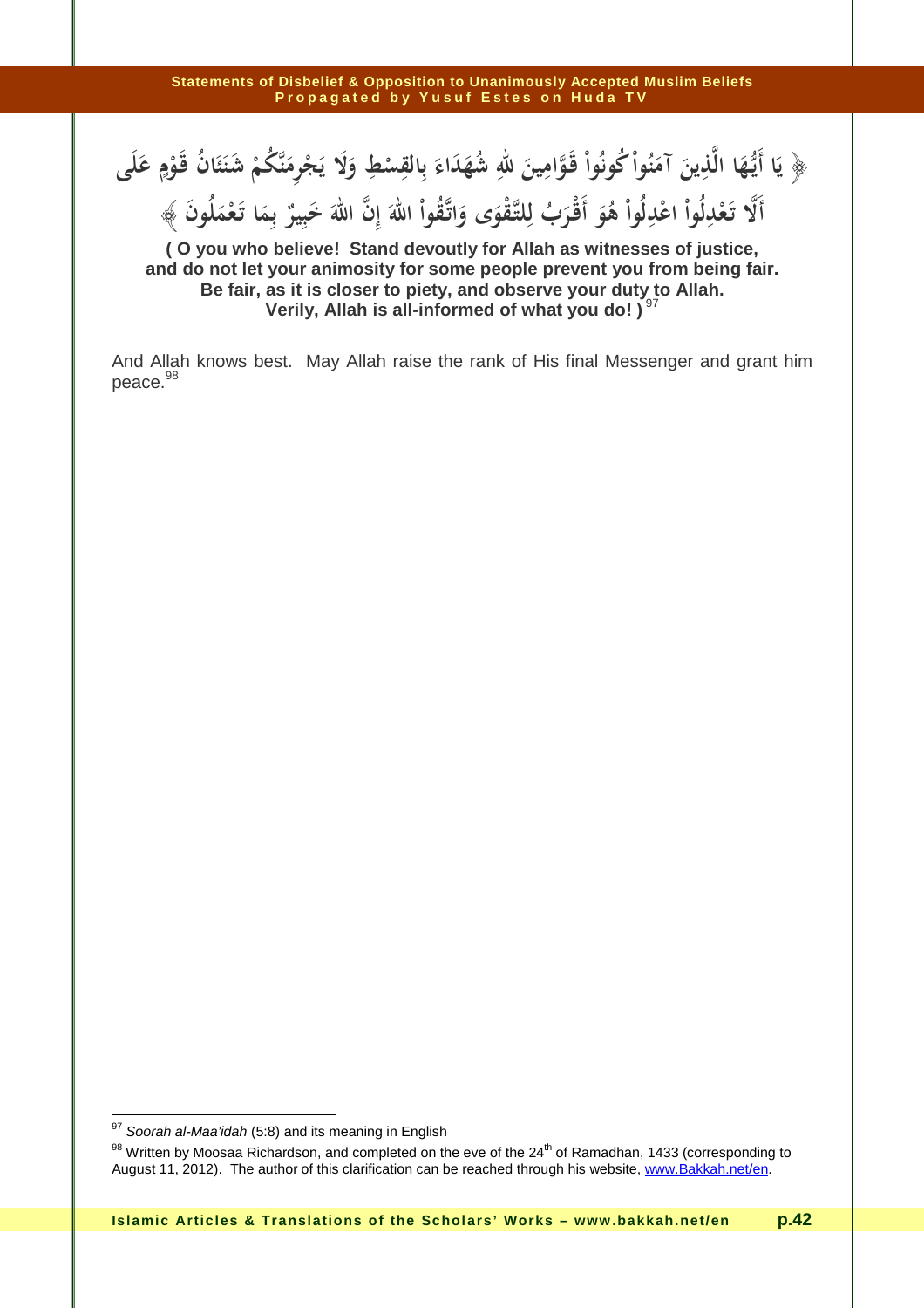﴿ يَا أَيُّهَا الَّذِينَ آمَنُواْ كُونُواْ قَوَّامِينَ لِلّهِ شُهَدَاءَ بِالْقِسْطِ وَلاَ يَجْرِمَنَّكُمْ شَنَآنُ قَوْمٍ عَلَى أَلاَّ تَعْدِلُواْ اعْدِلُواْ هُوَ أَقْرَبُ لِلتَّقْوَى وَاتَّقُواْ اللّهَ إِنَّ اللّهَ خَبِيرٌ بِمَا تَعْمَلُونَ ﴾

**( O you who believe! Stand devoutly for Allah as witnesses of justice, and do not let your animosity for some people prevent you from being fair. Be fair, as it is closer to piety, and observe your duty to Allah. Verily, Allah is all-informed of what you do! )** [97]

And Allah knows best. May Allah raise the rank of His final Messenger and grant him peace.[98]

---

[97] *Soorah al-Maa'idah* (5:8) and its meaning in English

[98] Written by Moosaa Richardson, and completed on the eve of the 24th of Ramadhan, 1433 (corresponding to August 11, 2012). The author of this clarification can be reached through his website, www.Bakkah.net/en.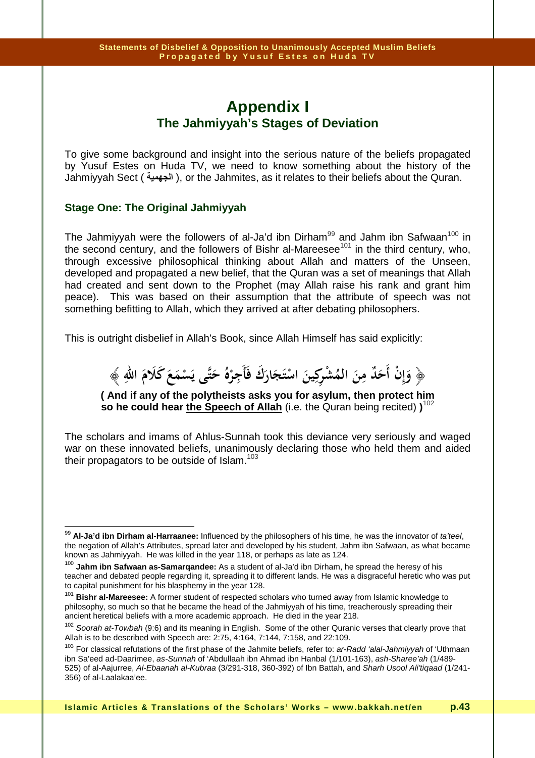# Appendix I
## The Jahmiyyah's Stages of Deviation

To give some background and insight into the serious nature of the beliefs propagated by Yusuf Estes on Huda TV, we need to know something about the history of the Jahmiyyah Sect ( الجهمية ), or the Jahmites, as it relates to their beliefs about the Quran.

### Stage One: The Original Jahmiyyah

The Jahmiyyah were the followers of al-Ja'd ibn Dirham[99] and Jahm ibn Safwaan[100] in the second century, and the followers of Bishr al-Mareesee[101] in the third century, who, through excessive philosophical thinking about Allah and matters of the Unseen, developed and propagated a new belief, that the Quran was a set of meanings that Allah had created and sent down to the Prophet (may Allah raise his rank and grant him peace). This was based on their assumption that the attribute of speech was not something befitting to Allah, which they arrived at after debating philosophers.

This is outright disbelief in Allah's Book, since Allah Himself has said explicitly:

﴿ وَإِنْ أَحَدٌ مِنَ الْمُشْرِكِينَ اسْتَجَارَكَ فَأَجِرْهُ حَتَّى يَسْمَعَ كَلَامَ اللهِ ﴾

**( And if any of the polytheists asks you for asylum, then protect him so he could hear <u>the Speech of Allah</u>** (i.e. the Quran being recited) **)**[102]

The scholars and imams of Ahlus-Sunnah took this deviance very seriously and waged war on these innovated beliefs, unanimously declaring those who held them and aided their propagators to be outside of Islam.[103]

---

[99] **Al-Ja'd ibn Dirham al-Harraanee:** Influenced by the philosophers of his time, he was the innovator of *ta'teel*, the negation of Allah's Attributes, spread later and developed by his student, Jahm ibn Safwaan, as what became known as Jahmiyyah. He was killed in the year 118, or perhaps as late as 124.

[100] **Jahm ibn Safwaan as-Samarqandee:** As a student of al-Ja'd ibn Dirham, he spread the heresy of his teacher and debated people regarding it, spreading it to different lands. He was a disgraceful heretic who was put to capital punishment for his blasphemy in the year 128.

[101] **Bishr al-Mareesee:** A former student of respected scholars who turned away from Islamic knowledge to philosophy, so much so that he became the head of the Jahmiyyah of his time, treacherously spreading their ancient heretical beliefs with a more academic approach. He died in the year 218.

[102] *Soorah at-Towbah* (9:6) and its meaning in English. Some of the other Quranic verses that clearly prove that Allah is to be described with Speech are: 2:75, 4:164, 7:144, 7:158, and 22:109.

[103] For classical refutations of the first phase of the Jahmite beliefs, refer to: *ar-Radd 'alal-Jahmiyyah* of 'Uthmaan ibn Sa'eed ad-Daarimee, *as-Sunnah* of 'Abdullaah ibn Ahmad ibn Hanbal (1/101-163), *ash-Sharee'ah* (1/489-525) of al-Aajurree, *Al-Ebaanah al-Kubraa* (3/291-318, 360-392) of Ibn Battah, and *Sharh Usool Ali'tiqaad* (1/241-356) of al-Laalakaa'ee.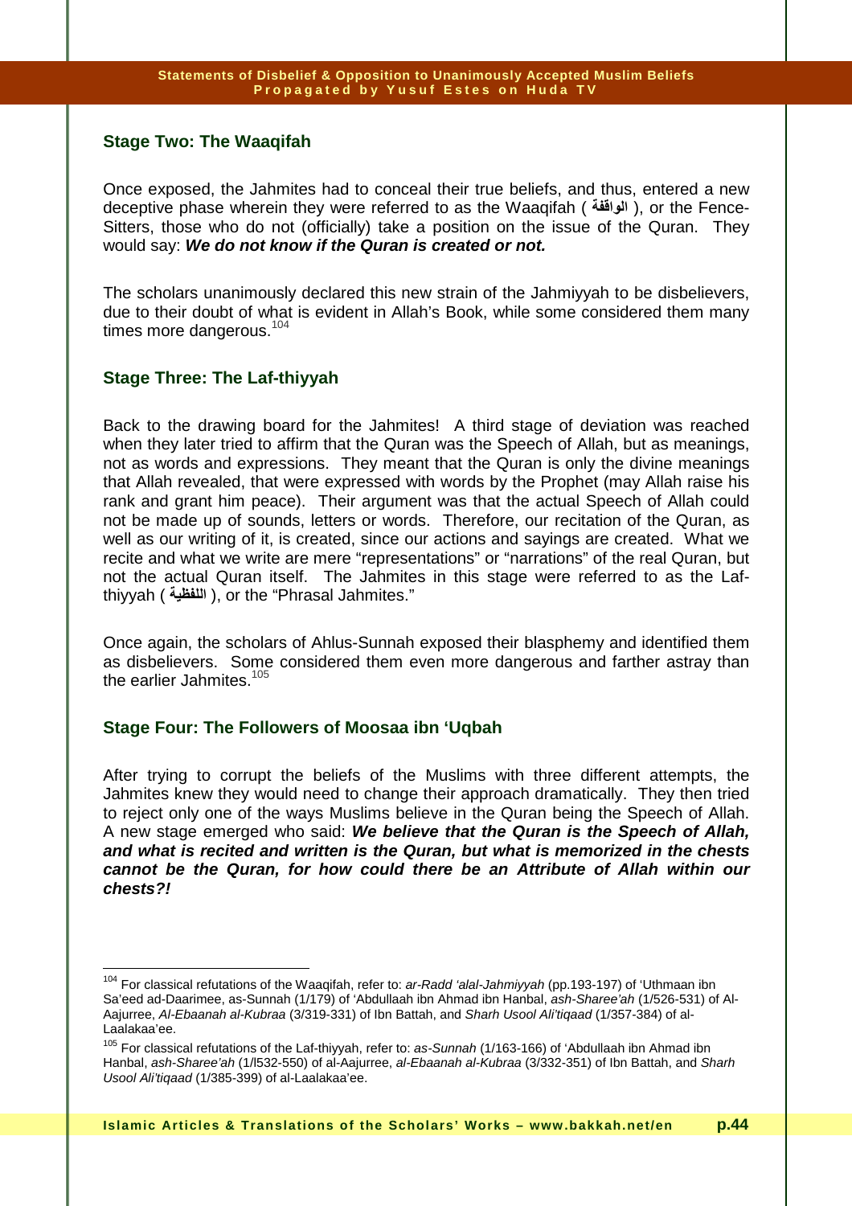### Stage Two: The Waaqifah

Once exposed, the Jahmites had to conceal their true beliefs, and thus, entered a new deceptive phase wherein they were referred to as the Waaqifah ( الواقفة ), or the Fence-Sitters, those who do not (officially) take a position on the issue of the Quran. They would say: ***We do not know if the Quran is created or not.***

The scholars unanimously declared this new strain of the Jahmiyyah to be disbelievers, due to their doubt of what is evident in Allah's Book, while some considered them many times more dangerous.[104]

### Stage Three: The Laf-thiyyah

Back to the drawing board for the Jahmites! A third stage of deviation was reached when they later tried to affirm that the Quran was the Speech of Allah, but as meanings, not as words and expressions. They meant that the Quran is only the divine meanings that Allah revealed, that were expressed with words by the Prophet (may Allah raise his rank and grant him peace). Their argument was that the actual Speech of Allah could not be made up of sounds, letters or words. Therefore, our recitation of the Quran, as well as our writing of it, is created, since our actions and sayings are created. What we recite and what we write are mere "representations" or "narrations" of the real Quran, but not the actual Quran itself. The Jahmites in this stage were referred to as the Laf-thiyyah ( اللفظية ), or the "Phrasal Jahmites."

Once again, the scholars of Ahlus-Sunnah exposed their blasphemy and identified them as disbelievers. Some considered them even more dangerous and farther astray than the earlier Jahmites.[105]

### Stage Four: The Followers of Moosaa ibn 'Uqbah

After trying to corrupt the beliefs of the Muslims with three different attempts, the Jahmites knew they would need to change their approach dramatically. They then tried to reject only one of the ways Muslims believe in the Quran being the Speech of Allah. A new stage emerged who said: ***We believe that the Quran is the Speech of Allah, and what is recited and written is the Quran, but what is memorized in the chests cannot be the Quran, for how could there be an Attribute of Allah within our chests?!***

---

[104] For classical refutations of the Waaqifah, refer to: *ar-Radd 'alal-Jahmiyyah* (pp.193-197) of 'Uthmaan ibn Sa'eed ad-Daarimee, as-Sunnah (1/179) of 'Abdullaah ibn Ahmad ibn Hanbal, *ash-Sharee'ah* (1/526-531) of Al-Aajurree, *Al-Ebaanah al-Kubraa* (3/319-331) of Ibn Battah, and *Sharh Usool Ali'tiqaad* (1/357-384) of al-Laalakaa'ee.

[105] For classical refutations of the Laf-thiyyah, refer to: *as-Sunnah* (1/163-166) of 'Abdullaah ibn Ahmad ibn Hanbal, *ash-Sharee'ah* (1/l532-550) of al-Aajurree, *al-Ebaanah al-Kubraa* (3/332-351) of Ibn Battah, and *Sharh Usool Ali'tiqaad* (1/385-399) of al-Laalakaa'ee.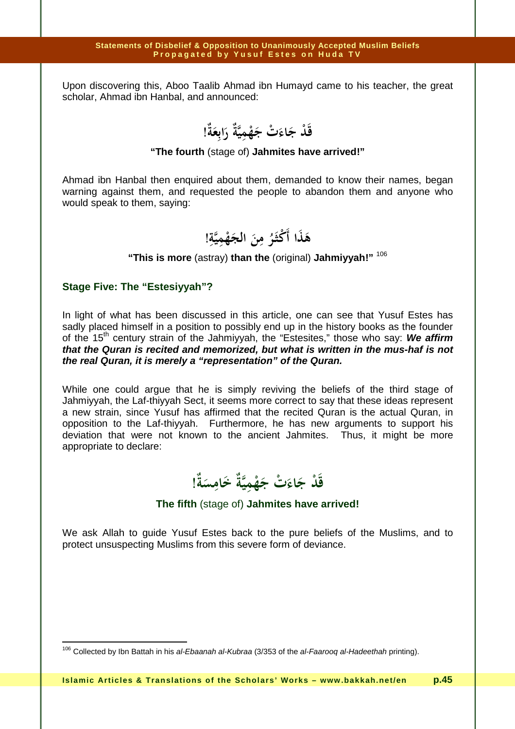Upon discovering this, Aboo Taalib Ahmad ibn Humayd came to his teacher, the great scholar, Ahmad ibn Hanbal, and announced:

قَدْ جَاءَتْ جَهْمِيَّةٌ رَابِعَةٌ!

**"The fourth** (stage of) **Jahmites have arrived!"**

Ahmad ibn Hanbal then enquired about them, demanded to know their names, began warning against them, and requested the people to abandon them and anyone who would speak to them, saying:

هَذَا أَكْثَرُ مِنَ الجَهْمِيَّةِ!

**"This is more** (astray) **than the** (original) **Jahmiyyah!"** [106]

### Stage Five: The "Estesiyyah"?

In light of what has been discussed in this article, one can see that Yusuf Estes has sadly placed himself in a position to possibly end up in the history books as the founder of the 15th century strain of the Jahmiyyah, the "Estesites," those who say: ***We affirm that the Quran is recited and memorized, but what is written in the mus-haf is not the real Quran, it is merely a "representation" of the Quran.***

While one could argue that he is simply reviving the beliefs of the third stage of Jahmiyyah, the Laf-thiyyah Sect, it seems more correct to say that these ideas represent a new strain, since Yusuf has affirmed that the recited Quran is the actual Quran, in opposition to the Laf-thiyyah. Furthermore, he has new arguments to support his deviation that were not known to the ancient Jahmites. Thus, it might be more appropriate to declare:

قَدْ جَاءَتْ جَهْمِيَّةٌ خَامِسَةٌ!

**The fifth** (stage of) **Jahmites have arrived!**

We ask Allah to guide Yusuf Estes back to the pure beliefs of the Muslims, and to protect unsuspecting Muslims from this severe form of deviance.

---

[106] Collected by Ibn Battah in his *al-Ebaanah al-Kubraa* (3/353 of the *al-Faarooq al-Hadeethah* printing).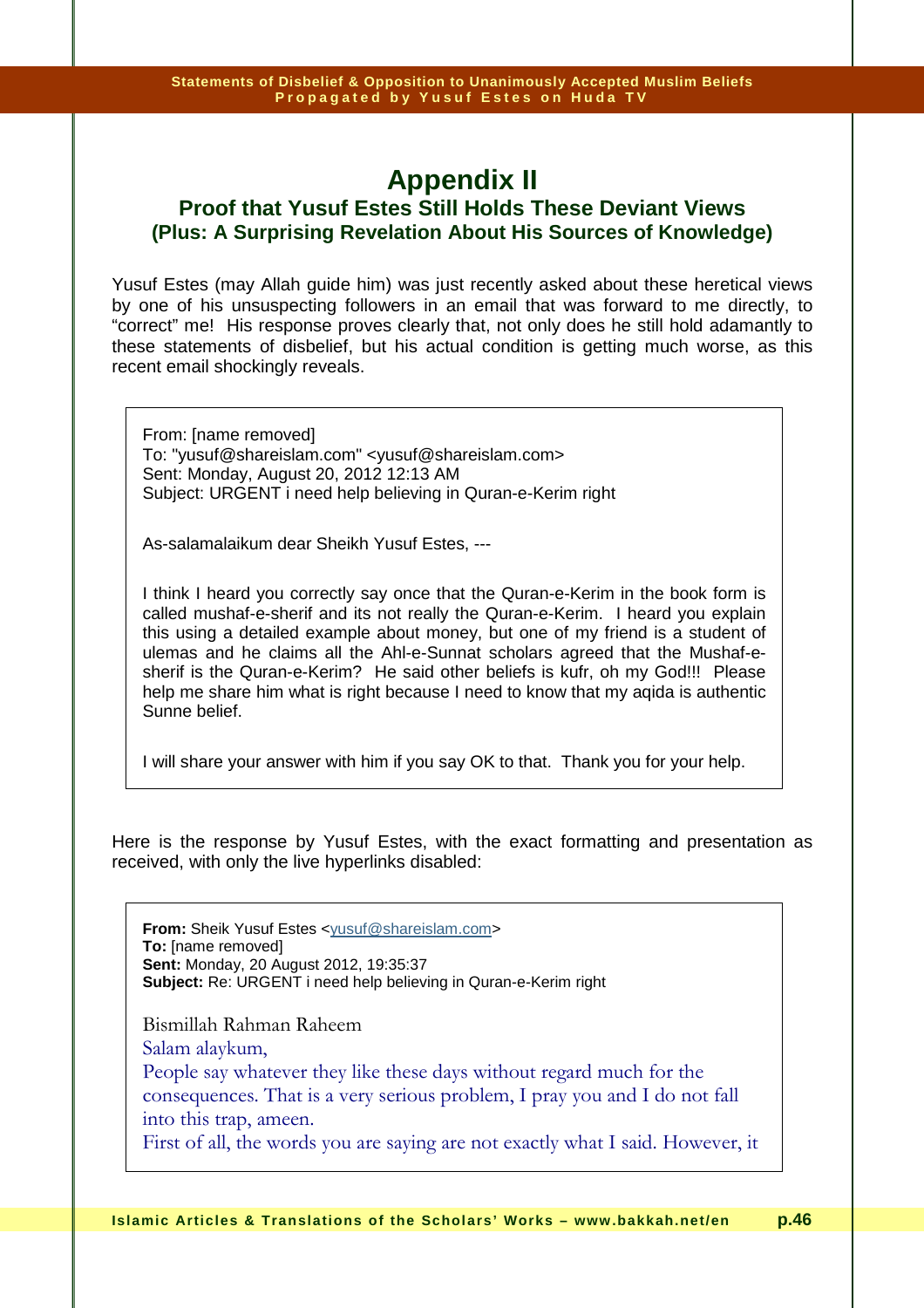# Appendix II

## Proof that Yusuf Estes Still Holds These Deviant Views

### (Plus: A Surprising Revelation About His Sources of Knowledge)

Yusuf Estes (may Allah guide him) was just recently asked about these heretical views by one of his unsuspecting followers in an email that was forward to me directly, to "correct" me! His response proves clearly that, not only does he still hold adamantly to these statements of disbelief, but his actual condition is getting much worse, as this recent email shockingly reveals.

> From: [name removed]
> To: "yusuf@shareislam.com" <yusuf@shareislam.com>
> Sent: Monday, August 20, 2012 12:13 AM
> Subject: URGENT i need help believing in Quran-e-Kerim right
>
> As-salamalaikum dear Sheikh Yusuf Estes, ---
>
> I think I heard you correctly say once that the Quran-e-Kerim in the book form is called mushaf-e-sherif and its not really the Quran-e-Kerim. I heard you explain this using a detailed example about money, but one of my friend is a student of ulemas and he claims all the Ahl-e-Sunnat scholars agreed that the Mushaf-e-sherif is the Quran-e-Kerim? He said other beliefs is kufr, oh my God!!! Please help me share him what is right because I need to know that my aqida is authentic Sunne belief.
>
> I will share your answer with him if you say OK to that. Thank you for your help.

Here is the response by Yusuf Estes, with the exact formatting and presentation as received, with only the live hyperlinks disabled:

> **From:** Sheik Yusuf Estes <yusuf@shareislam.com>
> **To:** [name removed]
> **Sent:** Monday, 20 August 2012, 19:35:37
> **Subject:** Re: URGENT i need help believing in Quran-e-Kerim right
>
> Bismillah Rahman Raheem
> Salam alaykum,
> People say whatever they like these days without regard much for the consequences. That is a very serious problem, I pray you and I do not fall into this trap, ameen.
> First of all, the words you are saying are not exactly what I said. However, it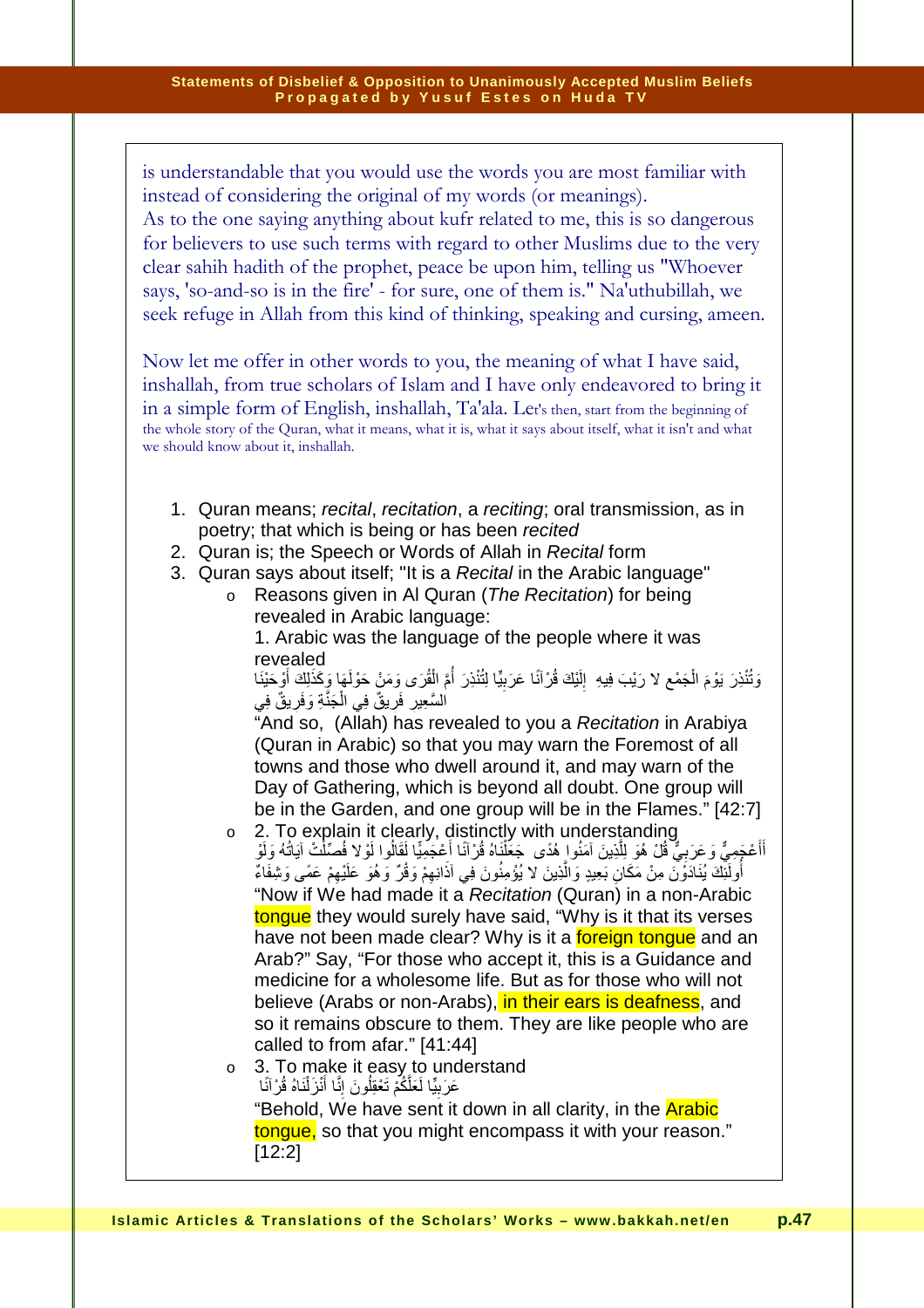is understandable that you would use the words you are most familiar with instead of considering the original of my words (or meanings).
As to the one saying anything about kufr related to me, this is so dangerous for believers to use such terms with regard to other Muslims due to the very clear sahih hadith of the prophet, peace be upon him, telling us "Whoever says, 'so-and-so is in the fire' - for sure, one of them is." Na'uthubillah, we seek refuge in Allah from this kind of thinking, speaking and cursing, ameen.

Now let me offer in other words to you, the meaning of what I have said, inshallah, from true scholars of Islam and I have only endeavored to bring it in a simple form of English, inshallah, Ta'ala. Let's then, start from the beginning of the whole story of the Quran, what it means, what it is, what it says about itself, what it isn't and what we should know about it, inshallah.

1. Quran means; *recital*, *recitation*, a *reciting*; oral transmission, as in poetry; that which is being or has been *recited*
2. Quran is; the Speech or Words of Allah in *Recital* form
3. Quran says about itself; "It is a *Recital* in the Arabic language"
   - Reasons given in Al Quran (*The Recitation*) for being revealed in Arabic language:
     1. Arabic was the language of the people where it was revealed
     وَكَذَلِكَ أَوْحَيْنَا إِلَيْكَ قُرْآنًا عَرَبِيًّا لِتُنْذِرَ أُمَّ الْقُرَى وَمَنْ حَوْلَهَا وَتُنْذِرَ يَوْمَ الْجَمْعِ لا رَيْبَ فِيهِ فَرِيقٌ فِي الْجَنَّةِ وَفَرِيقٌ فِي السَّعِيرِ
     "And so, (Allah) has revealed to you a *Recitation* in Arabiya (Quran in Arabic) so that you may warn the Foremost of all towns and those who dwell around it, and may warn of the Day of Gathering, which is beyond all doubt. One group will be in the Garden, and one group will be in the Flames." [42:7]
   - 2. To explain it clearly, distinctly with understanding
     وَلَوْ جَعَلْنَاهُ قُرْآنًا أَعْجَمِيًّا لَقَالُوا لَوْلا فُصِّلَتْ آيَاتُهُ أَأَعْجَمِيٌّ وَعَرَبِيٌّ قُلْ هُوَ لِلَّذِينَ آمَنُوا هُدًى وَشِفَاءٌ وَالَّذِينَ لا يُؤْمِنُونَ فِي آذَانِهِمْ وَقْرٌ وَهُوَ عَلَيْهِمْ عَمًى أُولَئِكَ يُنَادَوْنَ مِنْ مَكَانٍ بَعِيدٍ
     "Now if We had made it a *Recitation* (Quran) in a non-Arabic tongue they would surely have said, "Why is it that its verses have not been made clear? Why is it a foreign tongue and an Arab?" Say, "For those who accept it, this is a Guidance and medicine for a wholesome life. But as for those who will not believe (Arabs or non-Arabs), in their ears is deafness, and so it remains obscure to them. They are like people who are called to from afar." [41:44]
   - 3. To make it easy to understand
     إِنَّا أَنْزَلْنَاهُ قُرْآنًا عَرَبِيًّا لَعَلَّكُمْ تَعْقِلُونَ
     "Behold, We have sent it down in all clarity, in the Arabic tongue, so that you might encompass it with your reason." [12:2]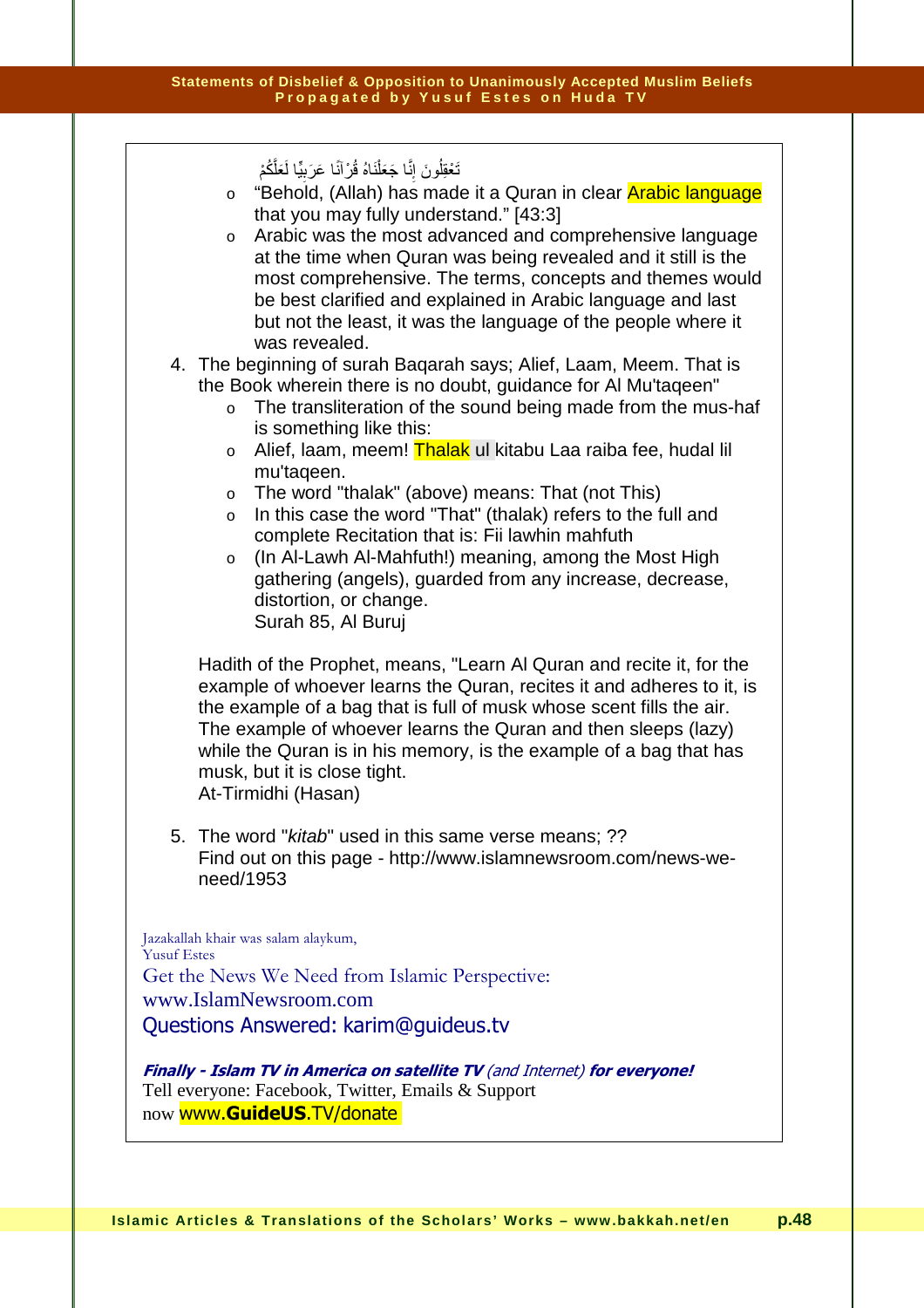إِنَّا جَعَلْنَاهُ قُرْآنًا عَرَبِيًّا لَعَلَّكُمْ تَعْقِلُونَ

- "Behold, (Allah) has made it a Quran in clear Arabic language that you may fully understand." [43:3]
- Arabic was the most advanced and comprehensive language at the time when Quran was being revealed and it still is the most comprehensive. The terms, concepts and themes would be best clarified and explained in Arabic language and last but not the least, it was the language of the people where it was revealed.

4. The beginning of surah Baqarah says; Alief, Laam, Meem. That is the Book wherein there is no doubt, guidance for Al Mu'taqeen"
   - The transliteration of the sound being made from the mus-haf is something like this:
   - Alief, laam, meem! Thalak ul kitabu Laa raiba fee, hudal lil mu'taqeen.
   - The word "thalak" (above) means: That (not This)
   - In this case the word "That" (thalak) refers to the full and complete Recitation that is: Fii lawhin mahfuth
   - (In Al-Lawh Al-Mahfuth!) meaning, among the Most High gathering (angels), guarded from any increase, decrease, distortion, or change.
     Surah 85, Al Buruj

   Hadith of the Prophet, means, "Learn Al Quran and recite it, for the example of whoever learns the Quran, recites it and adheres to it, is the example of a bag that is full of musk whose scent fills the air. The example of whoever learns the Quran and then sleeps (lazy) while the Quran is in his memory, is the example of a bag that has musk, but it is close tight.
   At-Tirmidhi (Hasan)

5. The word "*kitab*" used in this same verse means; ??
   Find out on this page - http://www.islamnewsroom.com/news-we-need/1953

Jazakallah khair was salam alaykum,
Yusuf Estes
Get the News We Need from Islamic Perspective:
www.IslamNewsroom.com
Questions Answered: karim@guideus.tv

***Finally - Islam TV in America on satellite TV*** *(and Internet)* ***for everyone!***
Tell everyone: Facebook, Twitter, Emails & Support
now www.**GuideUS**.TV/donate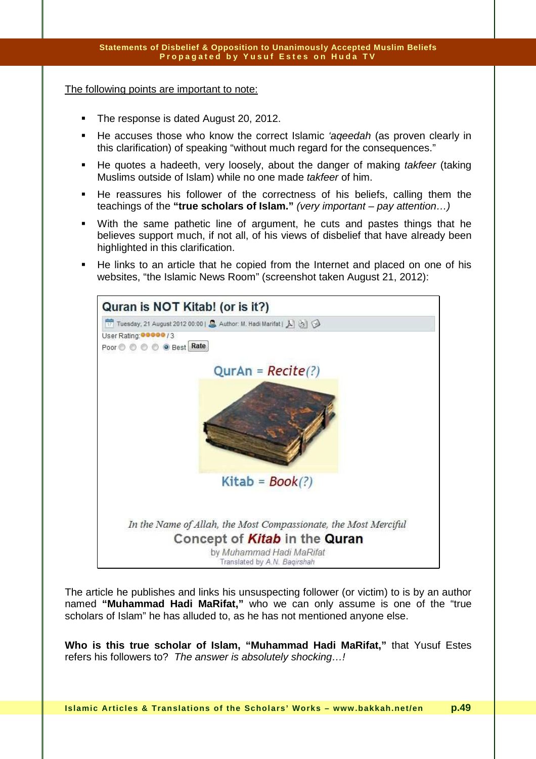<u>The following points are important to note:</u>

- The response is dated August 20, 2012.
- He accuses those who know the correct Islamic *'aqeedah* (as proven clearly in this clarification) of speaking "without much regard for the consequences."
- He quotes a hadeeth, very loosely, about the danger of making *takfeer* (taking Muslims outside of Islam) while no one made *takfeer* of him.
- He reassures his follower of the correctness of his beliefs, calling them the teachings of the **"true scholars of Islam."** *(very important – pay attention…)*
- With the same pathetic line of argument, he cuts and pastes things that he believes support much, if not all, of his views of disbelief that have already been highlighted in this clarification.
- He links to an article that he copied from the Internet and placed on one of his websites, "the Islamic News Room" (screenshot taken August 21, 2012):

**Quran is NOT Kitab! (or is it?)**

Tuesday, 21 August 2012 00:00 | Author: M. Hadi Marifat |

User Rating: / 3

Poor ○ ○ ○ ○ ◉ Best Rate

QurAn = *Recite(?)*

Kitab = *Book(?)*

*In the Name of Allah, the Most Compassionate, the Most Merciful*

Concept of ***Kitab*** in the **Quran**

by *Muhammad Hadi MaRifat*

Translated by *A.N. Baqirshah*

The article he publishes and links his unsuspecting follower (or victim) to is by an author named **"Muhammad Hadi MaRifat,"** who we can only assume is one of the "true scholars of Islam" he has alluded to, as he has not mentioned anyone else.

**Who is this true scholar of Islam, "Muhammad Hadi MaRifat,"** that Yusuf Estes refers his followers to? *The answer is absolutely shocking…!*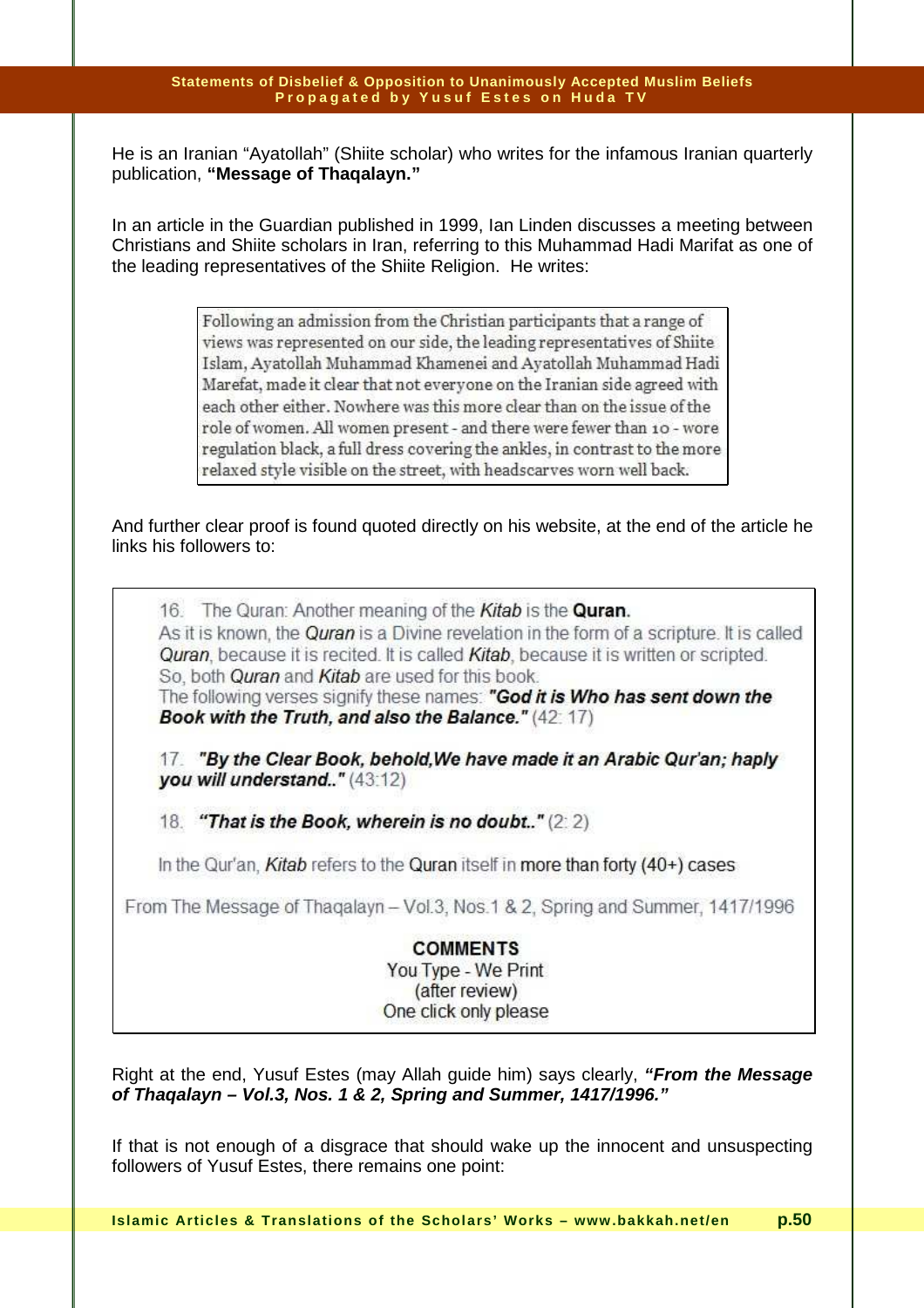He is an Iranian "Ayatollah" (Shiite scholar) who writes for the infamous Iranian quarterly publication, **"Message of Thaqalayn."**

In an article in the Guardian published in 1999, Ian Linden discusses a meeting between Christians and Shiite scholars in Iran, referring to this Muhammad Hadi Marifat as one of the leading representatives of the Shiite Religion. He writes:

> Following an admission from the Christian participants that a range of views was represented on our side, the leading representatives of Shiite Islam, Ayatollah Muhammad Khamenei and Ayatollah Muhammad Hadi Marefat, made it clear that not everyone on the Iranian side agreed with each other either. Nowhere was this more clear than on the issue of the role of women. All women present - and there were fewer than 10 - wore regulation black, a full dress covering the ankles, in contrast to the more relaxed style visible on the street, with headscarves worn well back.

And further clear proof is found quoted directly on his website, at the end of the article he links his followers to:

> 16. The Quran: Another meaning of the *Kitab* is the **Quran.**
> As it is known, the *Quran* is a Divine revelation in the form of a scripture. It is called *Quran*, because it is recited. It is called *Kitab*, because it is written or scripted. So, both *Quran* and *Kitab* are used for this book.
> The following verses signify these names: ***"God it is Who has sent down the Book with the Truth, and also the Balance."*** (42: 17)
>
> 17. ***"By the Clear Book, behold,We have made it an Arabic Qur'an; haply you will understand.."*** (43:12)
>
> 18. ***"That is the Book, wherein is no doubt.."*** (2: 2)
>
> In the Qur'an, *Kitab* refers to the Quran itself in more than forty (40+) cases
>
> From The Message of Thaqalayn – Vol.3, Nos.1 & 2, Spring and Summer, 1417/1996
>
> **COMMENTS**
> You Type - We Print
> (after review)
> One click only please

Right at the end, Yusuf Estes (may Allah guide him) says clearly, ***"From the Message of Thaqalayn – Vol.3, Nos. 1 & 2, Spring and Summer, 1417/1996."***

If that is not enough of a disgrace that should wake up the innocent and unsuspecting followers of Yusuf Estes, there remains one point: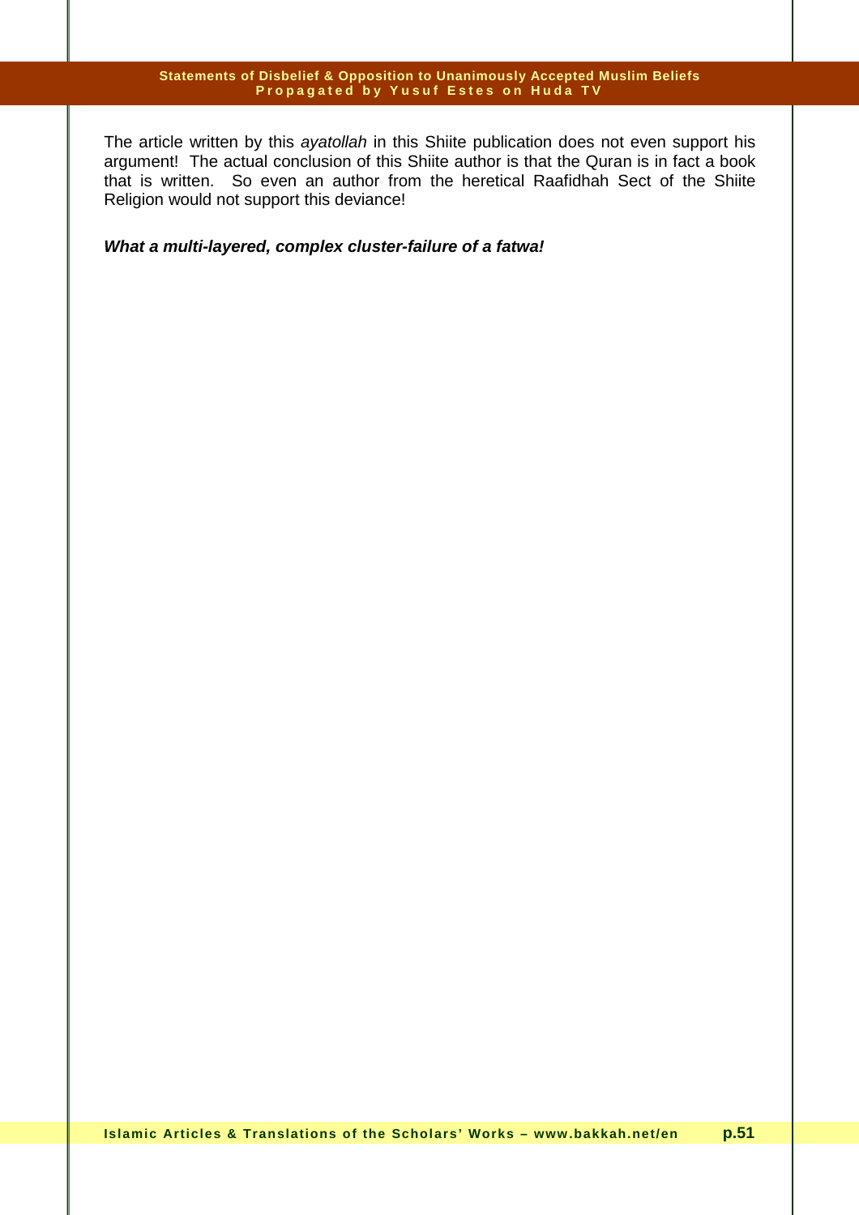The article written by this *ayatollah* in this Shiite publication does not even support his argument! The actual conclusion of this Shiite author is that the Quran is in fact a book that is written. So even an author from the heretical Raafidhah Sect of the Shiite Religion would not support this deviance!

***What a multi-layered, complex cluster-failure of a fatwa!***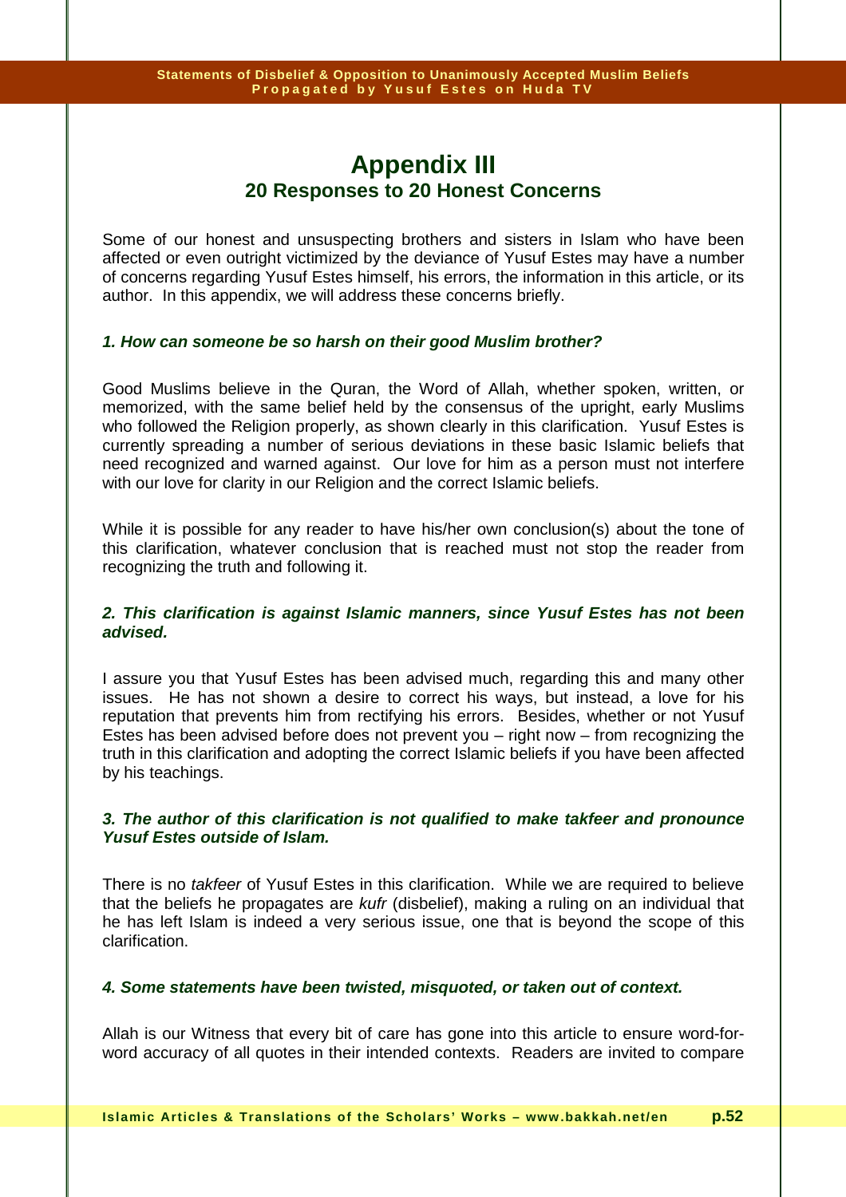# Appendix III
## 20 Responses to 20 Honest Concerns

Some of our honest and unsuspecting brothers and sisters in Islam who have been affected or even outright victimized by the deviance of Yusuf Estes may have a number of concerns regarding Yusuf Estes himself, his errors, the information in this article, or its author. In this appendix, we will address these concerns briefly.

### *1. How can someone be so harsh on their good Muslim brother?*

Good Muslims believe in the Quran, the Word of Allah, whether spoken, written, or memorized, with the same belief held by the consensus of the upright, early Muslims who followed the Religion properly, as shown clearly in this clarification. Yusuf Estes is currently spreading a number of serious deviations in these basic Islamic beliefs that need recognized and warned against. Our love for him as a person must not interfere with our love for clarity in our Religion and the correct Islamic beliefs.

While it is possible for any reader to have his/her own conclusion(s) about the tone of this clarification, whatever conclusion that is reached must not stop the reader from recognizing the truth and following it.

### *2. This clarification is against Islamic manners, since Yusuf Estes has not been advised.*

I assure you that Yusuf Estes has been advised much, regarding this and many other issues. He has not shown a desire to correct his ways, but instead, a love for his reputation that prevents him from rectifying his errors. Besides, whether or not Yusuf Estes has been advised before does not prevent you – right now – from recognizing the truth in this clarification and adopting the correct Islamic beliefs if you have been affected by his teachings.

### *3. The author of this clarification is not qualified to make takfeer and pronounce Yusuf Estes outside of Islam.*

There is no *takfeer* of Yusuf Estes in this clarification. While we are required to believe that the beliefs he propagates are *kufr* (disbelief), making a ruling on an individual that he has left Islam is indeed a very serious issue, one that is beyond the scope of this clarification.

### *4. Some statements have been twisted, misquoted, or taken out of context.*

Allah is our Witness that every bit of care has gone into this article to ensure word-for-word accuracy of all quotes in their intended contexts. Readers are invited to compare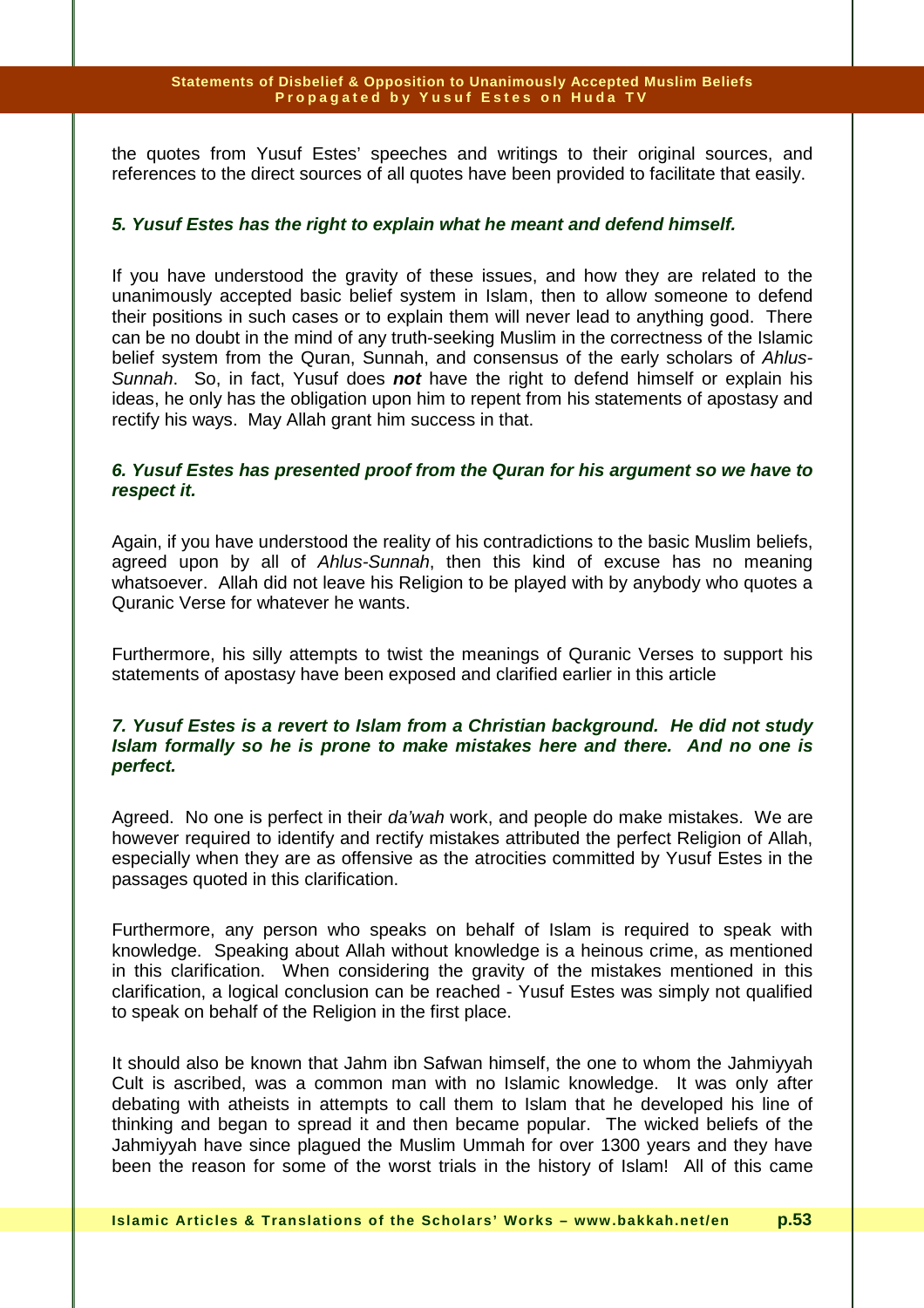the quotes from Yusuf Estes' speeches and writings to their original sources, and references to the direct sources of all quotes have been provided to facilitate that easily.

***5. Yusuf Estes has the right to explain what he meant and defend himself.***

If you have understood the gravity of these issues, and how they are related to the unanimously accepted basic belief system in Islam, then to allow someone to defend their positions in such cases or to explain them will never lead to anything good. There can be no doubt in the mind of any truth-seeking Muslim in the correctness of the Islamic belief system from the Quran, Sunnah, and consensus of the early scholars of *Ahlus-Sunnah*. So, in fact, Yusuf does ***not*** have the right to defend himself or explain his ideas, he only has the obligation upon him to repent from his statements of apostasy and rectify his ways. May Allah grant him success in that.

***6. Yusuf Estes has presented proof from the Quran for his argument so we have to respect it.***

Again, if you have understood the reality of his contradictions to the basic Muslim beliefs, agreed upon by all of *Ahlus-Sunnah*, then this kind of excuse has no meaning whatsoever. Allah did not leave his Religion to be played with by anybody who quotes a Quranic Verse for whatever he wants.

Furthermore, his silly attempts to twist the meanings of Quranic Verses to support his statements of apostasy have been exposed and clarified earlier in this article

***7. Yusuf Estes is a revert to Islam from a Christian background. He did not study Islam formally so he is prone to make mistakes here and there. And no one is perfect.***

Agreed. No one is perfect in their *da'wah* work, and people do make mistakes. We are however required to identify and rectify mistakes attributed the perfect Religion of Allah, especially when they are as offensive as the atrocities committed by Yusuf Estes in the passages quoted in this clarification.

Furthermore, any person who speaks on behalf of Islam is required to speak with knowledge. Speaking about Allah without knowledge is a heinous crime, as mentioned in this clarification. When considering the gravity of the mistakes mentioned in this clarification, a logical conclusion can be reached - Yusuf Estes was simply not qualified to speak on behalf of the Religion in the first place.

It should also be known that Jahm ibn Safwan himself, the one to whom the Jahmiyyah Cult is ascribed, was a common man with no Islamic knowledge. It was only after debating with atheists in attempts to call them to Islam that he developed his line of thinking and began to spread it and then became popular. The wicked beliefs of the Jahmiyyah have since plagued the Muslim Ummah for over 1300 years and they have been the reason for some of the worst trials in the history of Islam! All of this came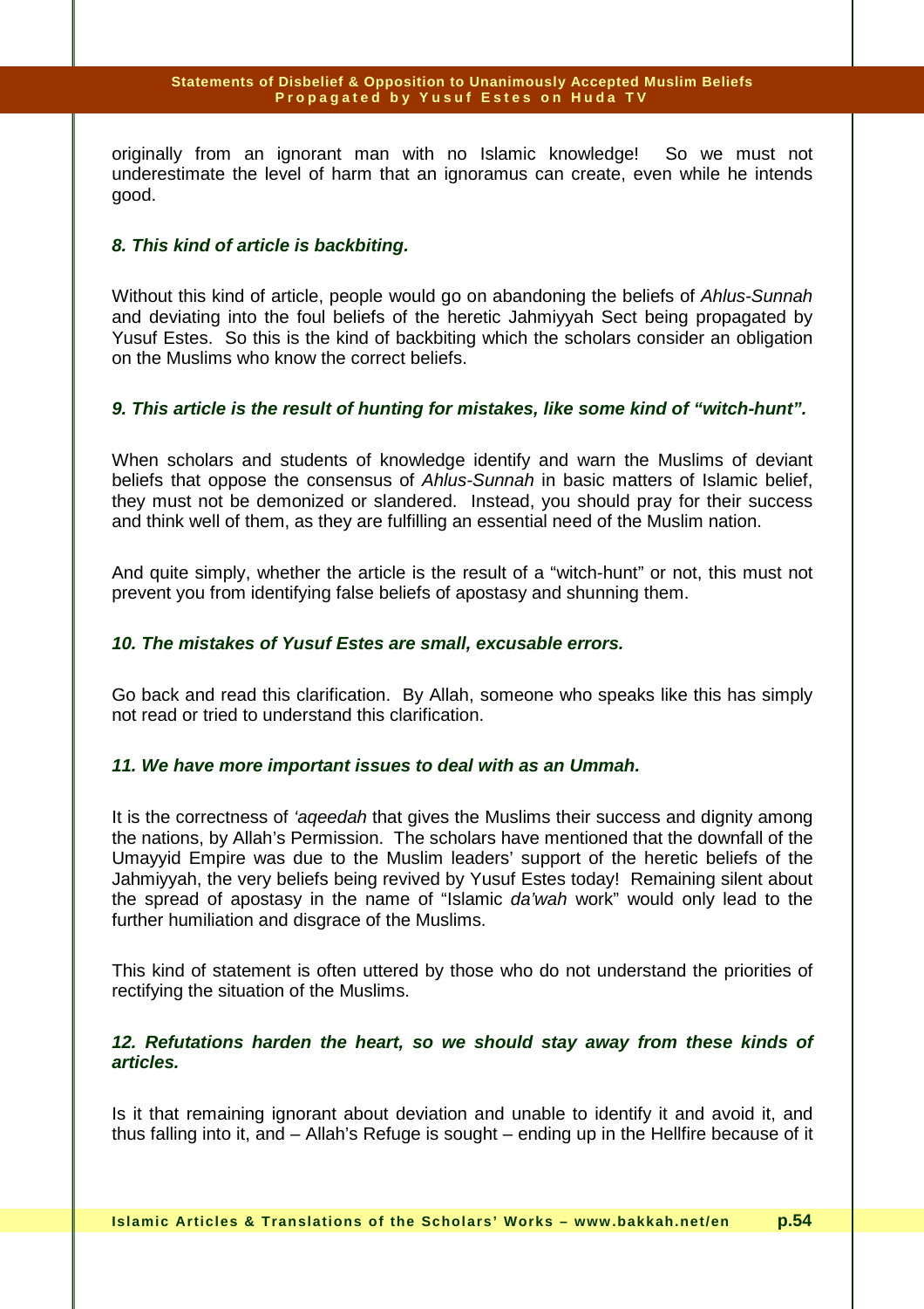originally from an ignorant man with no Islamic knowledge! So we must not underestimate the level of harm that an ignoramus can create, even while he intends good.

***8. This kind of article is backbiting.***

Without this kind of article, people would go on abandoning the beliefs of *Ahlus-Sunnah* and deviating into the foul beliefs of the heretic Jahmiyyah Sect being propagated by Yusuf Estes. So this is the kind of backbiting which the scholars consider an obligation on the Muslims who know the correct beliefs.

***9. This article is the result of hunting for mistakes, like some kind of "witch-hunt".***

When scholars and students of knowledge identify and warn the Muslims of deviant beliefs that oppose the consensus of *Ahlus-Sunnah* in basic matters of Islamic belief, they must not be demonized or slandered. Instead, you should pray for their success and think well of them, as they are fulfilling an essential need of the Muslim nation.

And quite simply, whether the article is the result of a "witch-hunt" or not, this must not prevent you from identifying false beliefs of apostasy and shunning them.

***10. The mistakes of Yusuf Estes are small, excusable errors.***

Go back and read this clarification. By Allah, someone who speaks like this has simply not read or tried to understand this clarification.

***11. We have more important issues to deal with as an Ummah.***

It is the correctness of *'aqeedah* that gives the Muslims their success and dignity among the nations, by Allah's Permission. The scholars have mentioned that the downfall of the Umayyid Empire was due to the Muslim leaders' support of the heretic beliefs of the Jahmiyyah, the very beliefs being revived by Yusuf Estes today! Remaining silent about the spread of apostasy in the name of "Islamic *da'wah* work" would only lead to the further humiliation and disgrace of the Muslims.

This kind of statement is often uttered by those who do not understand the priorities of rectifying the situation of the Muslims.

***12. Refutations harden the heart, so we should stay away from these kinds of articles.***

Is it that remaining ignorant about deviation and unable to identify it and avoid it, and thus falling into it, and – Allah's Refuge is sought – ending up in the Hellfire because of it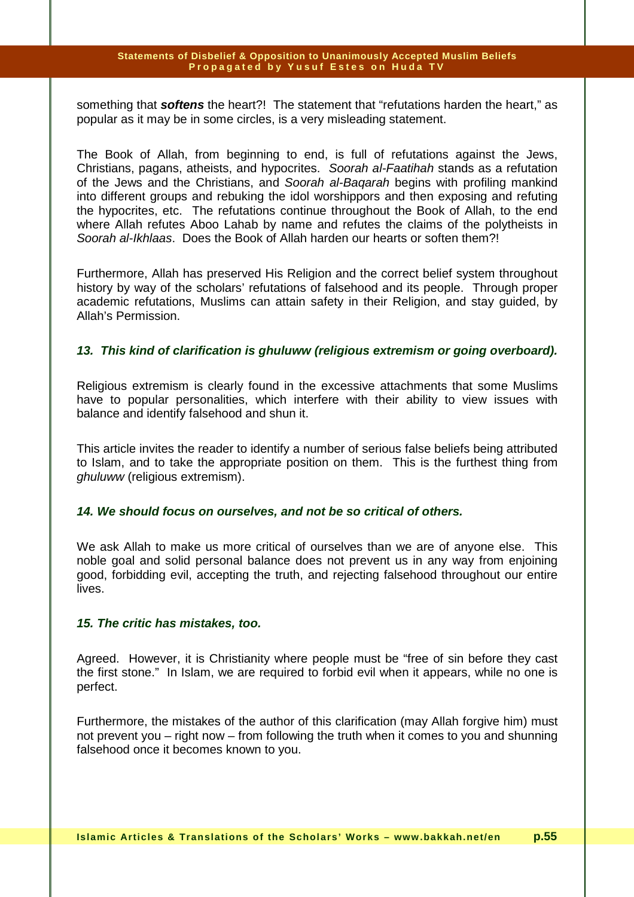something that ***softens*** the heart?! The statement that "refutations harden the heart," as popular as it may be in some circles, is a very misleading statement.

The Book of Allah, from beginning to end, is full of refutations against the Jews, Christians, pagans, atheists, and hypocrites. *Soorah al-Faatihah* stands as a refutation of the Jews and the Christians, and *Soorah al-Baqarah* begins with profiling mankind into different groups and rebuking the idol worshippors and then exposing and refuting the hypocrites, etc. The refutations continue throughout the Book of Allah, to the end where Allah refutes Aboo Lahab by name and refutes the claims of the polytheists in *Soorah al-Ikhlaas*. Does the Book of Allah harden our hearts or soften them?!

Furthermore, Allah has preserved His Religion and the correct belief system throughout history by way of the scholars' refutations of falsehood and its people. Through proper academic refutations, Muslims can attain safety in their Religion, and stay guided, by Allah's Permission.

***13. This kind of clarification is ghuluww (religious extremism or going overboard).***

Religious extremism is clearly found in the excessive attachments that some Muslims have to popular personalities, which interfere with their ability to view issues with balance and identify falsehood and shun it.

This article invites the reader to identify a number of serious false beliefs being attributed to Islam, and to take the appropriate position on them. This is the furthest thing from *ghuluww* (religious extremism).

***14. We should focus on ourselves, and not be so critical of others.***

We ask Allah to make us more critical of ourselves than we are of anyone else. This noble goal and solid personal balance does not prevent us in any way from enjoining good, forbidding evil, accepting the truth, and rejecting falsehood throughout our entire lives.

***15. The critic has mistakes, too.***

Agreed. However, it is Christianity where people must be "free of sin before they cast the first stone." In Islam, we are required to forbid evil when it appears, while no one is perfect.

Furthermore, the mistakes of the author of this clarification (may Allah forgive him) must not prevent you – right now – from following the truth when it comes to you and shunning falsehood once it becomes known to you.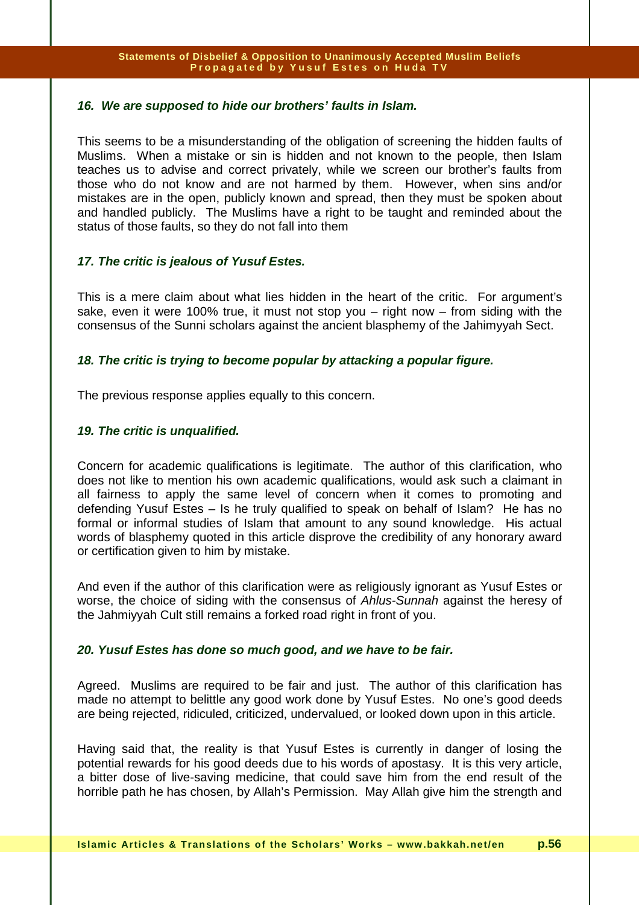***16. We are supposed to hide our brothers' faults in Islam.***

This seems to be a misunderstanding of the obligation of screening the hidden faults of Muslims. When a mistake or sin is hidden and not known to the people, then Islam teaches us to advise and correct privately, while we screen our brother's faults from those who do not know and are not harmed by them. However, when sins and/or mistakes are in the open, publicly known and spread, then they must be spoken about and handled publicly. The Muslims have a right to be taught and reminded about the status of those faults, so they do not fall into them

***17. The critic is jealous of Yusuf Estes.***

This is a mere claim about what lies hidden in the heart of the critic. For argument's sake, even it were 100% true, it must not stop you – right now – from siding with the consensus of the Sunni scholars against the ancient blasphemy of the Jahimyyah Sect.

***18. The critic is trying to become popular by attacking a popular figure.***

The previous response applies equally to this concern.

***19. The critic is unqualified.***

Concern for academic qualifications is legitimate. The author of this clarification, who does not like to mention his own academic qualifications, would ask such a claimant in all fairness to apply the same level of concern when it comes to promoting and defending Yusuf Estes – Is he truly qualified to speak on behalf of Islam? He has no formal or informal studies of Islam that amount to any sound knowledge. His actual words of blasphemy quoted in this article disprove the credibility of any honorary award or certification given to him by mistake.

And even if the author of this clarification were as religiously ignorant as Yusuf Estes or worse, the choice of siding with the consensus of *Ahlus-Sunnah* against the heresy of the Jahmiyyah Cult still remains a forked road right in front of you.

***20. Yusuf Estes has done so much good, and we have to be fair.***

Agreed. Muslims are required to be fair and just. The author of this clarification has made no attempt to belittle any good work done by Yusuf Estes. No one's good deeds are being rejected, ridiculed, criticized, undervalued, or looked down upon in this article.

Having said that, the reality is that Yusuf Estes is currently in danger of losing the potential rewards for his good deeds due to his words of apostasy. It is this very article, a bitter dose of live-saving medicine, that could save him from the end result of the horrible path he has chosen, by Allah's Permission. May Allah give him the strength and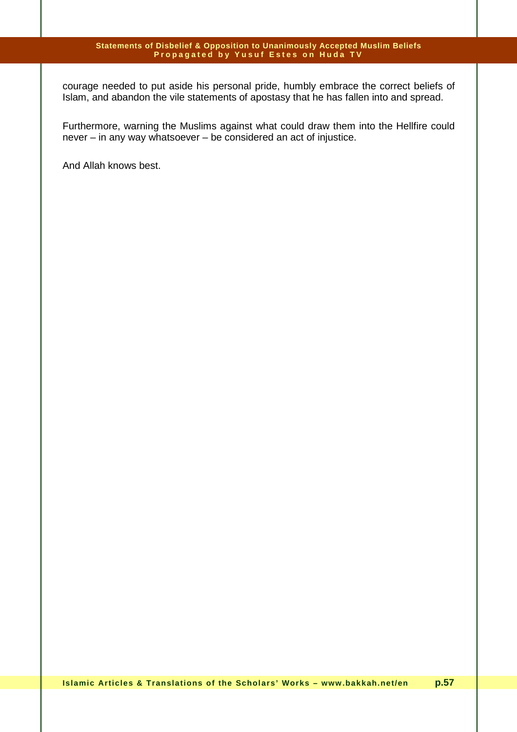courage needed to put aside his personal pride, humbly embrace the correct beliefs of Islam, and abandon the vile statements of apostasy that he has fallen into and spread.

Furthermore, warning the Muslims against what could draw them into the Hellfire could never – in any way whatsoever – be considered an act of injustice.

And Allah knows best.